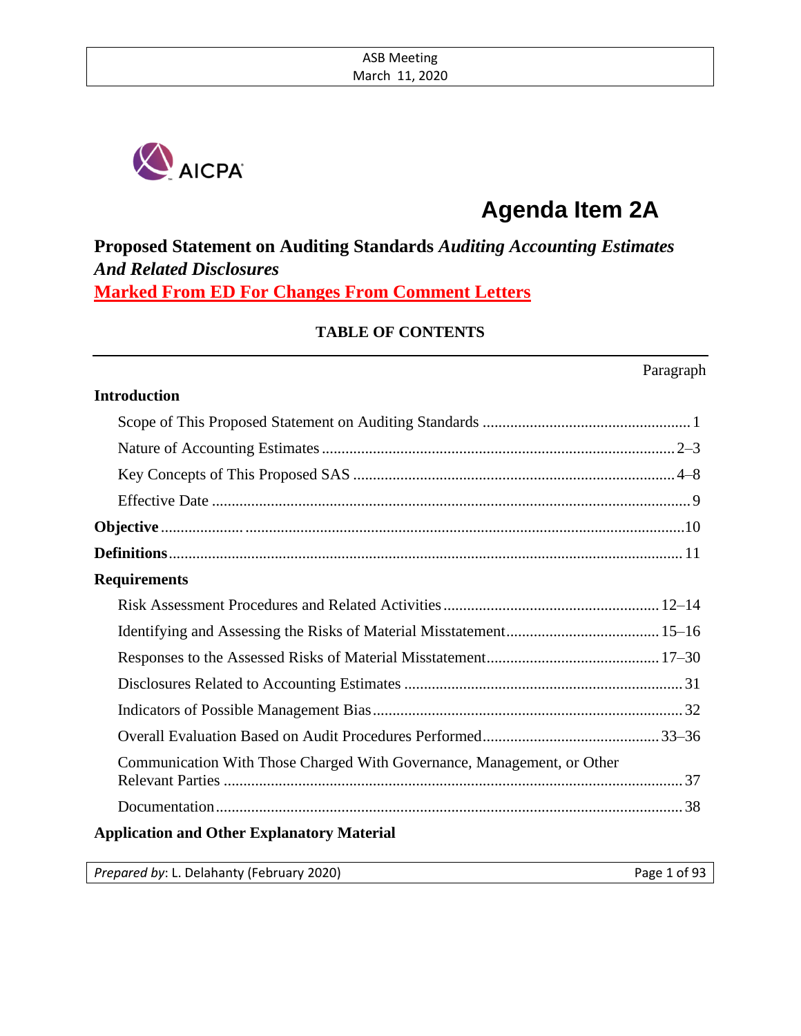ASB Meeting
March 11, 2020

AICPA

# Agenda Item 2A

## Proposed Statement on Auditing Standards *Auditing Accounting Estimates And Related Disclosures*

**Marked From ED For Changes From Comment Letters**

### TABLE OF CONTENTS

| | Paragraph |
|---|---|
| **Introduction** | |
| Scope of This Proposed Statement on Auditing Standards | 1 |
| Nature of Accounting Estimates | 2–3 |
| Key Concepts of This Proposed SAS | 4–8 |
| Effective Date | 9 |
| **Objective** | 10 |
| **Definitions** | 11 |
| **Requirements** | |
| Risk Assessment Procedures and Related Activities | 12–14 |
| Identifying and Assessing the Risks of Material Misstatement | 15–16 |
| Responses to the Assessed Risks of Material Misstatement | 17–30 |
| Disclosures Related to Accounting Estimates | 31 |
| Indicators of Possible Management Bias | 32 |
| Overall Evaluation Based on Audit Procedures Performed | 33–36 |
| Communication With Those Charged With Governance, Management, or Other Relevant Parties | 37 |
| Documentation | 38 |
| **Application and Other Explanatory Material** | |

*Prepared by*: L. Delahanty (February 2020)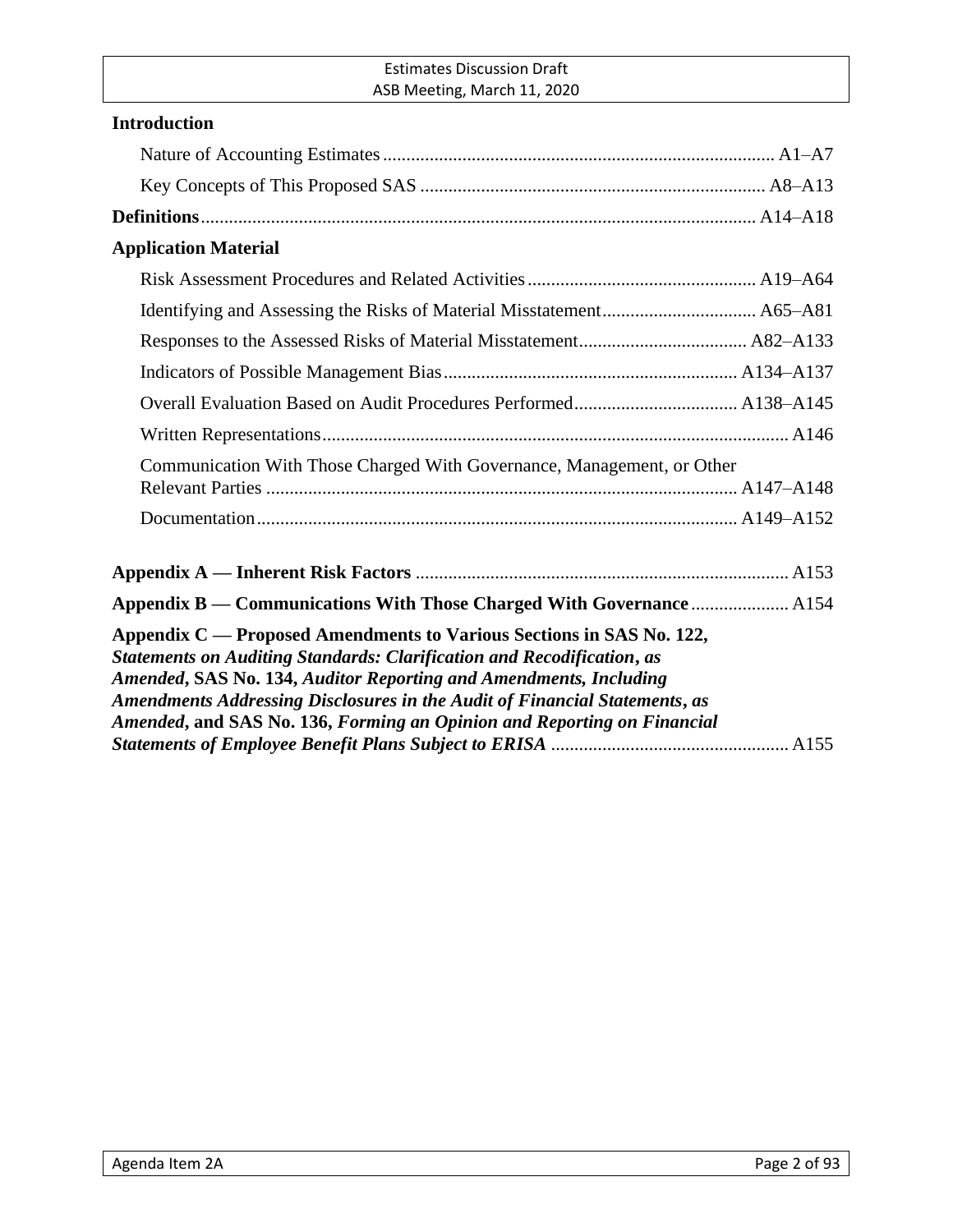**Introduction**

Nature of Accounting Estimates ........ A1–A7

Key Concepts of This Proposed SAS ........ A8–A13

**Definitions** ........ A14–A18

**Application Material**

Risk Assessment Procedures and Related Activities ........ A19–A64

Identifying and Assessing the Risks of Material Misstatement ........ A65–A81

Responses to the Assessed Risks of Material Misstatement ........ A82–A133

Indicators of Possible Management Bias ........ A134–A137

Overall Evaluation Based on Audit Procedures Performed ........ A138–A145

Written Representations ........ A146

Communication With Those Charged With Governance, Management, or Other Relevant Parties ........ A147–A148

Documentation ........ A149–A152

**Appendix A — Inherent Risk Factors** ........ A153

**Appendix B — Communications With Those Charged With Governance** ........ A154

**Appendix C — Proposed Amendments to Various Sections in SAS No. 122, *Statements on Auditing Standards: Clarification and Recodification*, as *Amended*, SAS No. 134, *Auditor Reporting and Amendments, Including Amendments Addressing Disclosures in the Audit of Financial Statements*, as *Amended*, and SAS No. 136, *Forming an Opinion and Reporting on Financial Statements of Employee Benefit Plans Subject to ERISA*** ........ A155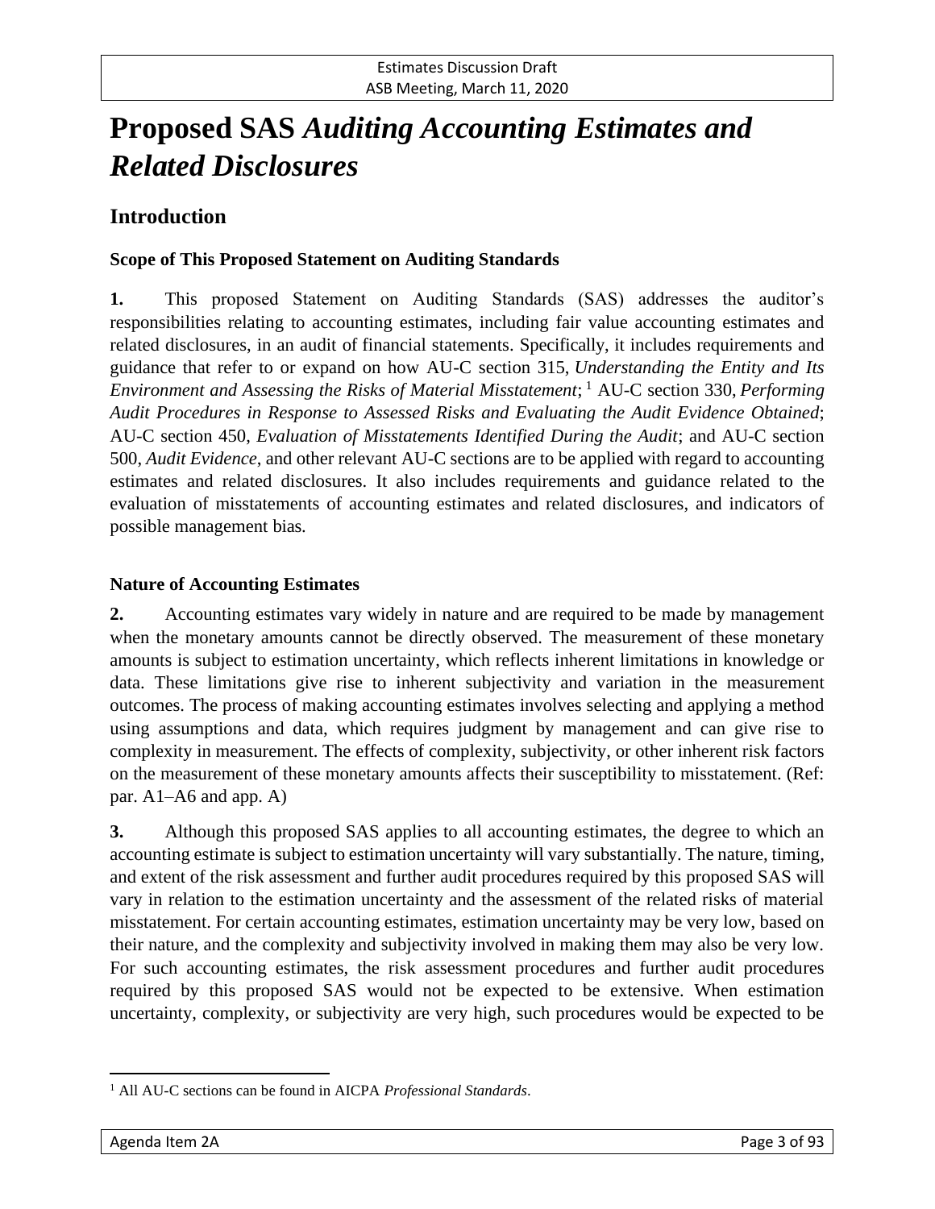# Proposed SAS *Auditing Accounting Estimates and Related Disclosures*

## Introduction

### Scope of This Proposed Statement on Auditing Standards

**1.** This proposed Statement on Auditing Standards (SAS) addresses the auditor's responsibilities relating to accounting estimates, including fair value accounting estimates and related disclosures, in an audit of financial statements. Specifically, it includes requirements and guidance that refer to or expand on how AU-C section 315, *Understanding the Entity and Its Environment and Assessing the Risks of Material Misstatement*;[1] AU-C section 330, *Performing Audit Procedures in Response to Assessed Risks and Evaluating the Audit Evidence Obtained*; AU-C section 450, *Evaluation of Misstatements Identified During the Audit*; and AU-C section 500, *Audit Evidence*, and other relevant AU-C sections are to be applied with regard to accounting estimates and related disclosures. It also includes requirements and guidance related to the evaluation of misstatements of accounting estimates and related disclosures, and indicators of possible management bias.

### Nature of Accounting Estimates

**2.** Accounting estimates vary widely in nature and are required to be made by management when the monetary amounts cannot be directly observed. The measurement of these monetary amounts is subject to estimation uncertainty, which reflects inherent limitations in knowledge or data. These limitations give rise to inherent subjectivity and variation in the measurement outcomes. The process of making accounting estimates involves selecting and applying a method using assumptions and data, which requires judgment by management and can give rise to complexity in measurement. The effects of complexity, subjectivity, or other inherent risk factors on the measurement of these monetary amounts affects their susceptibility to misstatement. (Ref: par. A1–A6 and app. A)

**3.** Although this proposed SAS applies to all accounting estimates, the degree to which an accounting estimate is subject to estimation uncertainty will vary substantially. The nature, timing, and extent of the risk assessment and further audit procedures required by this proposed SAS will vary in relation to the estimation uncertainty and the assessment of the related risks of material misstatement. For certain accounting estimates, estimation uncertainty may be very low, based on their nature, and the complexity and subjectivity involved in making them may also be very low. For such accounting estimates, the risk assessment procedures and further audit procedures required by this proposed SAS would not be expected to be extensive. When estimation uncertainty, complexity, or subjectivity are very high, such procedures would be expected to be

[1] All AU-C sections can be found in AICPA *Professional Standards*.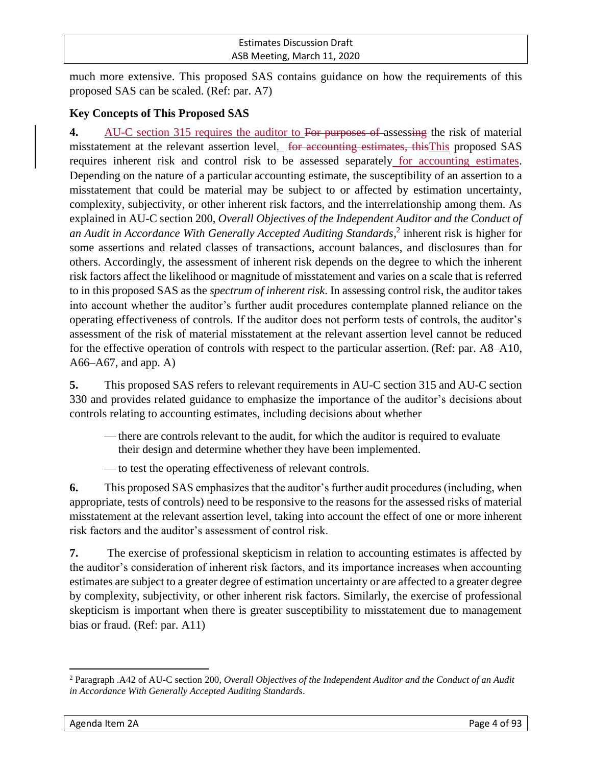much more extensive. This proposed SAS contains guidance on how the requirements of this proposed SAS can be scaled. (Ref: par. A7)

### Key Concepts of This Proposed SAS

**4.** AU-C section 315 requires the auditor to ~~For purposes of~~ assess~~ing~~ the risk of material misstatement at the relevant assertion level. ~~for accounting estimates, this~~This proposed SAS requires inherent risk and control risk to be assessed separately for accounting estimates. Depending on the nature of a particular accounting estimate, the susceptibility of an assertion to a misstatement that could be material may be subject to or affected by estimation uncertainty, complexity, subjectivity, or other inherent risk factors, and the interrelationship among them. As explained in AU-C section 200, *Overall Objectives of the Independent Auditor and the Conduct of an Audit in Accordance With Generally Accepted Auditing Standards*,[2] inherent risk is higher for some assertions and related classes of transactions, account balances, and disclosures than for others. Accordingly, the assessment of inherent risk depends on the degree to which the inherent risk factors affect the likelihood or magnitude of misstatement and varies on a scale that is referred to in this proposed SAS as the *spectrum of inherent risk*. In assessing control risk, the auditor takes into account whether the auditor's further audit procedures contemplate planned reliance on the operating effectiveness of controls. If the auditor does not perform tests of controls, the auditor's assessment of the risk of material misstatement at the relevant assertion level cannot be reduced for the effective operation of controls with respect to the particular assertion. (Ref: par. A8–A10, A66–A67, and app. A)

**5.** This proposed SAS refers to relevant requirements in AU-C section 315 and AU-C section 330 and provides related guidance to emphasize the importance of the auditor's decisions about controls relating to accounting estimates, including decisions about whether

- there are controls relevant to the audit, for which the auditor is required to evaluate their design and determine whether they have been implemented.
- to test the operating effectiveness of relevant controls.

**6.** This proposed SAS emphasizes that the auditor's further audit procedures (including, when appropriate, tests of controls) need to be responsive to the reasons for the assessed risks of material misstatement at the relevant assertion level, taking into account the effect of one or more inherent risk factors and the auditor's assessment of control risk.

**7.** The exercise of professional skepticism in relation to accounting estimates is affected by the auditor's consideration of inherent risk factors, and its importance increases when accounting estimates are subject to a greater degree of estimation uncertainty or are affected to a greater degree by complexity, subjectivity, or other inherent risk factors. Similarly, the exercise of professional skepticism is important when there is greater susceptibility to misstatement due to management bias or fraud. (Ref: par. A11)

---

[2] Paragraph .A42 of AU-C section 200, *Overall Objectives of the Independent Auditor and the Conduct of an Audit in Accordance With Generally Accepted Auditing Standards*.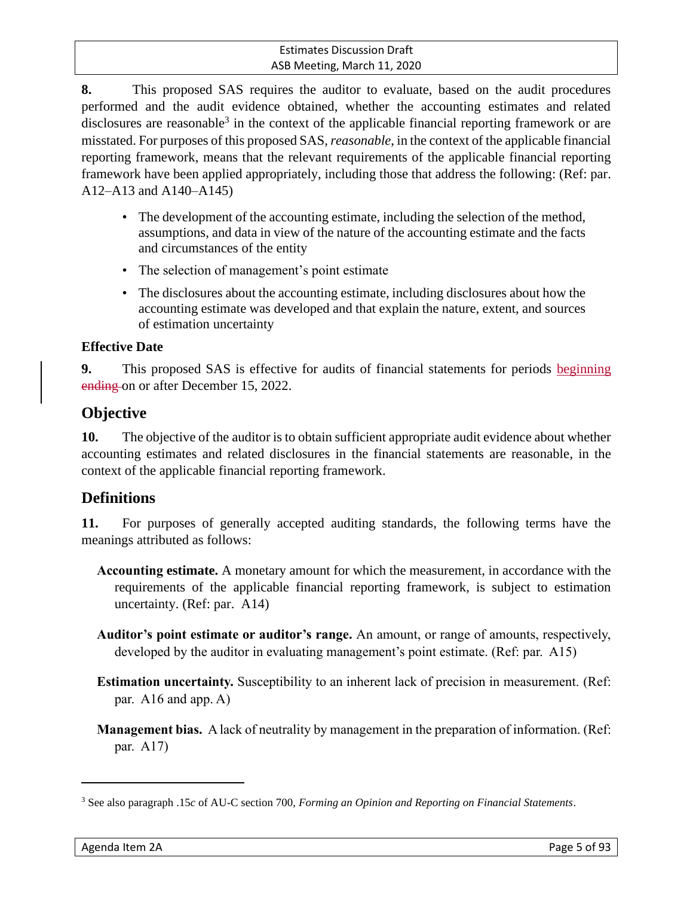**8.** This proposed SAS requires the auditor to evaluate, based on the audit procedures performed and the audit evidence obtained, whether the accounting estimates and related disclosures are reasonable[3] in the context of the applicable financial reporting framework or are misstated. For purposes of this proposed SAS, *reasonable*, in the context of the applicable financial reporting framework, means that the relevant requirements of the applicable financial reporting framework have been applied appropriately, including those that address the following: (Ref: par. A12–A13 and A140–A145)

- The development of the accounting estimate, including the selection of the method, assumptions, and data in view of the nature of the accounting estimate and the facts and circumstances of the entity
- The selection of management's point estimate
- The disclosures about the accounting estimate, including disclosures about how the accounting estimate was developed and that explain the nature, extent, and sources of estimation uncertainty

### Effective Date

**9.** This proposed SAS is effective for audits of financial statements for periods beginning ~~ending~~ on or after December 15, 2022.

## Objective

**10.** The objective of the auditor is to obtain sufficient appropriate audit evidence about whether accounting estimates and related disclosures in the financial statements are reasonable, in the context of the applicable financial reporting framework.

## Definitions

**11.** For purposes of generally accepted auditing standards, the following terms have the meanings attributed as follows:

**Accounting estimate.** A monetary amount for which the measurement, in accordance with the requirements of the applicable financial reporting framework, is subject to estimation uncertainty. (Ref: par. A14)

**Auditor's point estimate or auditor's range.** An amount, or range of amounts, respectively, developed by the auditor in evaluating management's point estimate. (Ref: par. A15)

**Estimation uncertainty.** Susceptibility to an inherent lack of precision in measurement. (Ref: par. A16 and app. A)

**Management bias.** A lack of neutrality by management in the preparation of information. (Ref: par. A17)

---

[3] See also paragraph .15*c* of AU-C section 700, *Forming an Opinion and Reporting on Financial Statements*.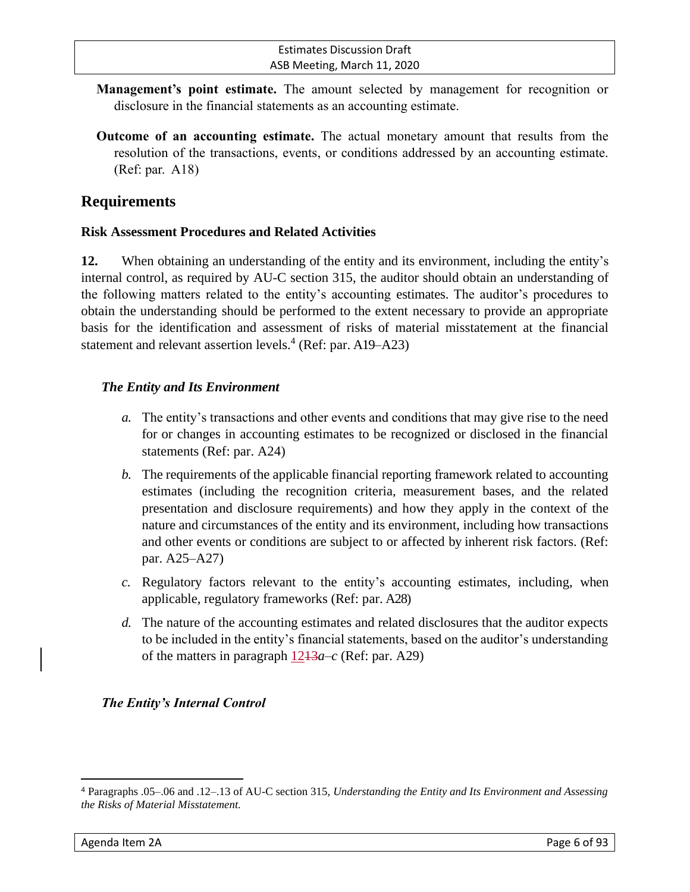**Management's point estimate.** The amount selected by management for recognition or disclosure in the financial statements as an accounting estimate.

**Outcome of an accounting estimate.** The actual monetary amount that results from the resolution of the transactions, events, or conditions addressed by an accounting estimate. (Ref: par. A18)

## Requirements

### Risk Assessment Procedures and Related Activities

**12.** When obtaining an understanding of the entity and its environment, including the entity's internal control, as required by AU-C section 315, the auditor should obtain an understanding of the following matters related to the entity's accounting estimates. The auditor's procedures to obtain the understanding should be performed to the extent necessary to provide an appropriate basis for the identification and assessment of risks of material misstatement at the financial statement and relevant assertion levels.[4] (Ref: par. A19–A23)

#### *The Entity and Its Environment*

*a.* The entity's transactions and other events and conditions that may give rise to the need for or changes in accounting estimates to be recognized or disclosed in the financial statements (Ref: par. A24)

*b.* The requirements of the applicable financial reporting framework related to accounting estimates (including the recognition criteria, measurement bases, and the related presentation and disclosure requirements) and how they apply in the context of the nature and circumstances of the entity and its environment, including how transactions and other events or conditions are subject to or affected by inherent risk factors. (Ref: par. A25–A27)

*c.* Regulatory factors relevant to the entity's accounting estimates, including, when applicable, regulatory frameworks (Ref: par. A28)

*d.* The nature of the accounting estimates and related disclosures that the auditor expects to be included in the entity's financial statements, based on the auditor's understanding of the matters in paragraph 12~~13~~*a–c* (Ref: par. A29)

#### *The Entity's Internal Control*

---

[4] Paragraphs .05–.06 and .12–.13 of AU-C section 315, *Understanding the Entity and Its Environment and Assessing the Risks of Material Misstatement.*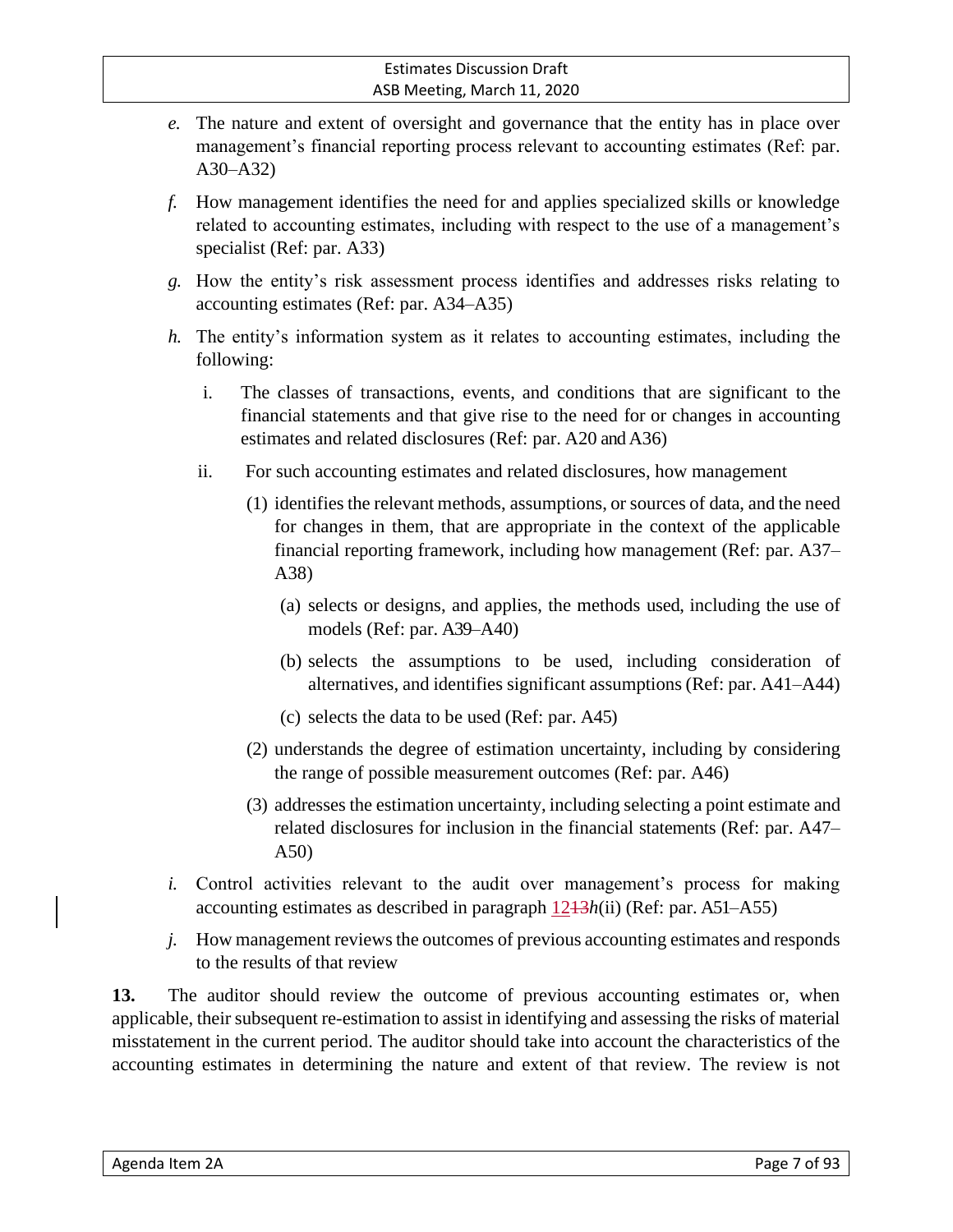*e.* The nature and extent of oversight and governance that the entity has in place over management's financial reporting process relevant to accounting estimates (Ref: par. A30–A32)

*f.* How management identifies the need for and applies specialized skills or knowledge related to accounting estimates, including with respect to the use of a management's specialist (Ref: par. A33)

*g.* How the entity's risk assessment process identifies and addresses risks relating to accounting estimates (Ref: par. A34–A35)

*h.* The entity's information system as it relates to accounting estimates, including the following:

   i. The classes of transactions, events, and conditions that are significant to the financial statements and that give rise to the need for or changes in accounting estimates and related disclosures (Ref: par. A20 and A36)

   ii. For such accounting estimates and related disclosures, how management

      (1) identifies the relevant methods, assumptions, or sources of data, and the need for changes in them, that are appropriate in the context of the applicable financial reporting framework, including how management (Ref: par. A37–A38)

         (a) selects or designs, and applies, the methods used, including the use of models (Ref: par. A39–A40)

         (b) selects the assumptions to be used, including consideration of alternatives, and identifies significant assumptions (Ref: par. A41–A44)

         (c) selects the data to be used (Ref: par. A45)

      (2) understands the degree of estimation uncertainty, including by considering the range of possible measurement outcomes (Ref: par. A46)

      (3) addresses the estimation uncertainty, including selecting a point estimate and related disclosures for inclusion in the financial statements (Ref: par. A47–A50)

*i.* Control activities relevant to the audit over management's process for making accounting estimates as described in paragraph 12~~13~~*h*(ii) (Ref: par. A51–A55)

*j.* How management reviews the outcomes of previous accounting estimates and responds to the results of that review

**13.** The auditor should review the outcome of previous accounting estimates or, when applicable, their subsequent re-estimation to assist in identifying and assessing the risks of material misstatement in the current period. The auditor should take into account the characteristics of the accounting estimates in determining the nature and extent of that review. The review is not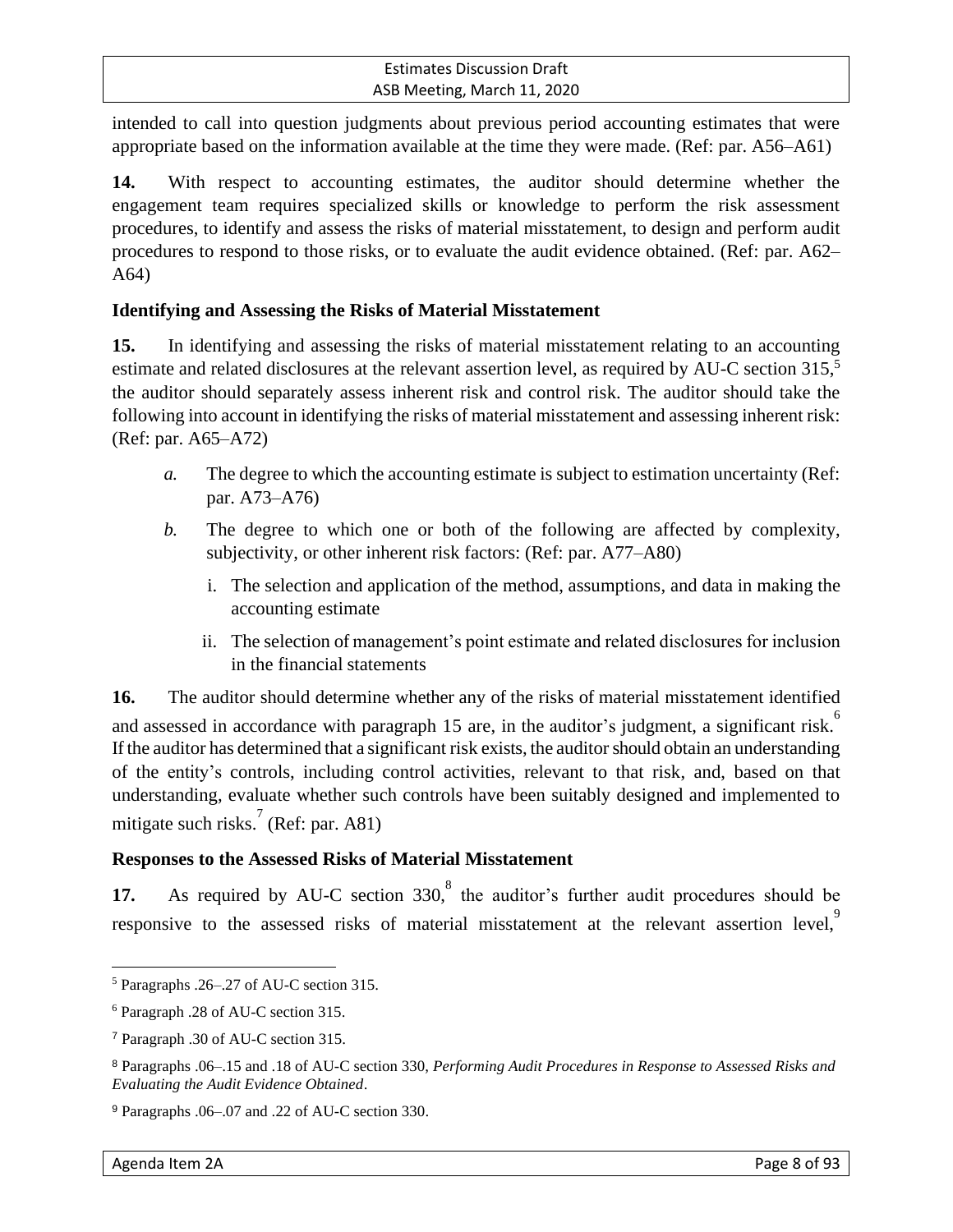intended to call into question judgments about previous period accounting estimates that were appropriate based on the information available at the time they were made. (Ref: par. A56–A61)

**14.** With respect to accounting estimates, the auditor should determine whether the engagement team requires specialized skills or knowledge to perform the risk assessment procedures, to identify and assess the risks of material misstatement, to design and perform audit procedures to respond to those risks, or to evaluate the audit evidence obtained. (Ref: par. A62–A64)

### Identifying and Assessing the Risks of Material Misstatement

**15.** In identifying and assessing the risks of material misstatement relating to an accounting estimate and related disclosures at the relevant assertion level, as required by AU-C section 315,[5] the auditor should separately assess inherent risk and control risk. The auditor should take the following into account in identifying the risks of material misstatement and assessing inherent risk: (Ref: par. A65–A72)

*a.* The degree to which the accounting estimate is subject to estimation uncertainty (Ref: par. A73–A76)

*b.* The degree to which one or both of the following are affected by complexity, subjectivity, or other inherent risk factors: (Ref: par. A77–A80)

   i. The selection and application of the method, assumptions, and data in making the accounting estimate

   ii. The selection of management's point estimate and related disclosures for inclusion in the financial statements

**16.** The auditor should determine whether any of the risks of material misstatement identified and assessed in accordance with paragraph 15 are, in the auditor's judgment, a significant risk.[6] If the auditor has determined that a significant risk exists, the auditor should obtain an understanding of the entity's controls, including control activities, relevant to that risk, and, based on that understanding, evaluate whether such controls have been suitably designed and implemented to mitigate such risks.[7] (Ref: par. A81)

### Responses to the Assessed Risks of Material Misstatement

**17.** As required by AU-C section 330,[8] the auditor's further audit procedures should be responsive to the assessed risks of material misstatement at the relevant assertion level,[9]

---

[5] Paragraphs .26–.27 of AU-C section 315.

[6] Paragraph .28 of AU-C section 315.

[7] Paragraph .30 of AU-C section 315.

[8] Paragraphs .06–.15 and .18 of AU-C section 330, *Performing Audit Procedures in Response to Assessed Risks and Evaluating the Audit Evidence Obtained*.

[9] Paragraphs .06–.07 and .22 of AU-C section 330.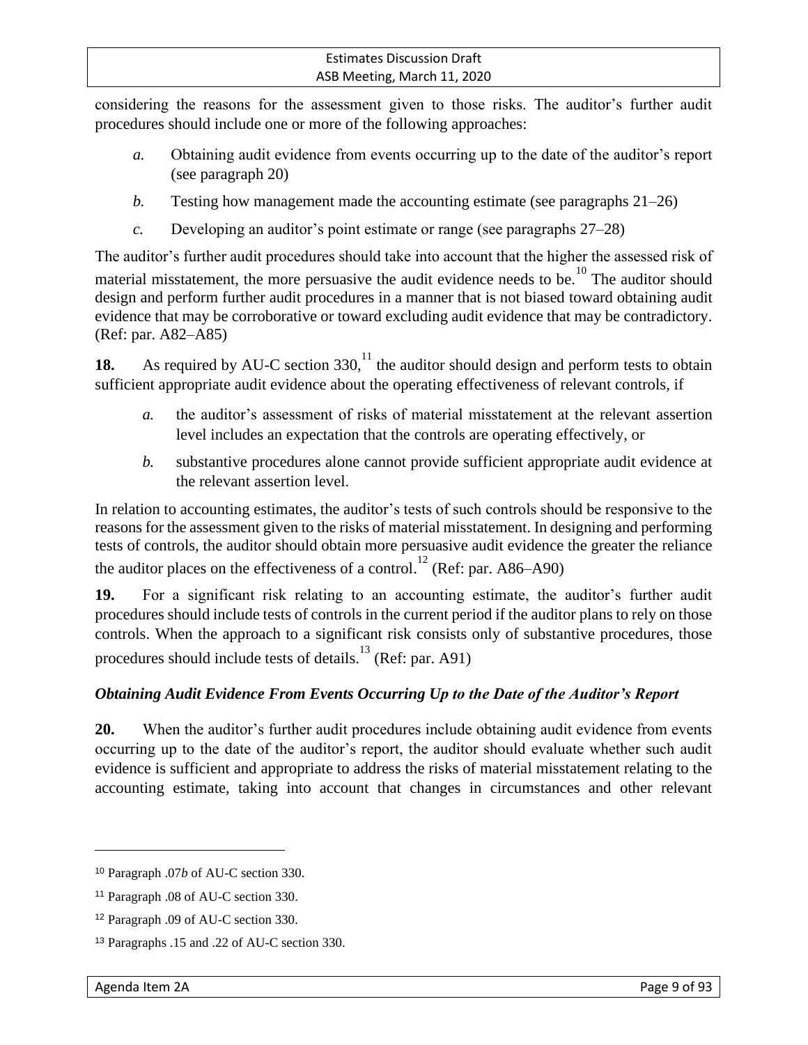considering the reasons for the assessment given to those risks. The auditor's further audit procedures should include one or more of the following approaches:

*a.* Obtaining audit evidence from events occurring up to the date of the auditor's report (see paragraph 20)

*b.* Testing how management made the accounting estimate (see paragraphs 21–26)

*c.* Developing an auditor's point estimate or range (see paragraphs 27–28)

The auditor's further audit procedures should take into account that the higher the assessed risk of material misstatement, the more persuasive the audit evidence needs to be.[10] The auditor should design and perform further audit procedures in a manner that is not biased toward obtaining audit evidence that may be corroborative or toward excluding audit evidence that may be contradictory. (Ref: par. A82–A85)

**18.** As required by AU-C section 330,[11] the auditor should design and perform tests to obtain sufficient appropriate audit evidence about the operating effectiveness of relevant controls, if

*a.* the auditor's assessment of risks of material misstatement at the relevant assertion level includes an expectation that the controls are operating effectively, or

*b.* substantive procedures alone cannot provide sufficient appropriate audit evidence at the relevant assertion level.

In relation to accounting estimates, the auditor's tests of such controls should be responsive to the reasons for the assessment given to the risks of material misstatement. In designing and performing tests of controls, the auditor should obtain more persuasive audit evidence the greater the reliance the auditor places on the effectiveness of a control.[12] (Ref: par. A86–A90)

**19.** For a significant risk relating to an accounting estimate, the auditor's further audit procedures should include tests of controls in the current period if the auditor plans to rely on those controls. When the approach to a significant risk consists only of substantive procedures, those procedures should include tests of details.[13] (Ref: par. A91)

### *Obtaining Audit Evidence From Events Occurring Up to the Date of the Auditor's Report*

**20.** When the auditor's further audit procedures include obtaining audit evidence from events occurring up to the date of the auditor's report, the auditor should evaluate whether such audit evidence is sufficient and appropriate to address the risks of material misstatement relating to the accounting estimate, taking into account that changes in circumstances and other relevant

---

[10] Paragraph .07*b* of AU-C section 330.

[11] Paragraph .08 of AU-C section 330.

[12] Paragraph .09 of AU-C section 330.

[13] Paragraphs .15 and .22 of AU-C section 330.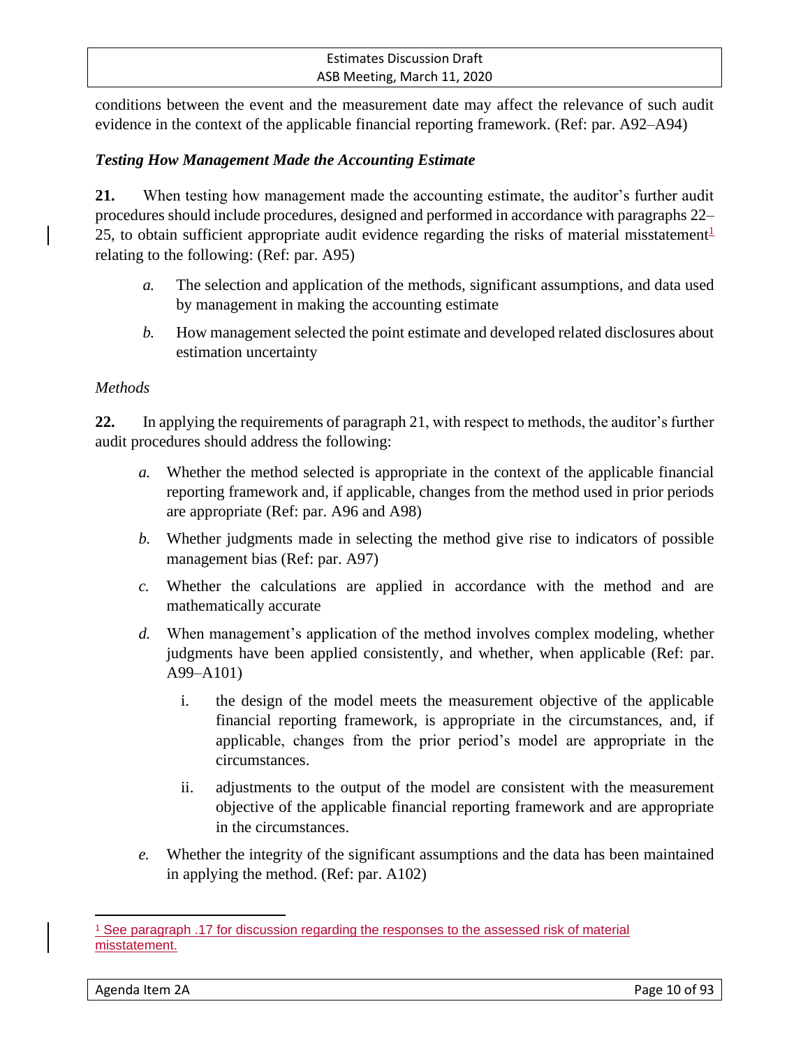conditions between the event and the measurement date may affect the relevance of such audit evidence in the context of the applicable financial reporting framework. (Ref: par. A92–A94)

### *Testing How Management Made the Accounting Estimate*

**21.** When testing how management made the accounting estimate, the auditor's further audit procedures should include procedures, designed and performed in accordance with paragraphs 22–25, to obtain sufficient appropriate audit evidence regarding the risks of material misstatement[1] relating to the following: (Ref: par. A95)

- *a.* The selection and application of the methods, significant assumptions, and data used by management in making the accounting estimate
- *b.* How management selected the point estimate and developed related disclosures about estimation uncertainty

*Methods*

**22.** In applying the requirements of paragraph 21, with respect to methods, the auditor's further audit procedures should address the following:

- *a.* Whether the method selected is appropriate in the context of the applicable financial reporting framework and, if applicable, changes from the method used in prior periods are appropriate (Ref: par. A96 and A98)
- *b.* Whether judgments made in selecting the method give rise to indicators of possible management bias (Ref: par. A97)
- *c.* Whether the calculations are applied in accordance with the method and are mathematically accurate
- *d.* When management's application of the method involves complex modeling, whether judgments have been applied consistently, and whether, when applicable (Ref: par. A99–A101)
  - i. the design of the model meets the measurement objective of the applicable financial reporting framework, is appropriate in the circumstances, and, if applicable, changes from the prior period's model are appropriate in the circumstances.
  - ii. adjustments to the output of the model are consistent with the measurement objective of the applicable financial reporting framework and are appropriate in the circumstances.
- *e.* Whether the integrity of the significant assumptions and the data has been maintained in applying the method. (Ref: par. A102)

---

[1] See paragraph .17 for discussion regarding the responses to the assessed risk of material misstatement.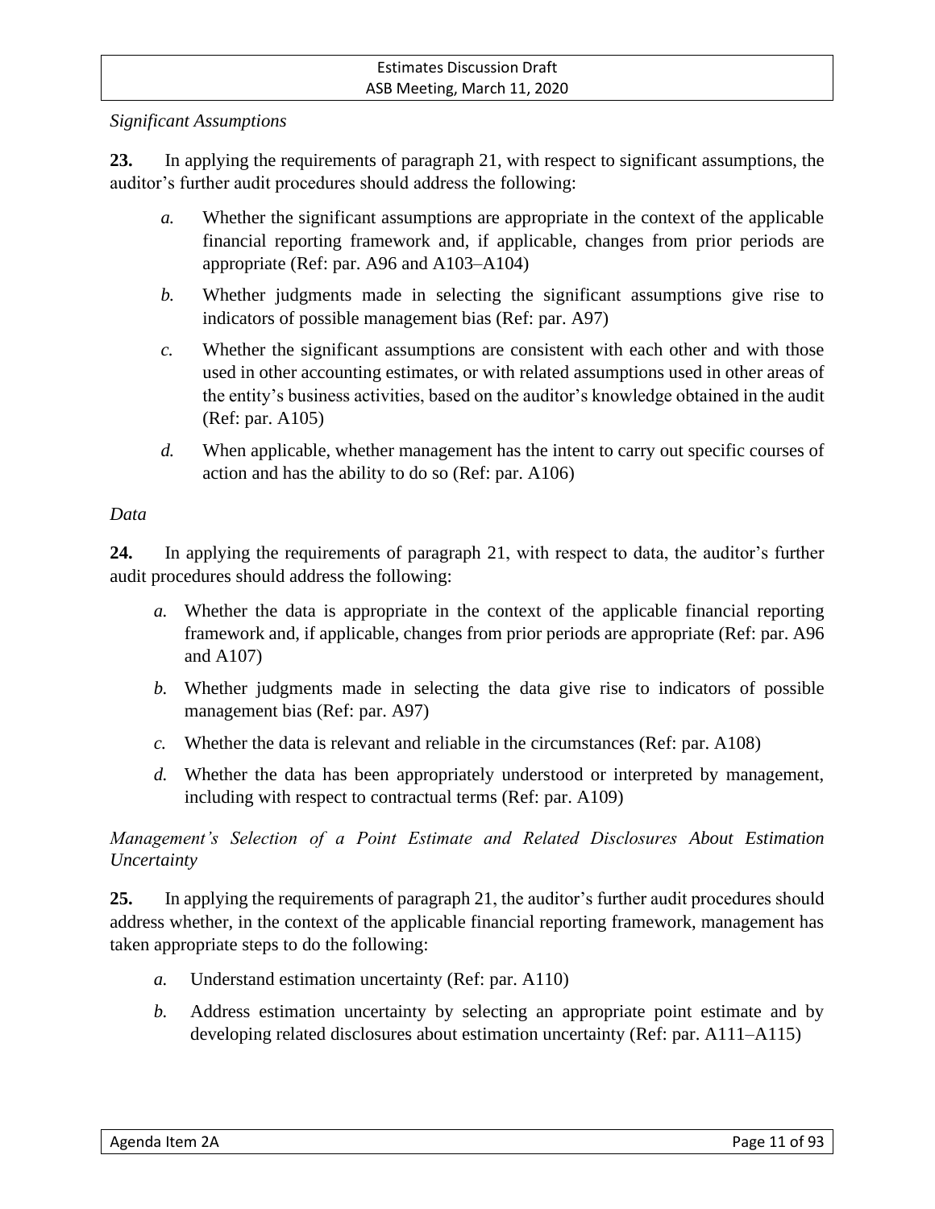*Significant Assumptions*

**23.** In applying the requirements of paragraph 21, with respect to significant assumptions, the auditor's further audit procedures should address the following:

*a.* Whether the significant assumptions are appropriate in the context of the applicable financial reporting framework and, if applicable, changes from prior periods are appropriate (Ref: par. A96 and A103–A104)

*b.* Whether judgments made in selecting the significant assumptions give rise to indicators of possible management bias (Ref: par. A97)

*c.* Whether the significant assumptions are consistent with each other and with those used in other accounting estimates, or with related assumptions used in other areas of the entity's business activities, based on the auditor's knowledge obtained in the audit (Ref: par. A105)

*d.* When applicable, whether management has the intent to carry out specific courses of action and has the ability to do so (Ref: par. A106)

*Data*

**24.** In applying the requirements of paragraph 21, with respect to data, the auditor's further audit procedures should address the following:

*a.* Whether the data is appropriate in the context of the applicable financial reporting framework and, if applicable, changes from prior periods are appropriate (Ref: par. A96 and A107)

*b.* Whether judgments made in selecting the data give rise to indicators of possible management bias (Ref: par. A97)

*c.* Whether the data is relevant and reliable in the circumstances (Ref: par. A108)

*d.* Whether the data has been appropriately understood or interpreted by management, including with respect to contractual terms (Ref: par. A109)

*Management's Selection of a Point Estimate and Related Disclosures About Estimation Uncertainty*

**25.** In applying the requirements of paragraph 21, the auditor's further audit procedures should address whether, in the context of the applicable financial reporting framework, management has taken appropriate steps to do the following:

*a.* Understand estimation uncertainty (Ref: par. A110)

*b.* Address estimation uncertainty by selecting an appropriate point estimate and by developing related disclosures about estimation uncertainty (Ref: par. A111–A115)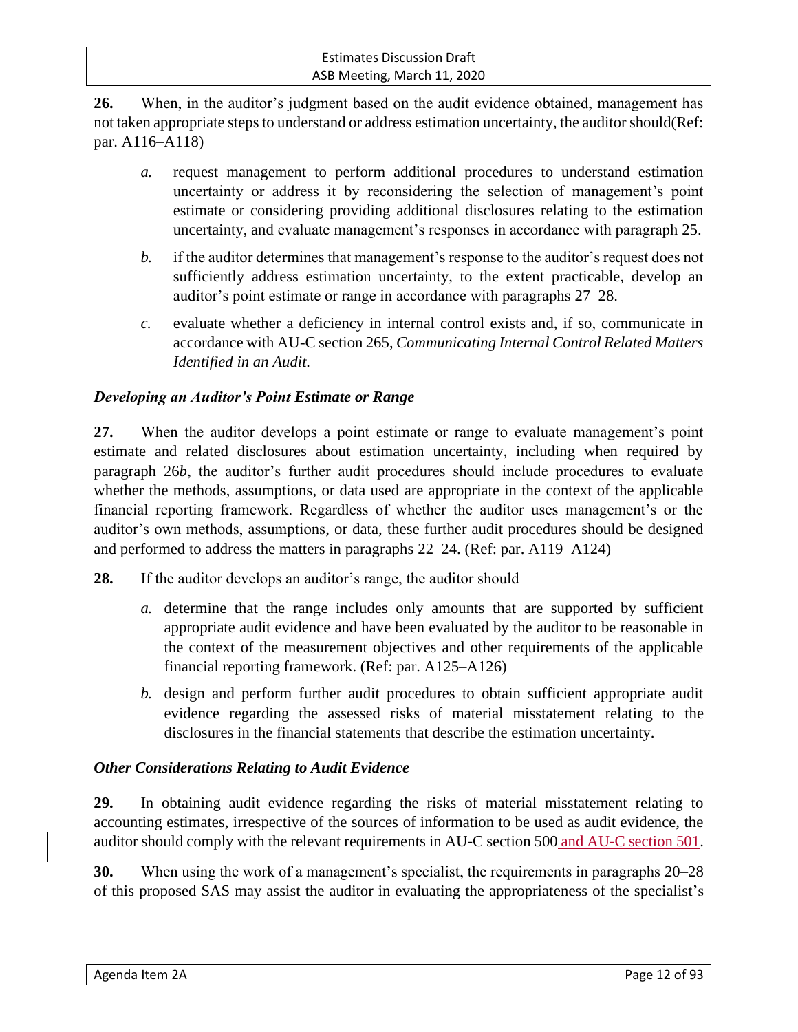**26.** When, in the auditor's judgment based on the audit evidence obtained, management has not taken appropriate steps to understand or address estimation uncertainty, the auditor should(Ref: par. A116–A118)

> *a.* request management to perform additional procedures to understand estimation uncertainty or address it by reconsidering the selection of management's point estimate or considering providing additional disclosures relating to the estimation uncertainty, and evaluate management's responses in accordance with paragraph 25.
>
> *b.* if the auditor determines that management's response to the auditor's request does not sufficiently address estimation uncertainty, to the extent practicable, develop an auditor's point estimate or range in accordance with paragraphs 27–28.
>
> *c.* evaluate whether a deficiency in internal control exists and, if so, communicate in accordance with AU-C section 265, *Communicating Internal Control Related Matters Identified in an Audit.*

### *Developing an Auditor's Point Estimate or Range*

**27.** When the auditor develops a point estimate or range to evaluate management's point estimate and related disclosures about estimation uncertainty, including when required by paragraph 26*b*, the auditor's further audit procedures should include procedures to evaluate whether the methods, assumptions, or data used are appropriate in the context of the applicable financial reporting framework. Regardless of whether the auditor uses management's or the auditor's own methods, assumptions, or data, these further audit procedures should be designed and performed to address the matters in paragraphs 22–24. (Ref: par. A119–A124)

**28.** If the auditor develops an auditor's range, the auditor should

> *a.* determine that the range includes only amounts that are supported by sufficient appropriate audit evidence and have been evaluated by the auditor to be reasonable in the context of the measurement objectives and other requirements of the applicable financial reporting framework. (Ref: par. A125–A126)
>
> *b.* design and perform further audit procedures to obtain sufficient appropriate audit evidence regarding the assessed risks of material misstatement relating to the disclosures in the financial statements that describe the estimation uncertainty.

### *Other Considerations Relating to Audit Evidence*

**29.** In obtaining audit evidence regarding the risks of material misstatement relating to accounting estimates, irrespective of the sources of information to be used as audit evidence, the auditor should comply with the relevant requirements in AU-C section 500 and AU-C section 501.

**30.** When using the work of a management's specialist, the requirements in paragraphs 20–28 of this proposed SAS may assist the auditor in evaluating the appropriateness of the specialist's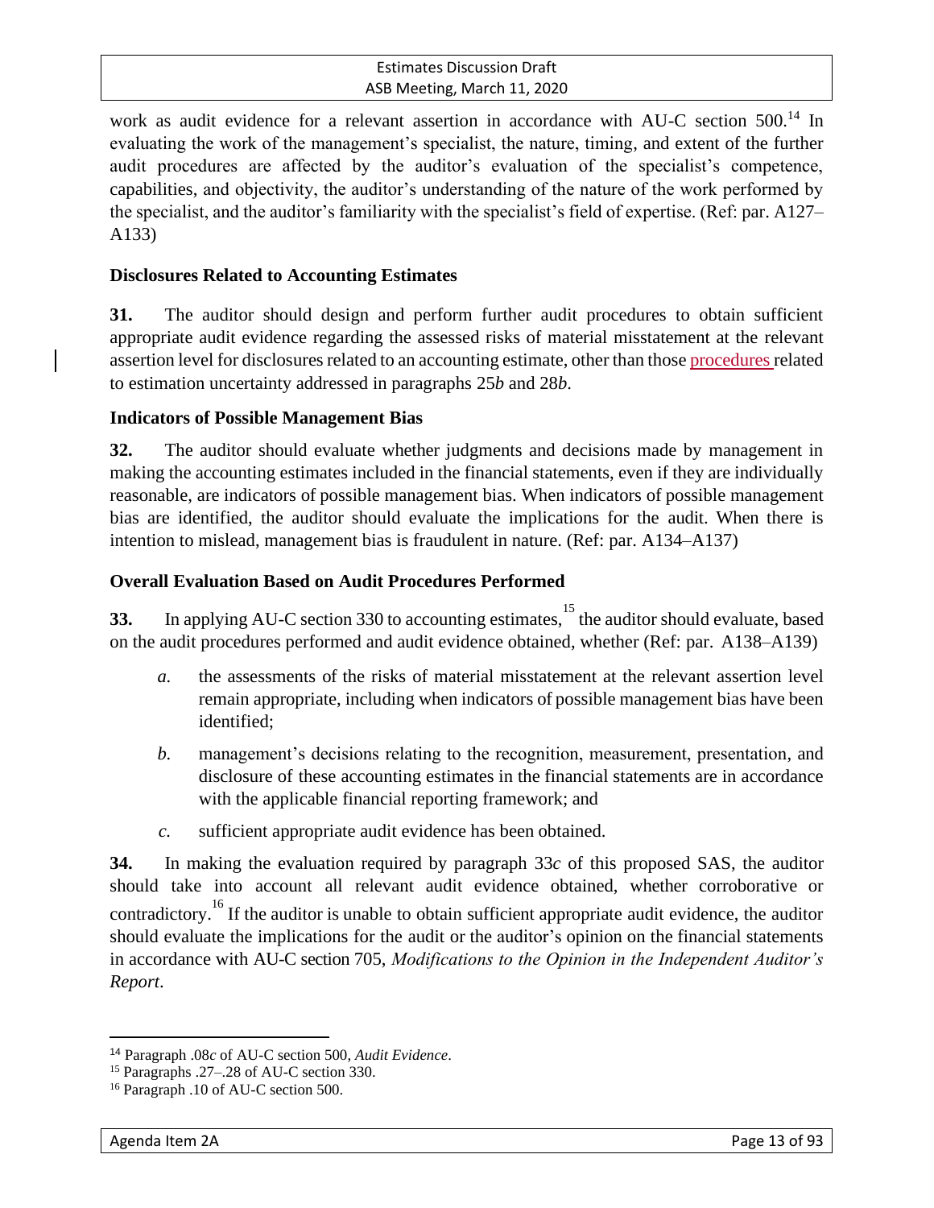work as audit evidence for a relevant assertion in accordance with AU-C section 500.[14] In evaluating the work of the management's specialist, the nature, timing, and extent of the further audit procedures are affected by the auditor's evaluation of the specialist's competence, capabilities, and objectivity, the auditor's understanding of the nature of the work performed by the specialist, and the auditor's familiarity with the specialist's field of expertise. (Ref: par. A127–A133)

### Disclosures Related to Accounting Estimates

**31.** The auditor should design and perform further audit procedures to obtain sufficient appropriate audit evidence regarding the assessed risks of material misstatement at the relevant assertion level for disclosures related to an accounting estimate, other than those procedures related to estimation uncertainty addressed in paragraphs 25*b* and 28*b*.

### Indicators of Possible Management Bias

**32.** The auditor should evaluate whether judgments and decisions made by management in making the accounting estimates included in the financial statements, even if they are individually reasonable, are indicators of possible management bias. When indicators of possible management bias are identified, the auditor should evaluate the implications for the audit. When there is intention to mislead, management bias is fraudulent in nature. (Ref: par. A134–A137)

### Overall Evaluation Based on Audit Procedures Performed

**33.** In applying AU-C section 330 to accounting estimates,[15] the auditor should evaluate, based on the audit procedures performed and audit evidence obtained, whether (Ref: par. A138–A139)

*a.* the assessments of the risks of material misstatement at the relevant assertion level remain appropriate, including when indicators of possible management bias have been identified;

*b.* management's decisions relating to the recognition, measurement, presentation, and disclosure of these accounting estimates in the financial statements are in accordance with the applicable financial reporting framework; and

*c.* sufficient appropriate audit evidence has been obtained.

**34.** In making the evaluation required by paragraph 33*c* of this proposed SAS, the auditor should take into account all relevant audit evidence obtained, whether corroborative or contradictory.[16] If the auditor is unable to obtain sufficient appropriate audit evidence, the auditor should evaluate the implications for the audit or the auditor's opinion on the financial statements in accordance with AU-C section 705, *Modifications to the Opinion in the Independent Auditor's Report*.

---

[14] Paragraph .08*c* of AU-C section 500, *Audit Evidence*.

[15] Paragraphs .27–.28 of AU-C section 330.

[16] Paragraph .10 of AU-C section 500.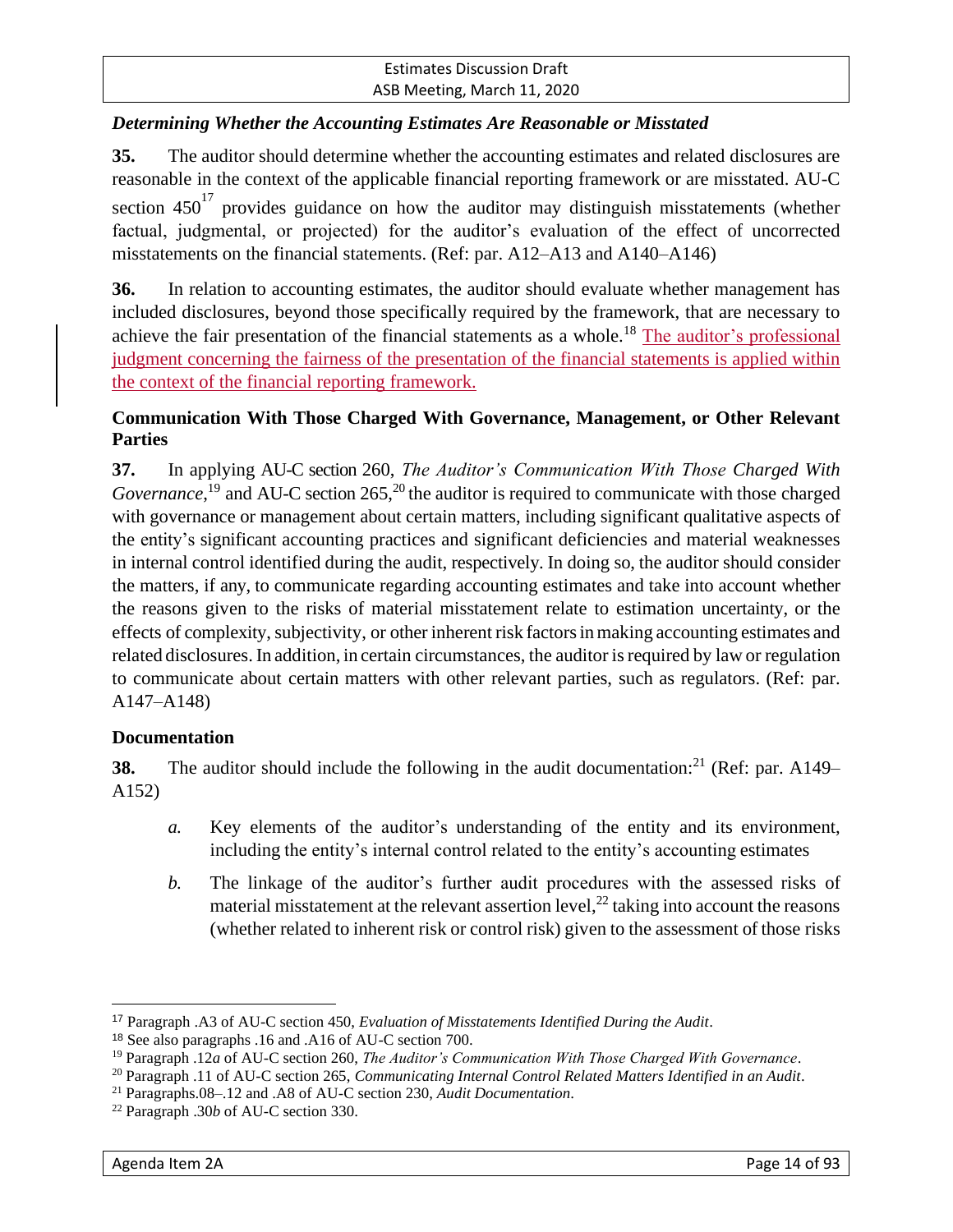### *Determining Whether the Accounting Estimates Are Reasonable or Misstated*

**35.** The auditor should determine whether the accounting estimates and related disclosures are reasonable in the context of the applicable financial reporting framework or are misstated. AU-C section 450[17] provides guidance on how the auditor may distinguish misstatements (whether factual, judgmental, or projected) for the auditor's evaluation of the effect of uncorrected misstatements on the financial statements. (Ref: par. A12–A13 and A140–A146)

**36.** In relation to accounting estimates, the auditor should evaluate whether management has included disclosures, beyond those specifically required by the framework, that are necessary to achieve the fair presentation of the financial statements as a whole.[18] The auditor's professional judgment concerning the fairness of the presentation of the financial statements is applied within the context of the financial reporting framework.

## Communication With Those Charged With Governance, Management, or Other Relevant Parties

**37.** In applying AU-C section 260, *The Auditor's Communication With Those Charged With Governance*,[19] and AU-C section 265,[20] the auditor is required to communicate with those charged with governance or management about certain matters, including significant qualitative aspects of the entity's significant accounting practices and significant deficiencies and material weaknesses in internal control identified during the audit, respectively. In doing so, the auditor should consider the matters, if any, to communicate regarding accounting estimates and take into account whether the reasons given to the risks of material misstatement relate to estimation uncertainty, or the effects of complexity, subjectivity, or other inherent risk factors in making accounting estimates and related disclosures. In addition, in certain circumstances, the auditor is required by law or regulation to communicate about certain matters with other relevant parties, such as regulators. (Ref: par. A147–A148)

## Documentation

**38.** The auditor should include the following in the audit documentation:[21] (Ref: par. A149–A152)

*a.* Key elements of the auditor's understanding of the entity and its environment, including the entity's internal control related to the entity's accounting estimates

*b.* The linkage of the auditor's further audit procedures with the assessed risks of material misstatement at the relevant assertion level,[22] taking into account the reasons (whether related to inherent risk or control risk) given to the assessment of those risks

---

[17] Paragraph .A3 of AU-C section 450, *Evaluation of Misstatements Identified During the Audit*.

[18] See also paragraphs .16 and .A16 of AU-C section 700.

[19] Paragraph .12*a* of AU-C section 260, *The Auditor's Communication With Those Charged With Governance*.

[20] Paragraph .11 of AU-C section 265, *Communicating Internal Control Related Matters Identified in an Audit*.

[21] Paragraphs.08–.12 and .A8 of AU-C section 230, *Audit Documentation*.

[22] Paragraph .30*b* of AU-C section 330.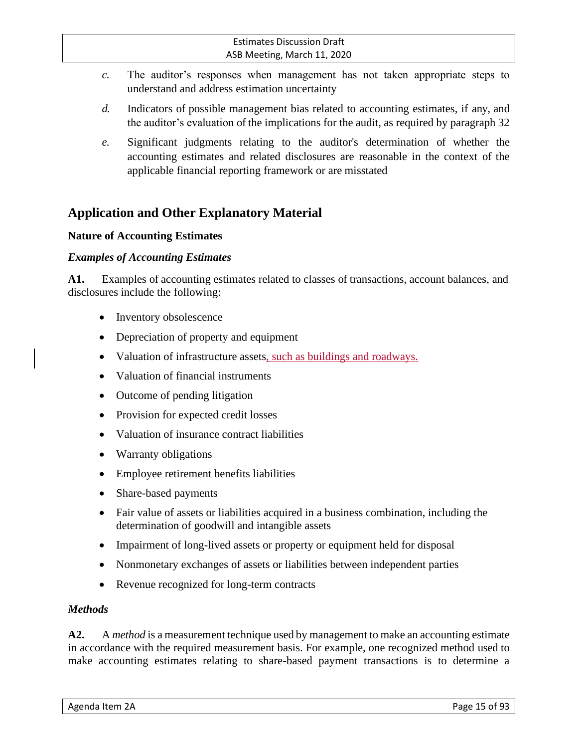*c.* The auditor's responses when management has not taken appropriate steps to understand and address estimation uncertainty

*d.* Indicators of possible management bias related to accounting estimates, if any, and the auditor's evaluation of the implications for the audit, as required by paragraph 32

*e.* Significant judgments relating to the auditor's determination of whether the accounting estimates and related disclosures are reasonable in the context of the applicable financial reporting framework or are misstated

## Application and Other Explanatory Material

### Nature of Accounting Estimates

#### *Examples of Accounting Estimates*

**A1.** Examples of accounting estimates related to classes of transactions, account balances, and disclosures include the following:

- Inventory obsolescence
- Depreciation of property and equipment
- Valuation of infrastructure assets, such as buildings and roadways.
- Valuation of financial instruments
- Outcome of pending litigation
- Provision for expected credit losses
- Valuation of insurance contract liabilities
- Warranty obligations
- Employee retirement benefits liabilities
- Share-based payments
- Fair value of assets or liabilities acquired in a business combination, including the determination of goodwill and intangible assets
- Impairment of long-lived assets or property or equipment held for disposal
- Nonmonetary exchanges of assets or liabilities between independent parties
- Revenue recognized for long-term contracts

#### *Methods*

**A2.** A *method* is a measurement technique used by management to make an accounting estimate in accordance with the required measurement basis. For example, one recognized method used to make accounting estimates relating to share-based payment transactions is to determine a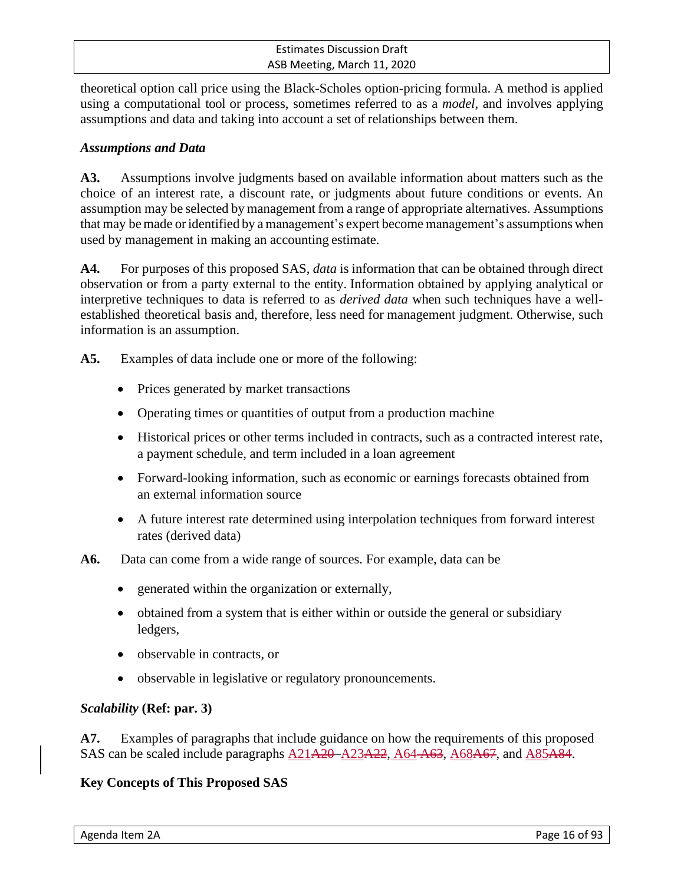theoretical option call price using the Black-Scholes option-pricing formula. A method is applied using a computational tool or process, sometimes referred to as a *model*, and involves applying assumptions and data and taking into account a set of relationships between them.

### *Assumptions and Data*

**A3.** Assumptions involve judgments based on available information about matters such as the choice of an interest rate, a discount rate, or judgments about future conditions or events. An assumption may be selected by management from a range of appropriate alternatives. Assumptions that may be made or identified by a management's expert become management's assumptions when used by management in making an accounting estimate.

**A4.** For purposes of this proposed SAS, *data* is information that can be obtained through direct observation or from a party external to the entity. Information obtained by applying analytical or interpretive techniques to data is referred to as *derived data* when such techniques have a well-established theoretical basis and, therefore, less need for management judgment. Otherwise, such information is an assumption.

**A5.** Examples of data include one or more of the following:

- Prices generated by market transactions
- Operating times or quantities of output from a production machine
- Historical prices or other terms included in contracts, such as a contracted interest rate, a payment schedule, and term included in a loan agreement
- Forward-looking information, such as economic or earnings forecasts obtained from an external information source
- A future interest rate determined using interpolation techniques from forward interest rates (derived data)

**A6.** Data can come from a wide range of sources. For example, data can be

- generated within the organization or externally,
- obtained from a system that is either within or outside the general or subsidiary ledgers,
- observable in contracts, or
- observable in legislative or regulatory pronouncements.

### *Scalability* (Ref: par. 3)

**A7.** Examples of paragraphs that include guidance on how the requirements of this proposed SAS can be scaled include paragraphs A21~~A20~~–A23~~A22~~, A64~~A63~~, A68~~A67~~, and A85~~A84~~.

### Key Concepts of This Proposed SAS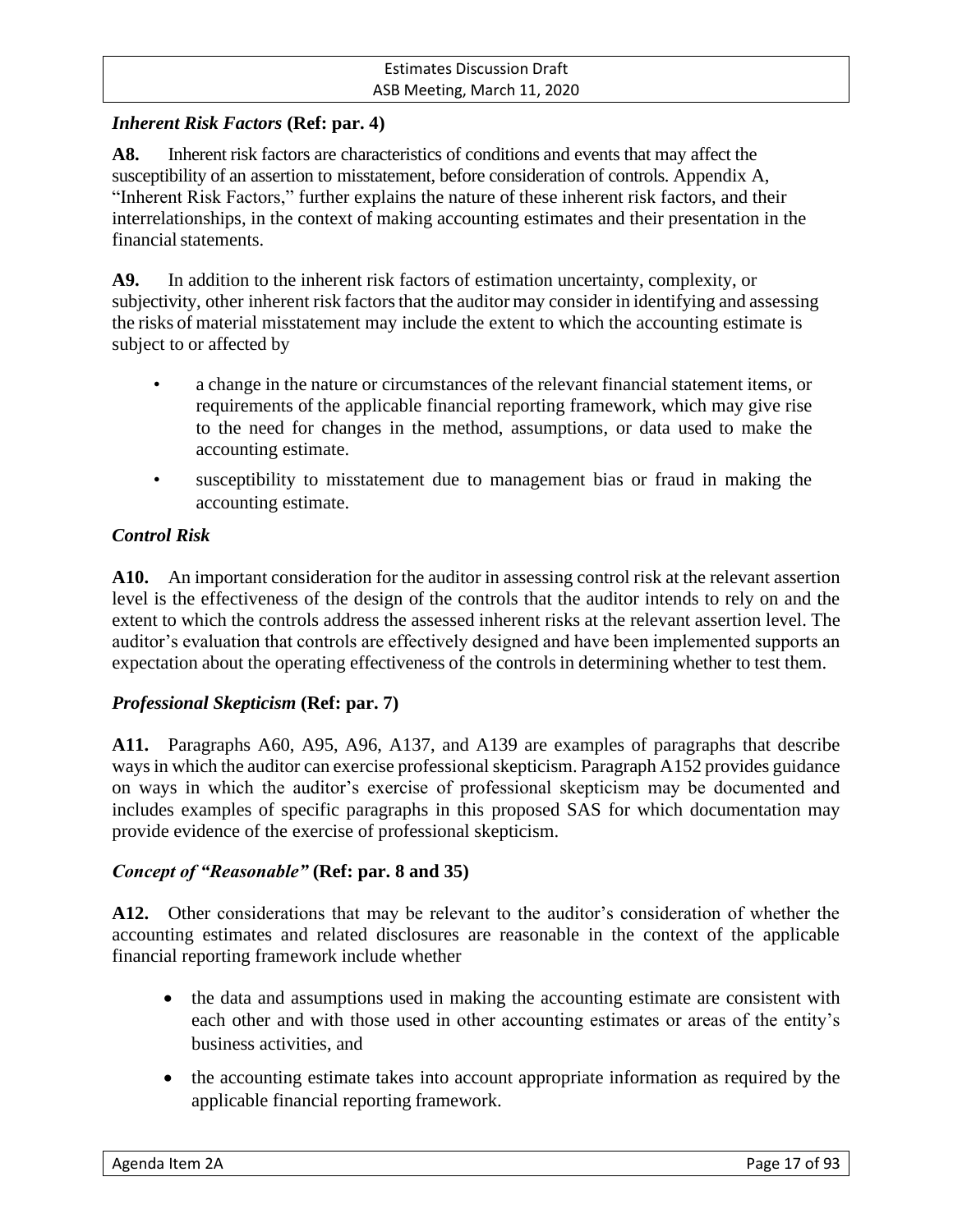### *Inherent Risk Factors* (Ref: par. 4)

**A8.** Inherent risk factors are characteristics of conditions and events that may affect the susceptibility of an assertion to misstatement, before consideration of controls. Appendix A, "Inherent Risk Factors," further explains the nature of these inherent risk factors, and their interrelationships, in the context of making accounting estimates and their presentation in the financial statements.

**A9.** In addition to the inherent risk factors of estimation uncertainty, complexity, or subjectivity, other inherent risk factors that the auditor may consider in identifying and assessing the risks of material misstatement may include the extent to which the accounting estimate is subject to or affected by

- a change in the nature or circumstances of the relevant financial statement items, or requirements of the applicable financial reporting framework, which may give rise to the need for changes in the method, assumptions, or data used to make the accounting estimate.
- susceptibility to misstatement due to management bias or fraud in making the accounting estimate.

### *Control Risk*

**A10.** An important consideration for the auditor in assessing control risk at the relevant assertion level is the effectiveness of the design of the controls that the auditor intends to rely on and the extent to which the controls address the assessed inherent risks at the relevant assertion level. The auditor's evaluation that controls are effectively designed and have been implemented supports an expectation about the operating effectiveness of the controls in determining whether to test them.

### *Professional Skepticism* (Ref: par. 7)

**A11.** Paragraphs A60, A95, A96, A137, and A139 are examples of paragraphs that describe ways in which the auditor can exercise professional skepticism. Paragraph A152 provides guidance on ways in which the auditor's exercise of professional skepticism may be documented and includes examples of specific paragraphs in this proposed SAS for which documentation may provide evidence of the exercise of professional skepticism.

### *Concept of "Reasonable"* (Ref: par. 8 and 35)

**A12.** Other considerations that may be relevant to the auditor's consideration of whether the accounting estimates and related disclosures are reasonable in the context of the applicable financial reporting framework include whether

- the data and assumptions used in making the accounting estimate are consistent with each other and with those used in other accounting estimates or areas of the entity's business activities, and
- the accounting estimate takes into account appropriate information as required by the applicable financial reporting framework.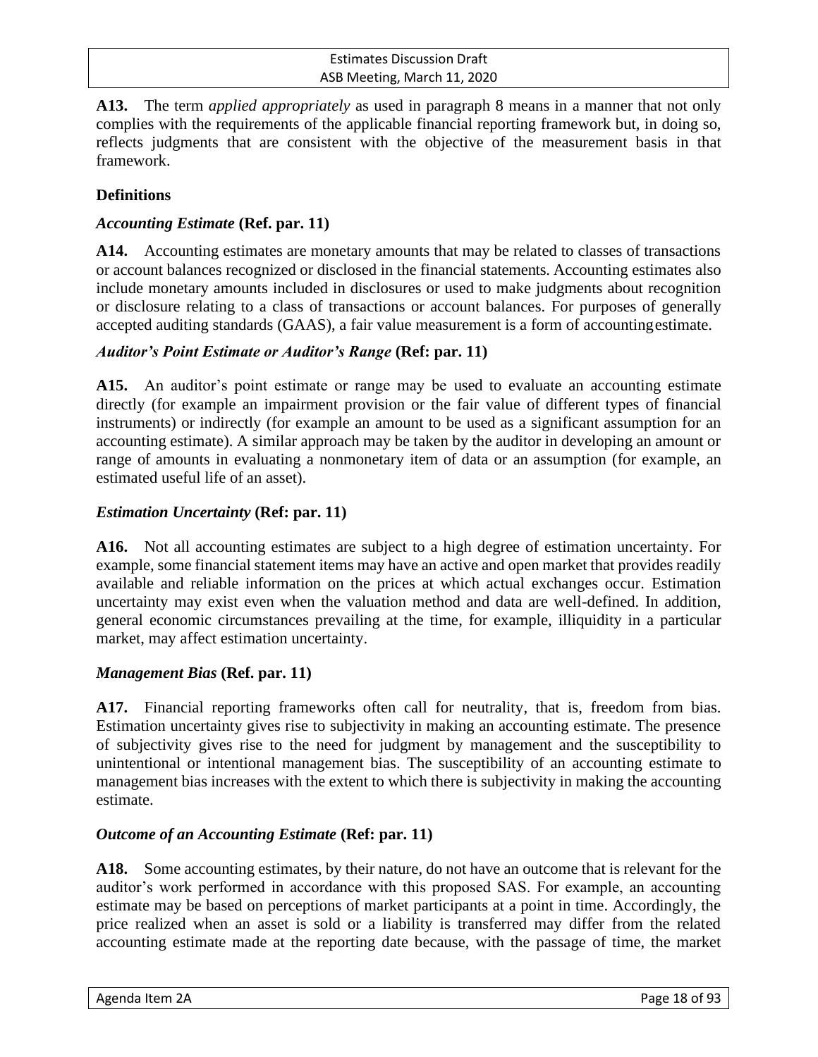**A13.** The term *applied appropriately* as used in paragraph 8 means in a manner that not only complies with the requirements of the applicable financial reporting framework but, in doing so, reflects judgments that are consistent with the objective of the measurement basis in that framework.

## Definitions

### *Accounting Estimate* (Ref. par. 11)

**A14.** Accounting estimates are monetary amounts that may be related to classes of transactions or account balances recognized or disclosed in the financial statements. Accounting estimates also include monetary amounts included in disclosures or used to make judgments about recognition or disclosure relating to a class of transactions or account balances. For purposes of generally accepted auditing standards (GAAS), a fair value measurement is a form of accounting estimate.

### *Auditor's Point Estimate or Auditor's Range* (Ref: par. 11)

**A15.** An auditor's point estimate or range may be used to evaluate an accounting estimate directly (for example an impairment provision or the fair value of different types of financial instruments) or indirectly (for example an amount to be used as a significant assumption for an accounting estimate). A similar approach may be taken by the auditor in developing an amount or range of amounts in evaluating a nonmonetary item of data or an assumption (for example, an estimated useful life of an asset).

### *Estimation Uncertainty* (Ref: par. 11)

**A16.** Not all accounting estimates are subject to a high degree of estimation uncertainty. For example, some financial statement items may have an active and open market that provides readily available and reliable information on the prices at which actual exchanges occur. Estimation uncertainty may exist even when the valuation method and data are well-defined. In addition, general economic circumstances prevailing at the time, for example, illiquidity in a particular market, may affect estimation uncertainty.

### *Management Bias* (Ref. par. 11)

**A17.** Financial reporting frameworks often call for neutrality, that is, freedom from bias. Estimation uncertainty gives rise to subjectivity in making an accounting estimate. The presence of subjectivity gives rise to the need for judgment by management and the susceptibility to unintentional or intentional management bias. The susceptibility of an accounting estimate to management bias increases with the extent to which there is subjectivity in making the accounting estimate.

### *Outcome of an Accounting Estimate* (Ref: par. 11)

**A18.** Some accounting estimates, by their nature, do not have an outcome that is relevant for the auditor's work performed in accordance with this proposed SAS. For example, an accounting estimate may be based on perceptions of market participants at a point in time. Accordingly, the price realized when an asset is sold or a liability is transferred may differ from the related accounting estimate made at the reporting date because, with the passage of time, the market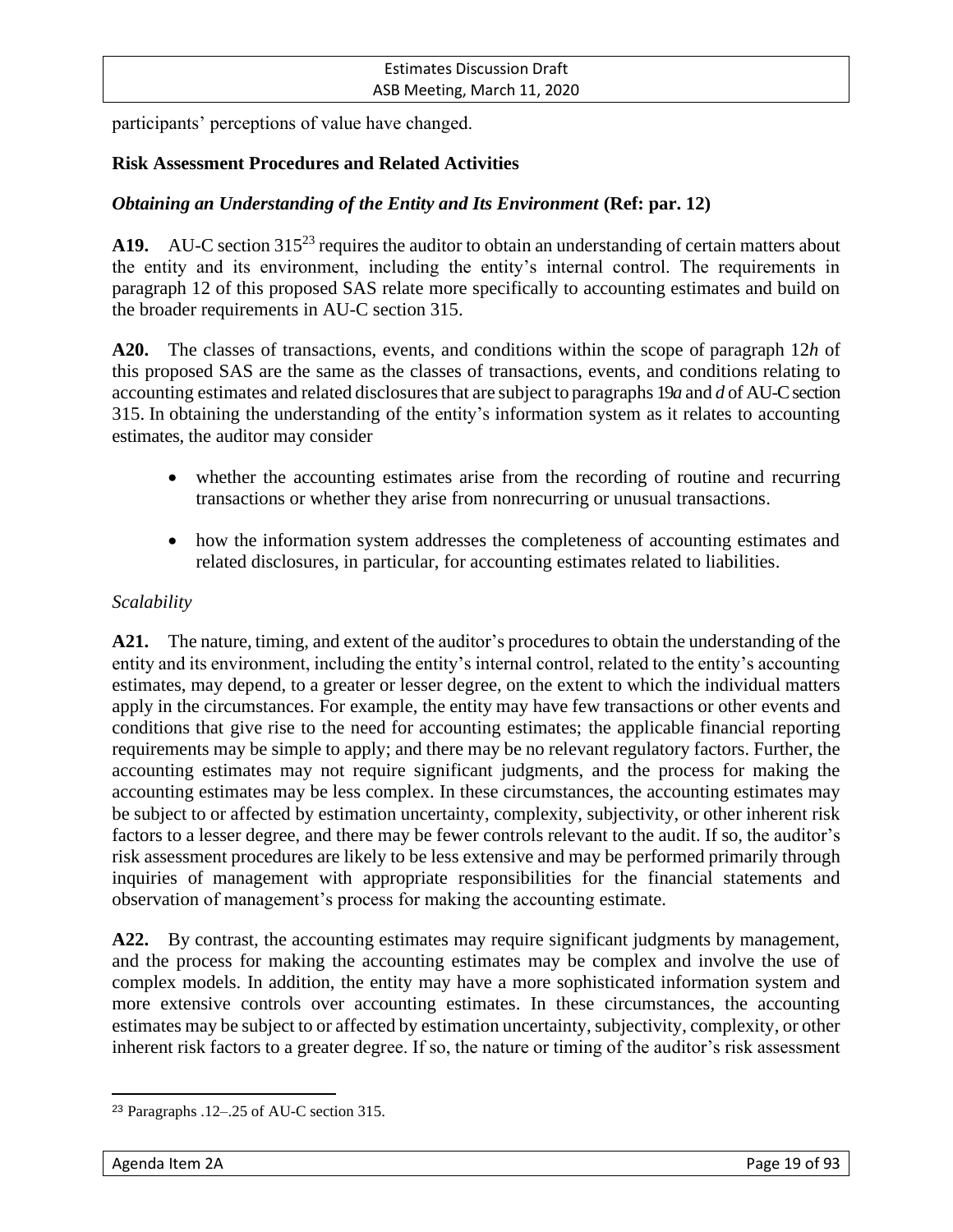participants' perceptions of value have changed.

**Risk Assessment Procedures and Related Activities**

***Obtaining an Understanding of the Entity and Its Environment*** **(Ref: par. 12)**

**A19.** AU-C section 315[23] requires the auditor to obtain an understanding of certain matters about the entity and its environment, including the entity's internal control. The requirements in paragraph 12 of this proposed SAS relate more specifically to accounting estimates and build on the broader requirements in AU-C section 315.

**A20.** The classes of transactions, events, and conditions within the scope of paragraph 12*h* of this proposed SAS are the same as the classes of transactions, events, and conditions relating to accounting estimates and related disclosures that are subject to paragraphs 19*a* and *d* of AU-C section 315. In obtaining the understanding of the entity's information system as it relates to accounting estimates, the auditor may consider

- whether the accounting estimates arise from the recording of routine and recurring transactions or whether they arise from nonrecurring or unusual transactions.
- how the information system addresses the completeness of accounting estimates and related disclosures, in particular, for accounting estimates related to liabilities.

*Scalability*

**A21.** The nature, timing, and extent of the auditor's procedures to obtain the understanding of the entity and its environment, including the entity's internal control, related to the entity's accounting estimates, may depend, to a greater or lesser degree, on the extent to which the individual matters apply in the circumstances. For example, the entity may have few transactions or other events and conditions that give rise to the need for accounting estimates; the applicable financial reporting requirements may be simple to apply; and there may be no relevant regulatory factors. Further, the accounting estimates may not require significant judgments, and the process for making the accounting estimates may be less complex. In these circumstances, the accounting estimates may be subject to or affected by estimation uncertainty, complexity, subjectivity, or other inherent risk factors to a lesser degree, and there may be fewer controls relevant to the audit. If so, the auditor's risk assessment procedures are likely to be less extensive and may be performed primarily through inquiries of management with appropriate responsibilities for the financial statements and observation of management's process for making the accounting estimate.

**A22.** By contrast, the accounting estimates may require significant judgments by management, and the process for making the accounting estimates may be complex and involve the use of complex models. In addition, the entity may have a more sophisticated information system and more extensive controls over accounting estimates. In these circumstances, the accounting estimates may be subject to or affected by estimation uncertainty, subjectivity, complexity, or other inherent risk factors to a greater degree. If so, the nature or timing of the auditor's risk assessment

---

[23] Paragraphs .12–.25 of AU-C section 315.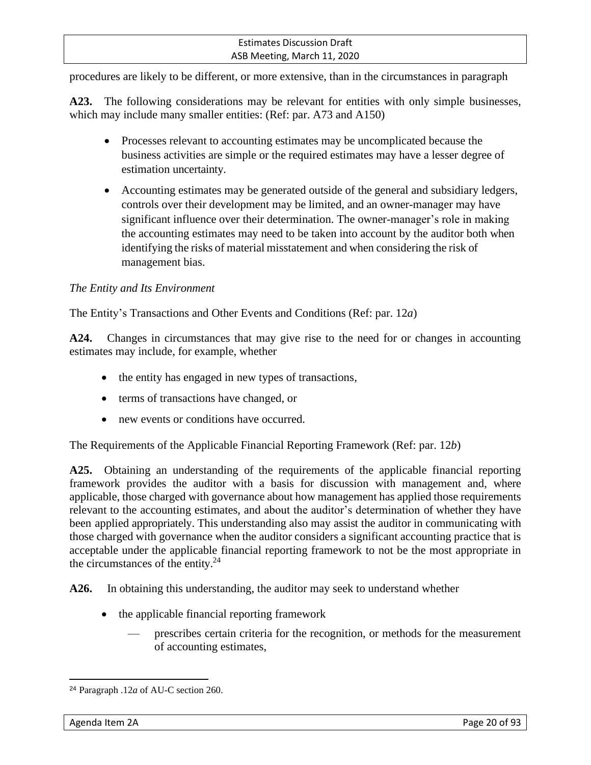procedures are likely to be different, or more extensive, than in the circumstances in paragraph

**A23.** The following considerations may be relevant for entities with only simple businesses, which may include many smaller entities: (Ref: par. A73 and A150)

- Processes relevant to accounting estimates may be uncomplicated because the business activities are simple or the required estimates may have a lesser degree of estimation uncertainty.
- Accounting estimates may be generated outside of the general and subsidiary ledgers, controls over their development may be limited, and an owner-manager may have significant influence over their determination. The owner-manager's role in making the accounting estimates may need to be taken into account by the auditor both when identifying the risks of material misstatement and when considering the risk of management bias.

*The Entity and Its Environment*

The Entity's Transactions and Other Events and Conditions (Ref: par. 12*a*)

**A24.** Changes in circumstances that may give rise to the need for or changes in accounting estimates may include, for example, whether

- the entity has engaged in new types of transactions,
- terms of transactions have changed, or
- new events or conditions have occurred.

The Requirements of the Applicable Financial Reporting Framework (Ref: par. 12*b*)

**A25.** Obtaining an understanding of the requirements of the applicable financial reporting framework provides the auditor with a basis for discussion with management and, where applicable, those charged with governance about how management has applied those requirements relevant to the accounting estimates, and about the auditor's determination of whether they have been applied appropriately. This understanding also may assist the auditor in communicating with those charged with governance when the auditor considers a significant accounting practice that is acceptable under the applicable financial reporting framework to not be the most appropriate in the circumstances of the entity.[24]

**A26.** In obtaining this understanding, the auditor may seek to understand whether

- the applicable financial reporting framework
  - — prescribes certain criteria for the recognition, or methods for the measurement of accounting estimates,

[24] Paragraph .12*a* of AU-C section 260.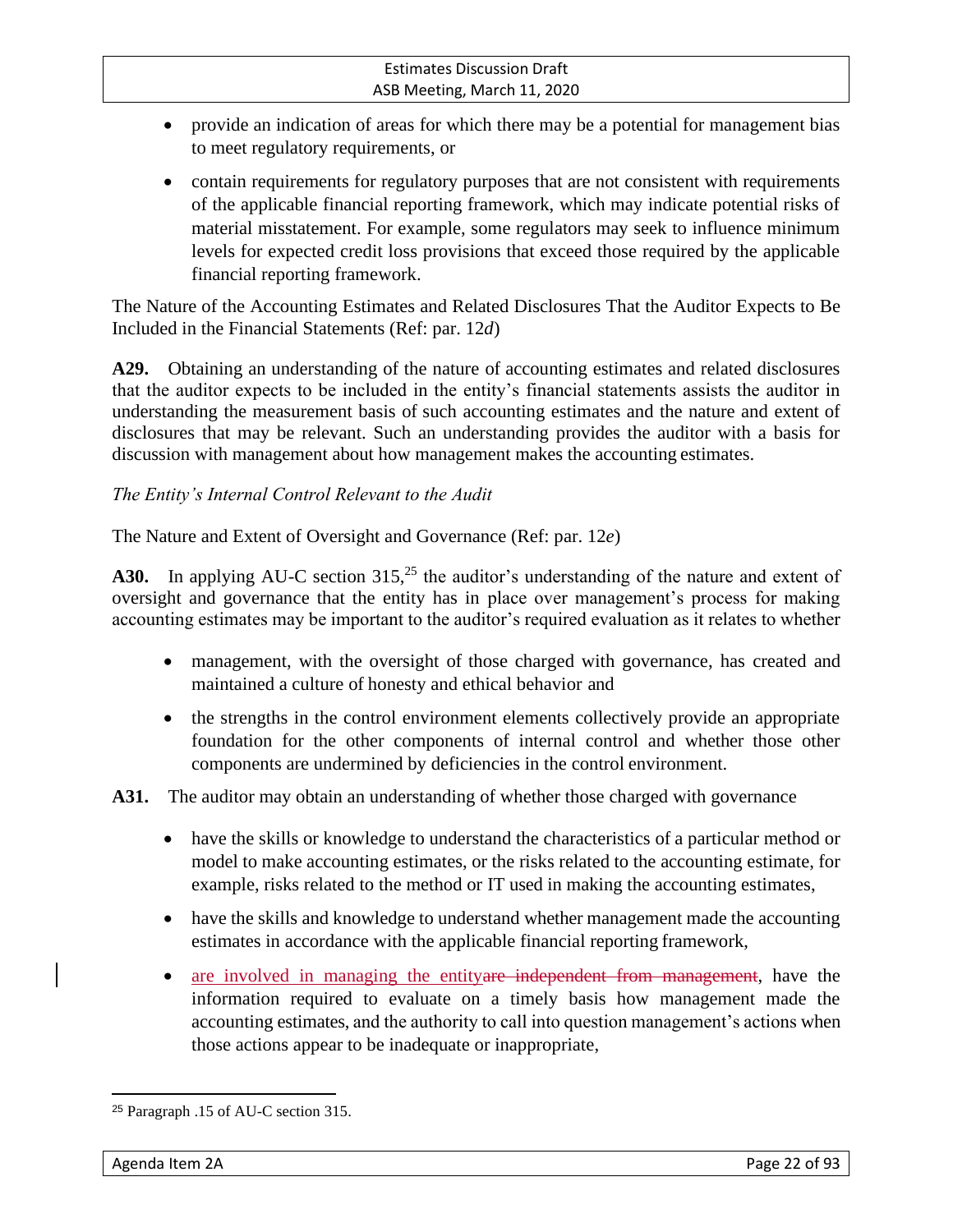- provide an indication of areas for which there may be a potential for management bias to meet regulatory requirements, or
- contain requirements for regulatory purposes that are not consistent with requirements of the applicable financial reporting framework, which may indicate potential risks of material misstatement. For example, some regulators may seek to influence minimum levels for expected credit loss provisions that exceed those required by the applicable financial reporting framework.

The Nature of the Accounting Estimates and Related Disclosures That the Auditor Expects to Be Included in the Financial Statements (Ref: par. 12*d*)

**A29.** Obtaining an understanding of the nature of accounting estimates and related disclosures that the auditor expects to be included in the entity's financial statements assists the auditor in understanding the measurement basis of such accounting estimates and the nature and extent of disclosures that may be relevant. Such an understanding provides the auditor with a basis for discussion with management about how management makes the accounting estimates.

*The Entity's Internal Control Relevant to the Audit*

The Nature and Extent of Oversight and Governance (Ref: par. 12*e*)

**A30.** In applying AU-C section 315,[25] the auditor's understanding of the nature and extent of oversight and governance that the entity has in place over management's process for making accounting estimates may be important to the auditor's required evaluation as it relates to whether

- management, with the oversight of those charged with governance, has created and maintained a culture of honesty and ethical behavior and
- the strengths in the control environment elements collectively provide an appropriate foundation for the other components of internal control and whether those other components are undermined by deficiencies in the control environment.

**A31.** The auditor may obtain an understanding of whether those charged with governance

- have the skills or knowledge to understand the characteristics of a particular method or model to make accounting estimates, or the risks related to the accounting estimate, for example, risks related to the method or IT used in making the accounting estimates,
- have the skills and knowledge to understand whether management made the accounting estimates in accordance with the applicable financial reporting framework,
- are involved in managing the entity~~are independent from management~~, have the information required to evaluate on a timely basis how management made the accounting estimates, and the authority to call into question management's actions when those actions appear to be inadequate or inappropriate,

---

[25] Paragraph .15 of AU-C section 315.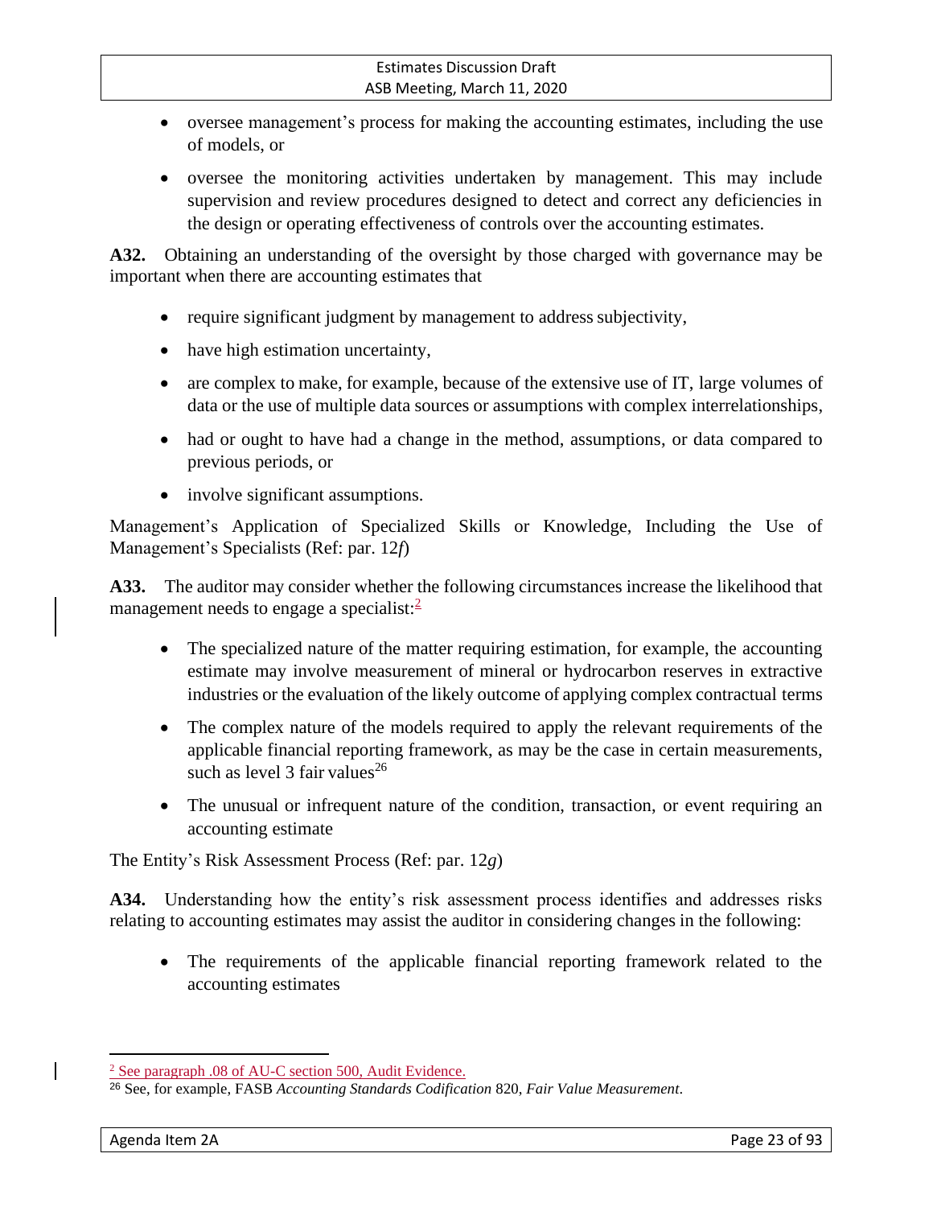- oversee management's process for making the accounting estimates, including the use of models, or
- oversee the monitoring activities undertaken by management. This may include supervision and review procedures designed to detect and correct any deficiencies in the design or operating effectiveness of controls over the accounting estimates.

**A32.** Obtaining an understanding of the oversight by those charged with governance may be important when there are accounting estimates that

- require significant judgment by management to address subjectivity,
- have high estimation uncertainty,
- are complex to make, for example, because of the extensive use of IT, large volumes of data or the use of multiple data sources or assumptions with complex interrelationships,
- had or ought to have had a change in the method, assumptions, or data compared to previous periods, or
- involve significant assumptions.

Management's Application of Specialized Skills or Knowledge, Including the Use of Management's Specialists (Ref: par. 12*f*)

**A33.** The auditor may consider whether the following circumstances increase the likelihood that management needs to engage a specialist:[2]

- The specialized nature of the matter requiring estimation, for example, the accounting estimate may involve measurement of mineral or hydrocarbon reserves in extractive industries or the evaluation of the likely outcome of applying complex contractual terms
- The complex nature of the models required to apply the relevant requirements of the applicable financial reporting framework, as may be the case in certain measurements, such as level 3 fair values[26]
- The unusual or infrequent nature of the condition, transaction, or event requiring an accounting estimate

The Entity's Risk Assessment Process (Ref: par. 12*g*)

**A34.** Understanding how the entity's risk assessment process identifies and addresses risks relating to accounting estimates may assist the auditor in considering changes in the following:

- The requirements of the applicable financial reporting framework related to the accounting estimates

---

[2] See paragraph .08 of AU-C section 500, Audit Evidence.

[26] See, for example, FASB *Accounting Standards Codification* 820, *Fair Value Measurement*.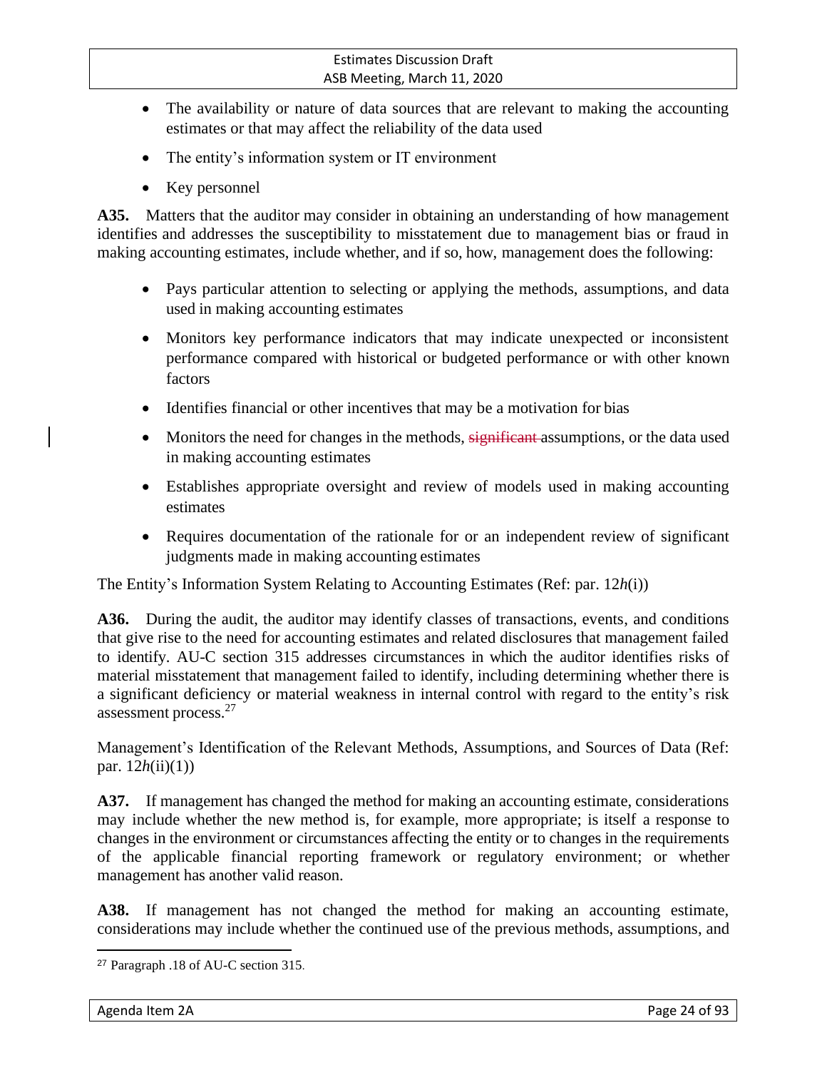- The availability or nature of data sources that are relevant to making the accounting estimates or that may affect the reliability of the data used
- The entity's information system or IT environment
- Key personnel

**A35.** Matters that the auditor may consider in obtaining an understanding of how management identifies and addresses the susceptibility to misstatement due to management bias or fraud in making accounting estimates, include whether, and if so, how, management does the following:

- Pays particular attention to selecting or applying the methods, assumptions, and data used in making accounting estimates
- Monitors key performance indicators that may indicate unexpected or inconsistent performance compared with historical or budgeted performance or with other known factors
- Identifies financial or other incentives that may be a motivation for bias
- Monitors the need for changes in the methods, ~~significant~~ assumptions, or the data used in making accounting estimates
- Establishes appropriate oversight and review of models used in making accounting estimates
- Requires documentation of the rationale for or an independent review of significant judgments made in making accounting estimates

The Entity's Information System Relating to Accounting Estimates (Ref: par. 12*h*(i))

**A36.** During the audit, the auditor may identify classes of transactions, events, and conditions that give rise to the need for accounting estimates and related disclosures that management failed to identify. AU-C section 315 addresses circumstances in which the auditor identifies risks of material misstatement that management failed to identify, including determining whether there is a significant deficiency or material weakness in internal control with regard to the entity's risk assessment process.[27]

Management's Identification of the Relevant Methods, Assumptions, and Sources of Data (Ref: par. 12*h*(ii)(1))

**A37.** If management has changed the method for making an accounting estimate, considerations may include whether the new method is, for example, more appropriate; is itself a response to changes in the environment or circumstances affecting the entity or to changes in the requirements of the applicable financial reporting framework or regulatory environment; or whether management has another valid reason.

**A38.** If management has not changed the method for making an accounting estimate, considerations may include whether the continued use of the previous methods, assumptions, and

---

[27] Paragraph .18 of AU-C section 315.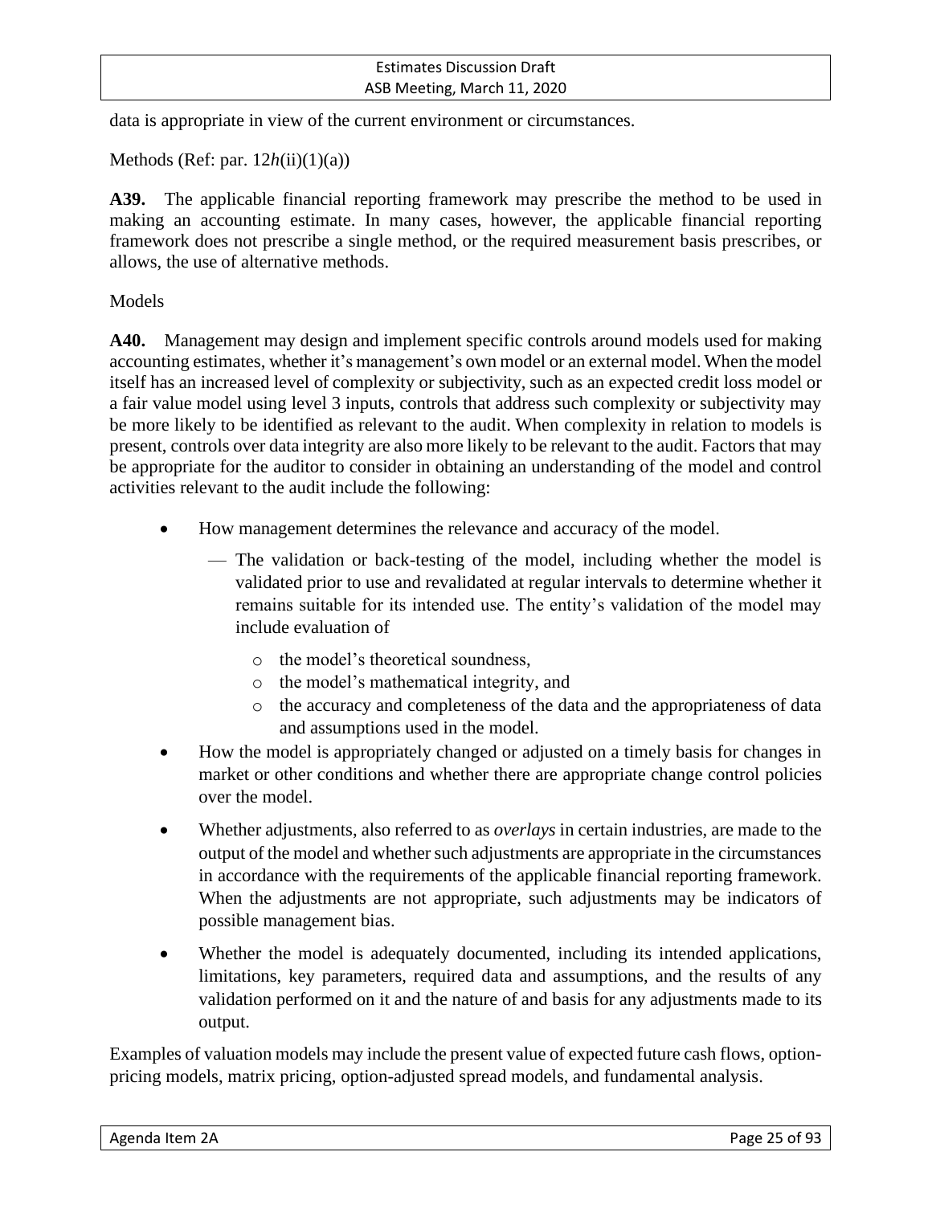data is appropriate in view of the current environment or circumstances.

Methods (Ref: par. 12*h*(ii)(1)(a))

**A39.** The applicable financial reporting framework may prescribe the method to be used in making an accounting estimate. In many cases, however, the applicable financial reporting framework does not prescribe a single method, or the required measurement basis prescribes, or allows, the use of alternative methods.

Models

**A40.** Management may design and implement specific controls around models used for making accounting estimates, whether it's management's own model or an external model. When the model itself has an increased level of complexity or subjectivity, such as an expected credit loss model or a fair value model using level 3 inputs, controls that address such complexity or subjectivity may be more likely to be identified as relevant to the audit. When complexity in relation to models is present, controls over data integrity are also more likely to be relevant to the audit. Factors that may be appropriate for the auditor to consider in obtaining an understanding of the model and control activities relevant to the audit include the following:

- How management determines the relevance and accuracy of the model.
  - The validation or back-testing of the model, including whether the model is validated prior to use and revalidated at regular intervals to determine whether it remains suitable for its intended use. The entity's validation of the model may include evaluation of
    - the model's theoretical soundness,
    - the model's mathematical integrity, and
    - the accuracy and completeness of the data and the appropriateness of data and assumptions used in the model.
- How the model is appropriately changed or adjusted on a timely basis for changes in market or other conditions and whether there are appropriate change control policies over the model.
- Whether adjustments, also referred to as *overlays* in certain industries, are made to the output of the model and whether such adjustments are appropriate in the circumstances in accordance with the requirements of the applicable financial reporting framework. When the adjustments are not appropriate, such adjustments may be indicators of possible management bias.
- Whether the model is adequately documented, including its intended applications, limitations, key parameters, required data and assumptions, and the results of any validation performed on it and the nature of and basis for any adjustments made to its output.

Examples of valuation models may include the present value of expected future cash flows, option-pricing models, matrix pricing, option-adjusted spread models, and fundamental analysis.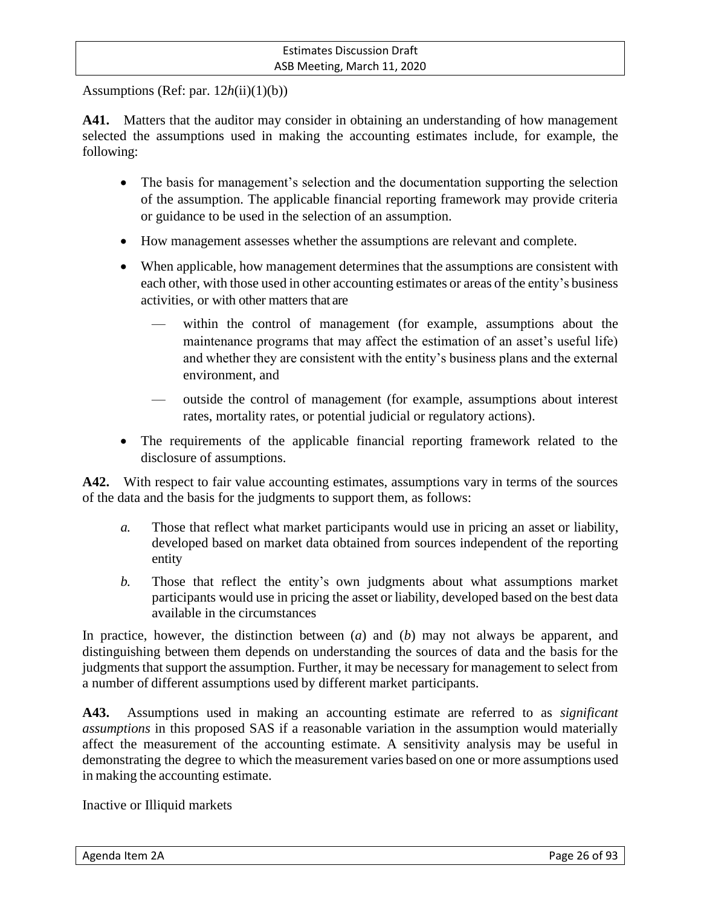Assumptions (Ref: par. 12*h*(ii)(1)(b))

**A41.** Matters that the auditor may consider in obtaining an understanding of how management selected the assumptions used in making the accounting estimates include, for example, the following:

- The basis for management's selection and the documentation supporting the selection of the assumption. The applicable financial reporting framework may provide criteria or guidance to be used in the selection of an assumption.
- How management assesses whether the assumptions are relevant and complete.
- When applicable, how management determines that the assumptions are consistent with each other, with those used in other accounting estimates or areas of the entity's business activities, or with other matters that are
  - — within the control of management (for example, assumptions about the maintenance programs that may affect the estimation of an asset's useful life) and whether they are consistent with the entity's business plans and the external environment, and
  - — outside the control of management (for example, assumptions about interest rates, mortality rates, or potential judicial or regulatory actions).
- The requirements of the applicable financial reporting framework related to the disclosure of assumptions.

**A42.** With respect to fair value accounting estimates, assumptions vary in terms of the sources of the data and the basis for the judgments to support them, as follows:

*a.* Those that reflect what market participants would use in pricing an asset or liability, developed based on market data obtained from sources independent of the reporting entity

*b.* Those that reflect the entity's own judgments about what assumptions market participants would use in pricing the asset or liability, developed based on the best data available in the circumstances

In practice, however, the distinction between (*a*) and (*b*) may not always be apparent, and distinguishing between them depends on understanding the sources of data and the basis for the judgments that support the assumption. Further, it may be necessary for management to select from a number of different assumptions used by different market participants.

**A43.** Assumptions used in making an accounting estimate are referred to as *significant assumptions* in this proposed SAS if a reasonable variation in the assumption would materially affect the measurement of the accounting estimate. A sensitivity analysis may be useful in demonstrating the degree to which the measurement varies based on one or more assumptions used in making the accounting estimate.

Inactive or Illiquid markets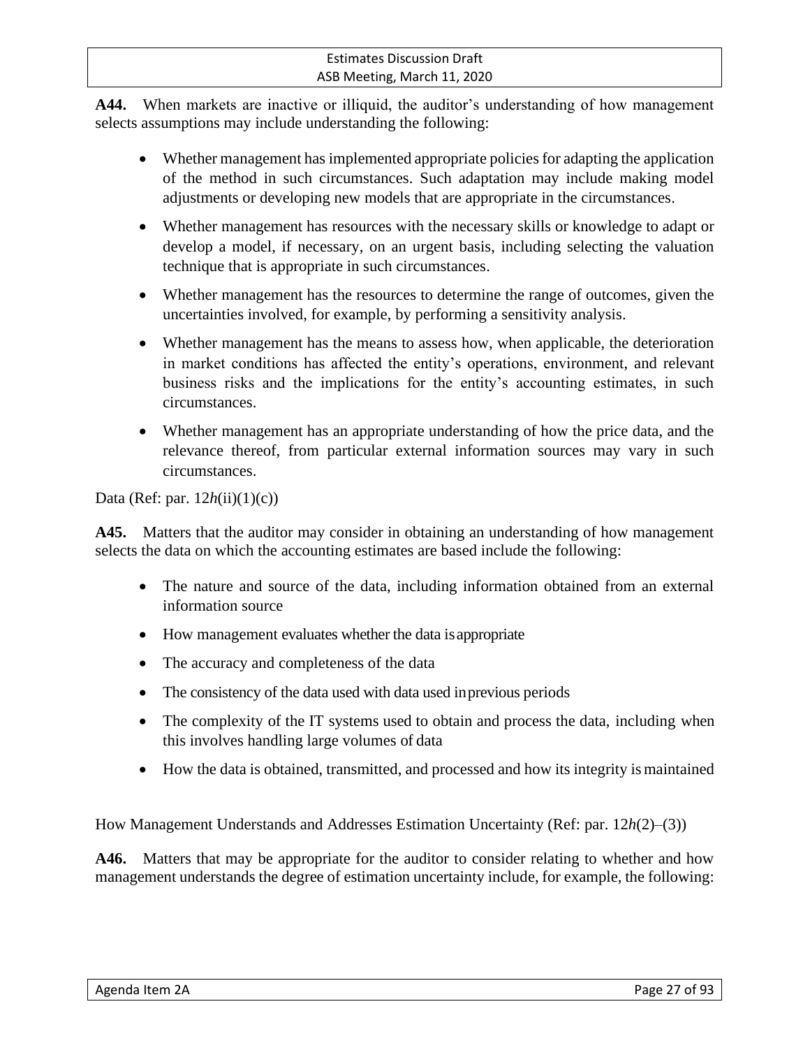**A44.** When markets are inactive or illiquid, the auditor's understanding of how management selects assumptions may include understanding the following:

- Whether management has implemented appropriate policies for adapting the application of the method in such circumstances. Such adaptation may include making model adjustments or developing new models that are appropriate in the circumstances.
- Whether management has resources with the necessary skills or knowledge to adapt or develop a model, if necessary, on an urgent basis, including selecting the valuation technique that is appropriate in such circumstances.
- Whether management has the resources to determine the range of outcomes, given the uncertainties involved, for example, by performing a sensitivity analysis.
- Whether management has the means to assess how, when applicable, the deterioration in market conditions has affected the entity's operations, environment, and relevant business risks and the implications for the entity's accounting estimates, in such circumstances.
- Whether management has an appropriate understanding of how the price data, and the relevance thereof, from particular external information sources may vary in such circumstances.

Data (Ref: par. 12*h*(ii)(1)(c))

**A45.** Matters that the auditor may consider in obtaining an understanding of how management selects the data on which the accounting estimates are based include the following:

- The nature and source of the data, including information obtained from an external information source
- How management evaluates whether the data is appropriate
- The accuracy and completeness of the data
- The consistency of the data used with data used in previous periods
- The complexity of the IT systems used to obtain and process the data, including when this involves handling large volumes of data
- How the data is obtained, transmitted, and processed and how its integrity is maintained

How Management Understands and Addresses Estimation Uncertainty (Ref: par. 12*h*(2)–(3))

**A46.** Matters that may be appropriate for the auditor to consider relating to whether and how management understands the degree of estimation uncertainty include, for example, the following: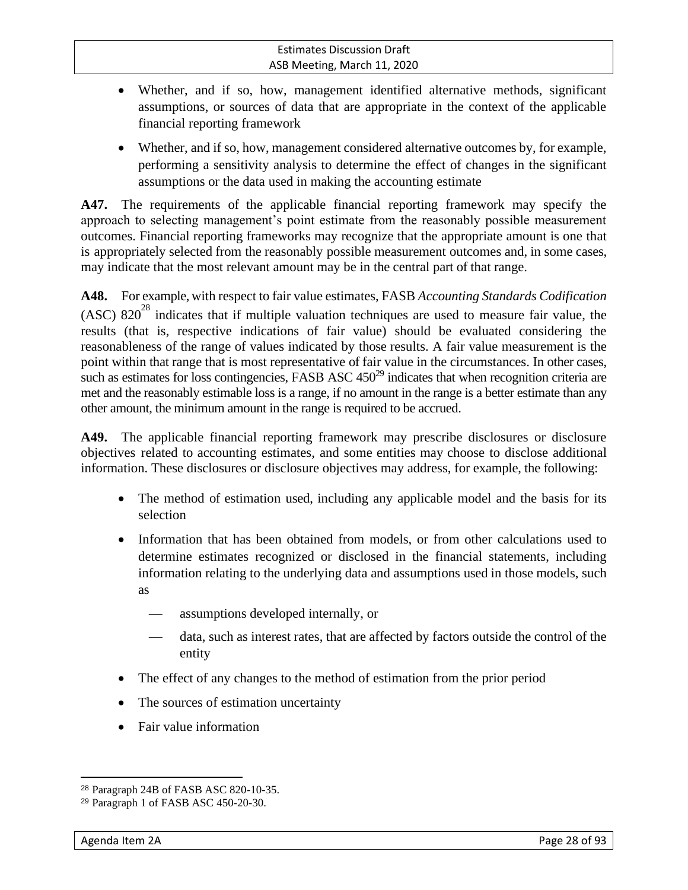- Whether, and if so, how, management identified alternative methods, significant assumptions, or sources of data that are appropriate in the context of the applicable financial reporting framework
- Whether, and if so, how, management considered alternative outcomes by, for example, performing a sensitivity analysis to determine the effect of changes in the significant assumptions or the data used in making the accounting estimate

**A47.** The requirements of the applicable financial reporting framework may specify the approach to selecting management's point estimate from the reasonably possible measurement outcomes. Financial reporting frameworks may recognize that the appropriate amount is one that is appropriately selected from the reasonably possible measurement outcomes and, in some cases, may indicate that the most relevant amount may be in the central part of that range.

**A48.** For example, with respect to fair value estimates, FASB *Accounting Standards Codification* (ASC) 820[28] indicates that if multiple valuation techniques are used to measure fair value, the results (that is, respective indications of fair value) should be evaluated considering the reasonableness of the range of values indicated by those results. A fair value measurement is the point within that range that is most representative of fair value in the circumstances. In other cases, such as estimates for loss contingencies, FASB ASC 450[29] indicates that when recognition criteria are met and the reasonably estimable loss is a range, if no amount in the range is a better estimate than any other amount, the minimum amount in the range is required to be accrued.

**A49.** The applicable financial reporting framework may prescribe disclosures or disclosure objectives related to accounting estimates, and some entities may choose to disclose additional information. These disclosures or disclosure objectives may address, for example, the following:

- The method of estimation used, including any applicable model and the basis for its selection
- Information that has been obtained from models, or from other calculations used to determine estimates recognized or disclosed in the financial statements, including information relating to the underlying data and assumptions used in those models, such as
  - assumptions developed internally, or
  - data, such as interest rates, that are affected by factors outside the control of the entity
- The effect of any changes to the method of estimation from the prior period
- The sources of estimation uncertainty
- Fair value information

---

[28] Paragraph 24B of FASB ASC 820-10-35.

[29] Paragraph 1 of FASB ASC 450-20-30.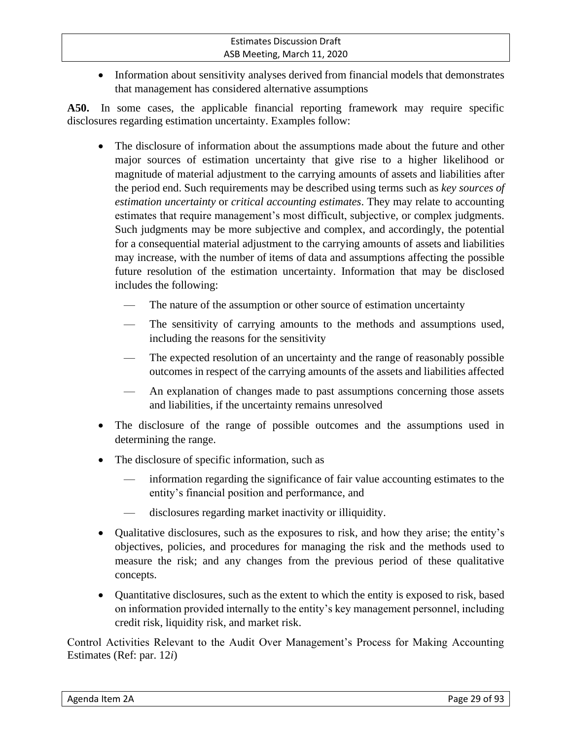- Information about sensitivity analyses derived from financial models that demonstrates that management has considered alternative assumptions

**A50.** In some cases, the applicable financial reporting framework may require specific disclosures regarding estimation uncertainty. Examples follow:

- The disclosure of information about the assumptions made about the future and other major sources of estimation uncertainty that give rise to a higher likelihood or magnitude of material adjustment to the carrying amounts of assets and liabilities after the period end. Such requirements may be described using terms such as *key sources of estimation uncertainty* or *critical accounting estimates*. They may relate to accounting estimates that require management's most difficult, subjective, or complex judgments. Such judgments may be more subjective and complex, and accordingly, the potential for a consequential material adjustment to the carrying amounts of assets and liabilities may increase, with the number of items of data and assumptions affecting the possible future resolution of the estimation uncertainty. Information that may be disclosed includes the following:
  - The nature of the assumption or other source of estimation uncertainty
  - The sensitivity of carrying amounts to the methods and assumptions used, including the reasons for the sensitivity
  - The expected resolution of an uncertainty and the range of reasonably possible outcomes in respect of the carrying amounts of the assets and liabilities affected
  - An explanation of changes made to past assumptions concerning those assets and liabilities, if the uncertainty remains unresolved
- The disclosure of the range of possible outcomes and the assumptions used in determining the range.
- The disclosure of specific information, such as
  - information regarding the significance of fair value accounting estimates to the entity's financial position and performance, and
  - disclosures regarding market inactivity or illiquidity.
- Qualitative disclosures, such as the exposures to risk, and how they arise; the entity's objectives, policies, and procedures for managing the risk and the methods used to measure the risk; and any changes from the previous period of these qualitative concepts.
- Quantitative disclosures, such as the extent to which the entity is exposed to risk, based on information provided internally to the entity's key management personnel, including credit risk, liquidity risk, and market risk.

Control Activities Relevant to the Audit Over Management's Process for Making Accounting Estimates (Ref: par. 12*i*)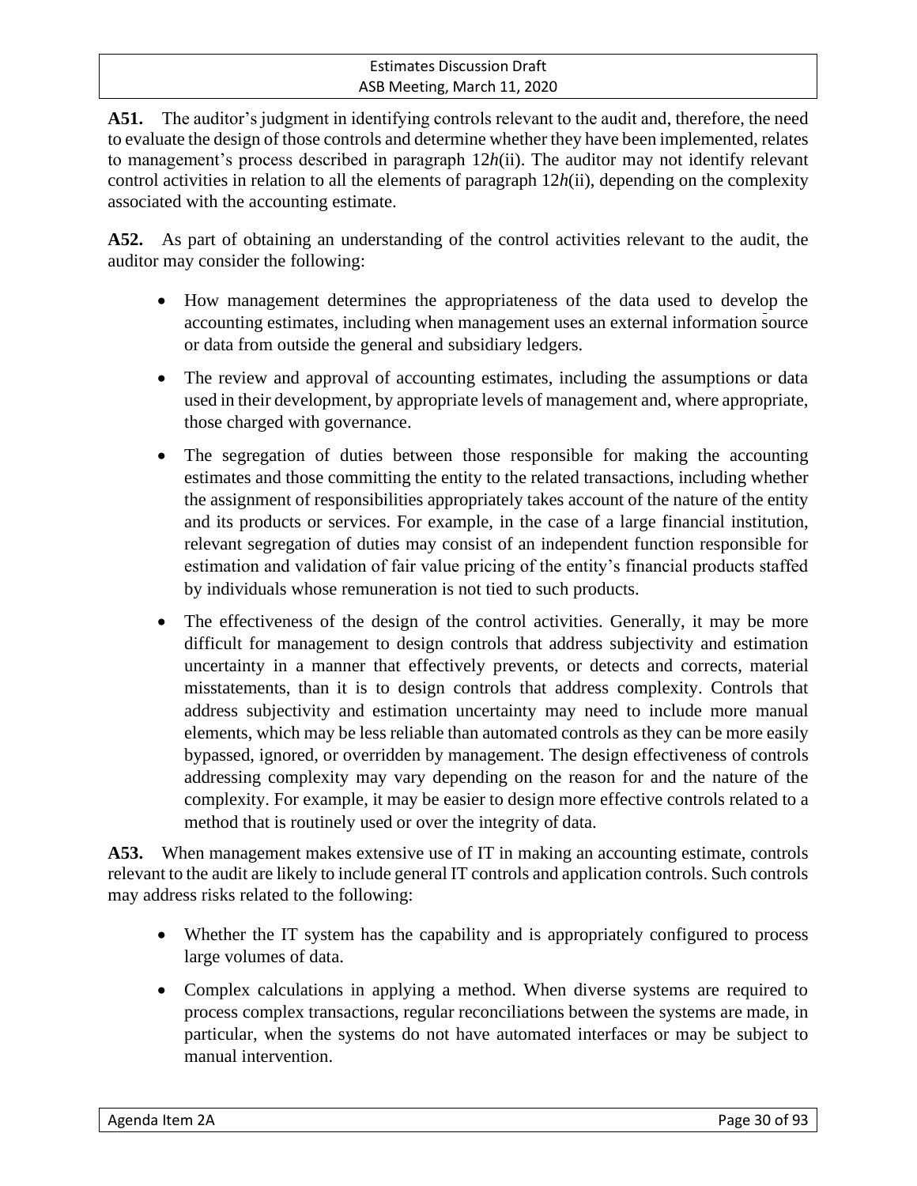**A51.** The auditor's judgment in identifying controls relevant to the audit and, therefore, the need to evaluate the design of those controls and determine whether they have been implemented, relates to management's process described in paragraph 12*h*(ii). The auditor may not identify relevant control activities in relation to all the elements of paragraph 12*h*(ii), depending on the complexity associated with the accounting estimate.

**A52.** As part of obtaining an understanding of the control activities relevant to the audit, the auditor may consider the following:

- How management determines the appropriateness of the data used to develop the accounting estimates, including when management uses an external information source or data from outside the general and subsidiary ledgers.
- The review and approval of accounting estimates, including the assumptions or data used in their development, by appropriate levels of management and, where appropriate, those charged with governance.
- The segregation of duties between those responsible for making the accounting estimates and those committing the entity to the related transactions, including whether the assignment of responsibilities appropriately takes account of the nature of the entity and its products or services. For example, in the case of a large financial institution, relevant segregation of duties may consist of an independent function responsible for estimation and validation of fair value pricing of the entity's financial products staffed by individuals whose remuneration is not tied to such products.
- The effectiveness of the design of the control activities. Generally, it may be more difficult for management to design controls that address subjectivity and estimation uncertainty in a manner that effectively prevents, or detects and corrects, material misstatements, than it is to design controls that address complexity. Controls that address subjectivity and estimation uncertainty may need to include more manual elements, which may be less reliable than automated controls as they can be more easily bypassed, ignored, or overridden by management. The design effectiveness of controls addressing complexity may vary depending on the reason for and the nature of the complexity. For example, it may be easier to design more effective controls related to a method that is routinely used or over the integrity of data.

**A53.** When management makes extensive use of IT in making an accounting estimate, controls relevant to the audit are likely to include general IT controls and application controls. Such controls may address risks related to the following:

- Whether the IT system has the capability and is appropriately configured to process large volumes of data.
- Complex calculations in applying a method. When diverse systems are required to process complex transactions, regular reconciliations between the systems are made, in particular, when the systems do not have automated interfaces or may be subject to manual intervention.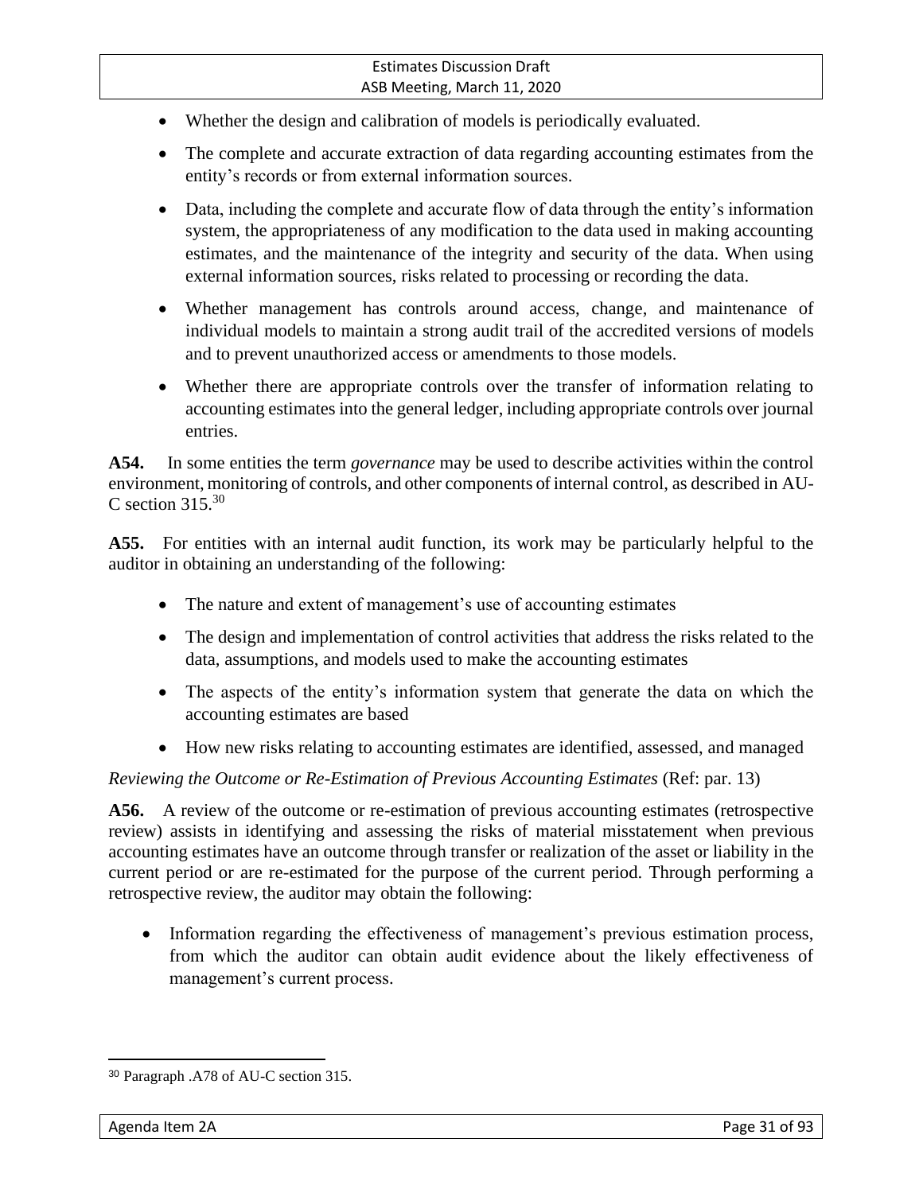- Whether the design and calibration of models is periodically evaluated.
- The complete and accurate extraction of data regarding accounting estimates from the entity's records or from external information sources.
- Data, including the complete and accurate flow of data through the entity's information system, the appropriateness of any modification to the data used in making accounting estimates, and the maintenance of the integrity and security of the data. When using external information sources, risks related to processing or recording the data.
- Whether management has controls around access, change, and maintenance of individual models to maintain a strong audit trail of the accredited versions of models and to prevent unauthorized access or amendments to those models.
- Whether there are appropriate controls over the transfer of information relating to accounting estimates into the general ledger, including appropriate controls over journal entries.

**A54.** In some entities the term *governance* may be used to describe activities within the control environment, monitoring of controls, and other components of internal control, as described in AU-C section 315.[30]

**A55.** For entities with an internal audit function, its work may be particularly helpful to the auditor in obtaining an understanding of the following:

- The nature and extent of management's use of accounting estimates
- The design and implementation of control activities that address the risks related to the data, assumptions, and models used to make the accounting estimates
- The aspects of the entity's information system that generate the data on which the accounting estimates are based
- How new risks relating to accounting estimates are identified, assessed, and managed

*Reviewing the Outcome or Re-Estimation of Previous Accounting Estimates* (Ref: par. 13)

**A56.** A review of the outcome or re-estimation of previous accounting estimates (retrospective review) assists in identifying and assessing the risks of material misstatement when previous accounting estimates have an outcome through transfer or realization of the asset or liability in the current period or are re-estimated for the purpose of the current period. Through performing a retrospective review, the auditor may obtain the following:

- Information regarding the effectiveness of management's previous estimation process, from which the auditor can obtain audit evidence about the likely effectiveness of management's current process.

---

[30] Paragraph .A78 of AU-C section 315.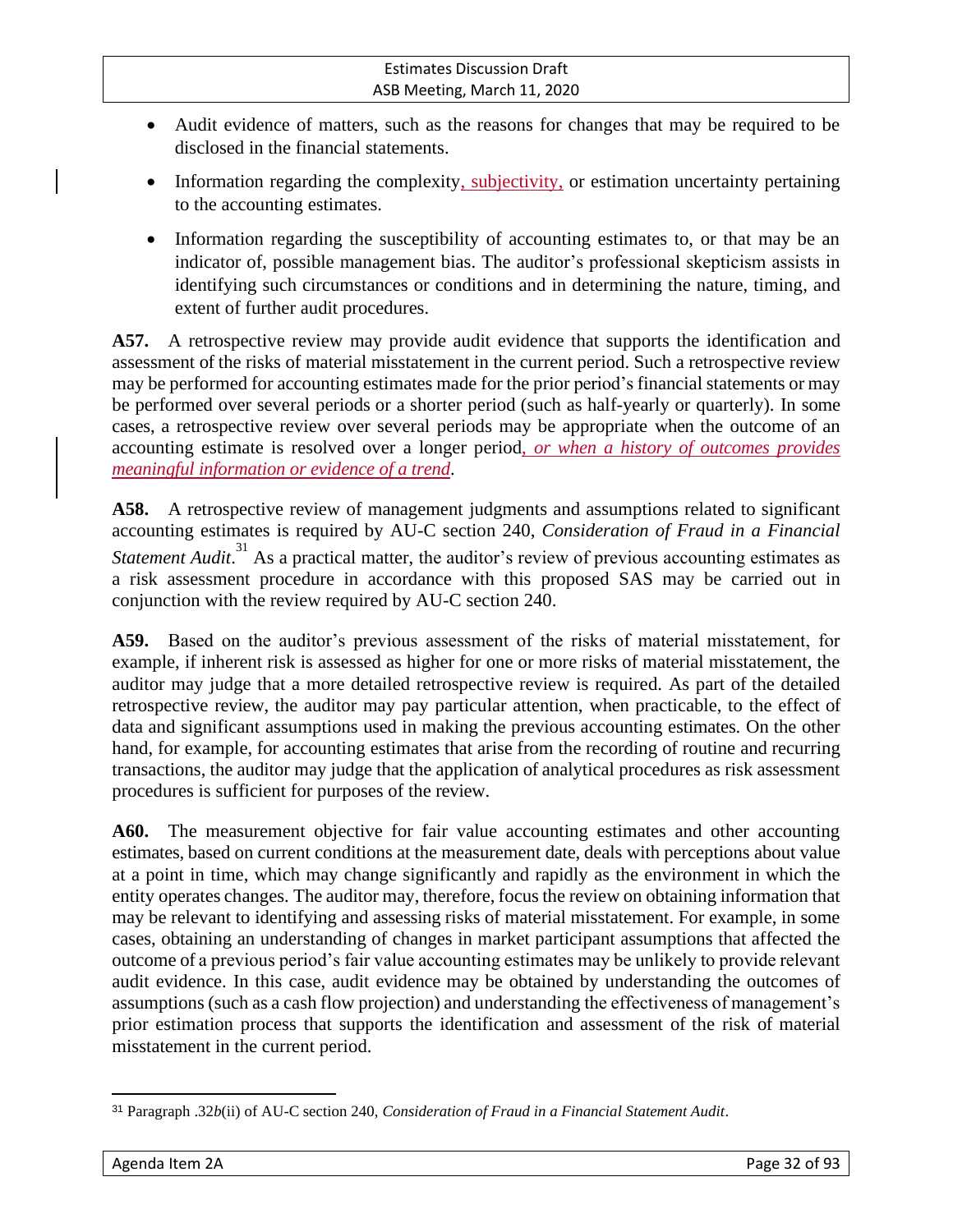- Audit evidence of matters, such as the reasons for changes that may be required to be disclosed in the financial statements.
- Information regarding the complexity, subjectivity, or estimation uncertainty pertaining to the accounting estimates.
- Information regarding the susceptibility of accounting estimates to, or that may be an indicator of, possible management bias. The auditor's professional skepticism assists in identifying such circumstances or conditions and in determining the nature, timing, and extent of further audit procedures.

**A57.** A retrospective review may provide audit evidence that supports the identification and assessment of the risks of material misstatement in the current period. Such a retrospective review may be performed for accounting estimates made for the prior period's financial statements or may be performed over several periods or a shorter period (such as half-yearly or quarterly). In some cases, a retrospective review over several periods may be appropriate when the outcome of an accounting estimate is resolved over a longer period*, or when a history of outcomes provides meaningful information or evidence of a trend*.

**A58.** A retrospective review of management judgments and assumptions related to significant accounting estimates is required by AU-C section 240, *Consideration of Fraud in a Financial Statement Audit*.[31] As a practical matter, the auditor's review of previous accounting estimates as a risk assessment procedure in accordance with this proposed SAS may be carried out in conjunction with the review required by AU-C section 240.

**A59.** Based on the auditor's previous assessment of the risks of material misstatement, for example, if inherent risk is assessed as higher for one or more risks of material misstatement, the auditor may judge that a more detailed retrospective review is required. As part of the detailed retrospective review, the auditor may pay particular attention, when practicable, to the effect of data and significant assumptions used in making the previous accounting estimates. On the other hand, for example, for accounting estimates that arise from the recording of routine and recurring transactions, the auditor may judge that the application of analytical procedures as risk assessment procedures is sufficient for purposes of the review.

**A60.** The measurement objective for fair value accounting estimates and other accounting estimates, based on current conditions at the measurement date, deals with perceptions about value at a point in time, which may change significantly and rapidly as the environment in which the entity operates changes. The auditor may, therefore, focus the review on obtaining information that may be relevant to identifying and assessing risks of material misstatement. For example, in some cases, obtaining an understanding of changes in market participant assumptions that affected the outcome of a previous period's fair value accounting estimates may be unlikely to provide relevant audit evidence. In this case, audit evidence may be obtained by understanding the outcomes of assumptions (such as a cash flow projection) and understanding the effectiveness of management's prior estimation process that supports the identification and assessment of the risk of material misstatement in the current period.

---

[31] Paragraph .32*b*(ii) of AU-C section 240, *Consideration of Fraud in a Financial Statement Audit*.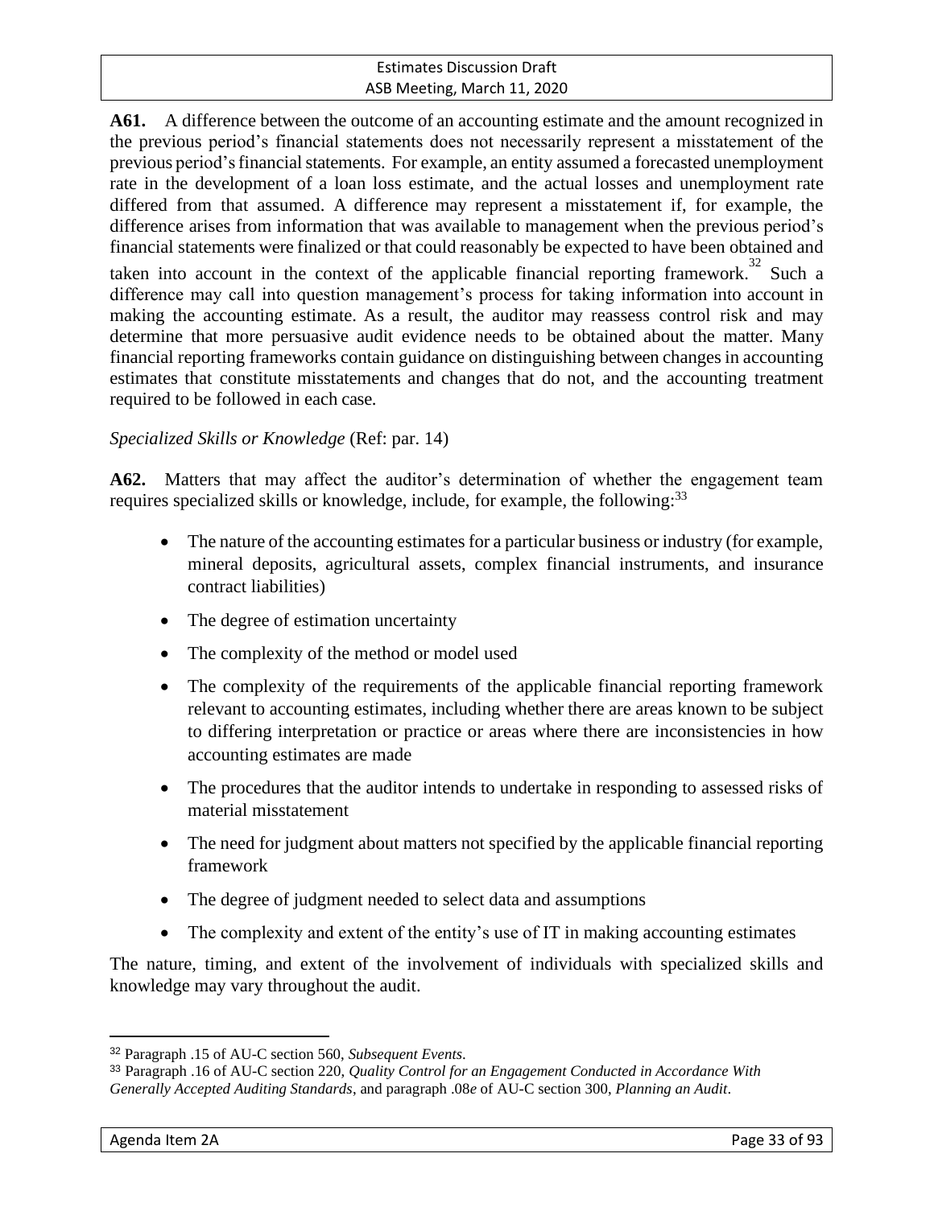**A61.** A difference between the outcome of an accounting estimate and the amount recognized in the previous period's financial statements does not necessarily represent a misstatement of the previous period's financial statements. For example, an entity assumed a forecasted unemployment rate in the development of a loan loss estimate, and the actual losses and unemployment rate differed from that assumed. A difference may represent a misstatement if, for example, the difference arises from information that was available to management when the previous period's financial statements were finalized or that could reasonably be expected to have been obtained and taken into account in the context of the applicable financial reporting framework.[32] Such a difference may call into question management's process for taking information into account in making the accounting estimate. As a result, the auditor may reassess control risk and may determine that more persuasive audit evidence needs to be obtained about the matter. Many financial reporting frameworks contain guidance on distinguishing between changes in accounting estimates that constitute misstatements and changes that do not, and the accounting treatment required to be followed in each case.

*Specialized Skills or Knowledge* (Ref: par. 14)

**A62.** Matters that may affect the auditor's determination of whether the engagement team requires specialized skills or knowledge, include, for example, the following:[33]

- The nature of the accounting estimates for a particular business or industry (for example, mineral deposits, agricultural assets, complex financial instruments, and insurance contract liabilities)
- The degree of estimation uncertainty
- The complexity of the method or model used
- The complexity of the requirements of the applicable financial reporting framework relevant to accounting estimates, including whether there are areas known to be subject to differing interpretation or practice or areas where there are inconsistencies in how accounting estimates are made
- The procedures that the auditor intends to undertake in responding to assessed risks of material misstatement
- The need for judgment about matters not specified by the applicable financial reporting framework
- The degree of judgment needed to select data and assumptions
- The complexity and extent of the entity's use of IT in making accounting estimates

The nature, timing, and extent of the involvement of individuals with specialized skills and knowledge may vary throughout the audit.

---

[32] Paragraph .15 of AU-C section 560, *Subsequent Events*.

[33] Paragraph .16 of AU-C section 220, *Quality Control for an Engagement Conducted in Accordance With Generally Accepted Auditing Standards*, and paragraph .08*e* of AU-C section 300, *Planning an Audit*.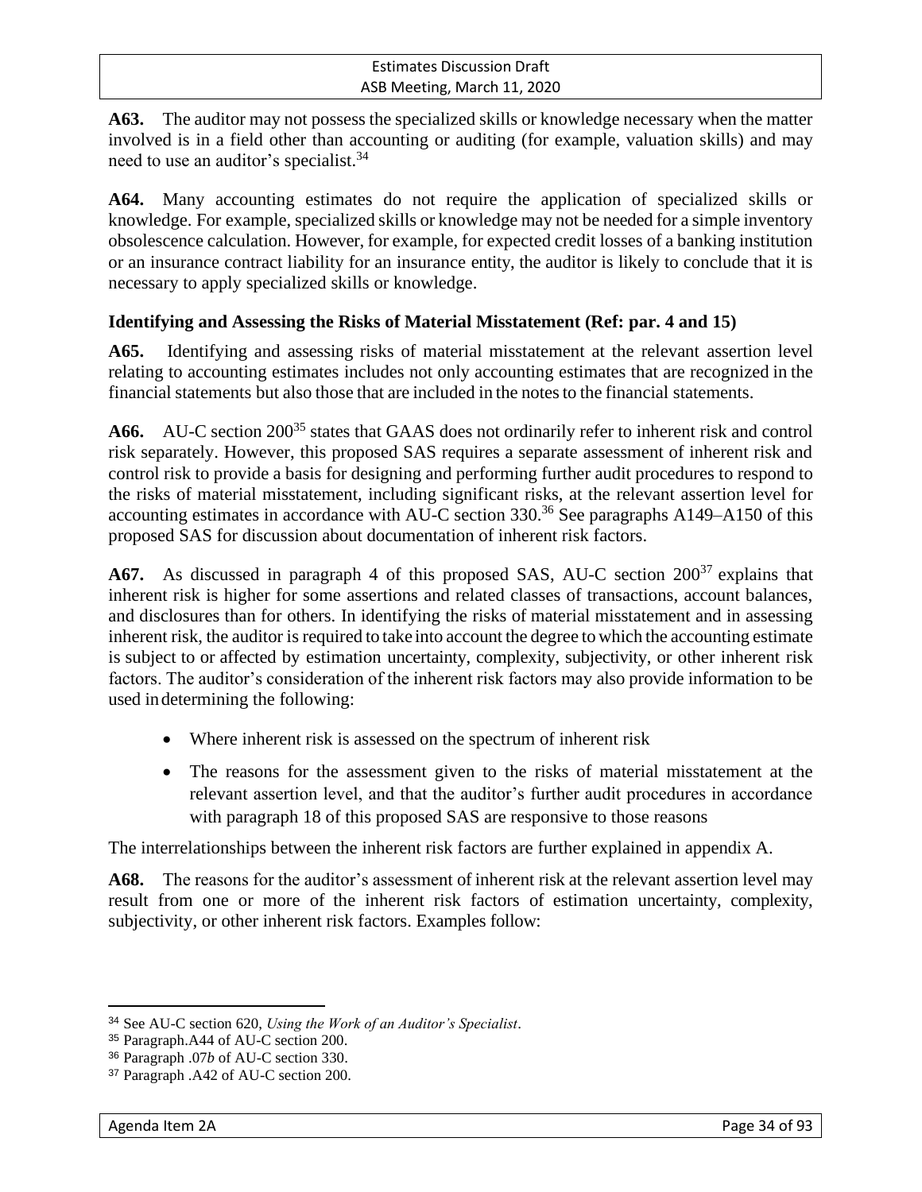**A63.** The auditor may not possess the specialized skills or knowledge necessary when the matter involved is in a field other than accounting or auditing (for example, valuation skills) and may need to use an auditor's specialist.[34]

**A64.** Many accounting estimates do not require the application of specialized skills or knowledge. For example, specialized skills or knowledge may not be needed for a simple inventory obsolescence calculation. However, for example, for expected credit losses of a banking institution or an insurance contract liability for an insurance entity, the auditor is likely to conclude that it is necessary to apply specialized skills or knowledge.

### Identifying and Assessing the Risks of Material Misstatement (Ref: par. 4 and 15)

**A65.** Identifying and assessing risks of material misstatement at the relevant assertion level relating to accounting estimates includes not only accounting estimates that are recognized in the financial statements but also those that are included in the notes to the financial statements.

**A66.** AU-C section 200[35] states that GAAS does not ordinarily refer to inherent risk and control risk separately. However, this proposed SAS requires a separate assessment of inherent risk and control risk to provide a basis for designing and performing further audit procedures to respond to the risks of material misstatement, including significant risks, at the relevant assertion level for accounting estimates in accordance with AU-C section 330.[36] See paragraphs A149–A150 of this proposed SAS for discussion about documentation of inherent risk factors.

**A67.** As discussed in paragraph 4 of this proposed SAS, AU-C section 200[37] explains that inherent risk is higher for some assertions and related classes of transactions, account balances, and disclosures than for others. In identifying the risks of material misstatement and in assessing inherent risk, the auditor is required to take into account the degree to which the accounting estimate is subject to or affected by estimation uncertainty, complexity, subjectivity, or other inherent risk factors. The auditor's consideration of the inherent risk factors may also provide information to be used in determining the following:

- Where inherent risk is assessed on the spectrum of inherent risk
- The reasons for the assessment given to the risks of material misstatement at the relevant assertion level, and that the auditor's further audit procedures in accordance with paragraph 18 of this proposed SAS are responsive to those reasons

The interrelationships between the inherent risk factors are further explained in appendix A.

**A68.** The reasons for the auditor's assessment of inherent risk at the relevant assertion level may result from one or more of the inherent risk factors of estimation uncertainty, complexity, subjectivity, or other inherent risk factors. Examples follow:

---

[34] See AU-C section 620, *Using the Work of an Auditor's Specialist*.

[35] Paragraph.A44 of AU-C section 200.

[36] Paragraph .07*b* of AU-C section 330.

[37] Paragraph .A42 of AU-C section 200.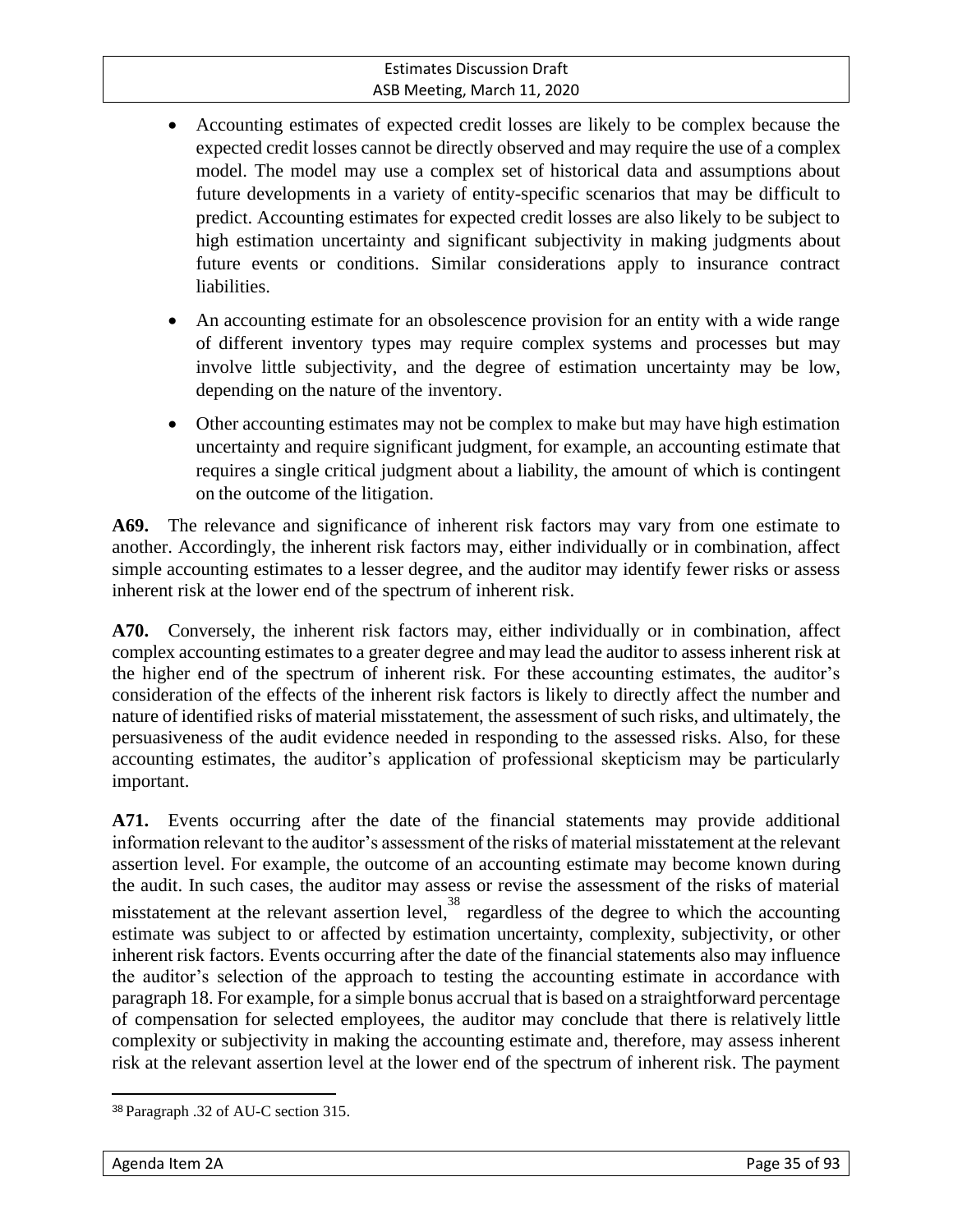- Accounting estimates of expected credit losses are likely to be complex because the expected credit losses cannot be directly observed and may require the use of a complex model. The model may use a complex set of historical data and assumptions about future developments in a variety of entity-specific scenarios that may be difficult to predict. Accounting estimates for expected credit losses are also likely to be subject to high estimation uncertainty and significant subjectivity in making judgments about future events or conditions. Similar considerations apply to insurance contract liabilities.

- An accounting estimate for an obsolescence provision for an entity with a wide range of different inventory types may require complex systems and processes but may involve little subjectivity, and the degree of estimation uncertainty may be low, depending on the nature of the inventory.

- Other accounting estimates may not be complex to make but may have high estimation uncertainty and require significant judgment, for example, an accounting estimate that requires a single critical judgment about a liability, the amount of which is contingent on the outcome of the litigation.

**A69.** The relevance and significance of inherent risk factors may vary from one estimate to another. Accordingly, the inherent risk factors may, either individually or in combination, affect simple accounting estimates to a lesser degree, and the auditor may identify fewer risks or assess inherent risk at the lower end of the spectrum of inherent risk.

**A70.** Conversely, the inherent risk factors may, either individually or in combination, affect complex accounting estimates to a greater degree and may lead the auditor to assess inherent risk at the higher end of the spectrum of inherent risk. For these accounting estimates, the auditor's consideration of the effects of the inherent risk factors is likely to directly affect the number and nature of identified risks of material misstatement, the assessment of such risks, and ultimately, the persuasiveness of the audit evidence needed in responding to the assessed risks. Also, for these accounting estimates, the auditor's application of professional skepticism may be particularly important.

**A71.** Events occurring after the date of the financial statements may provide additional information relevant to the auditor's assessment of the risks of material misstatement at the relevant assertion level. For example, the outcome of an accounting estimate may become known during the audit. In such cases, the auditor may assess or revise the assessment of the risks of material misstatement at the relevant assertion level,[38] regardless of the degree to which the accounting estimate was subject to or affected by estimation uncertainty, complexity, subjectivity, or other inherent risk factors. Events occurring after the date of the financial statements also may influence the auditor's selection of the approach to testing the accounting estimate in accordance with paragraph 18. For example, for a simple bonus accrual that is based on a straightforward percentage of compensation for selected employees, the auditor may conclude that there is relatively little complexity or subjectivity in making the accounting estimate and, therefore, may assess inherent risk at the relevant assertion level at the lower end of the spectrum of inherent risk. The payment

[38] Paragraph .32 of AU-C section 315.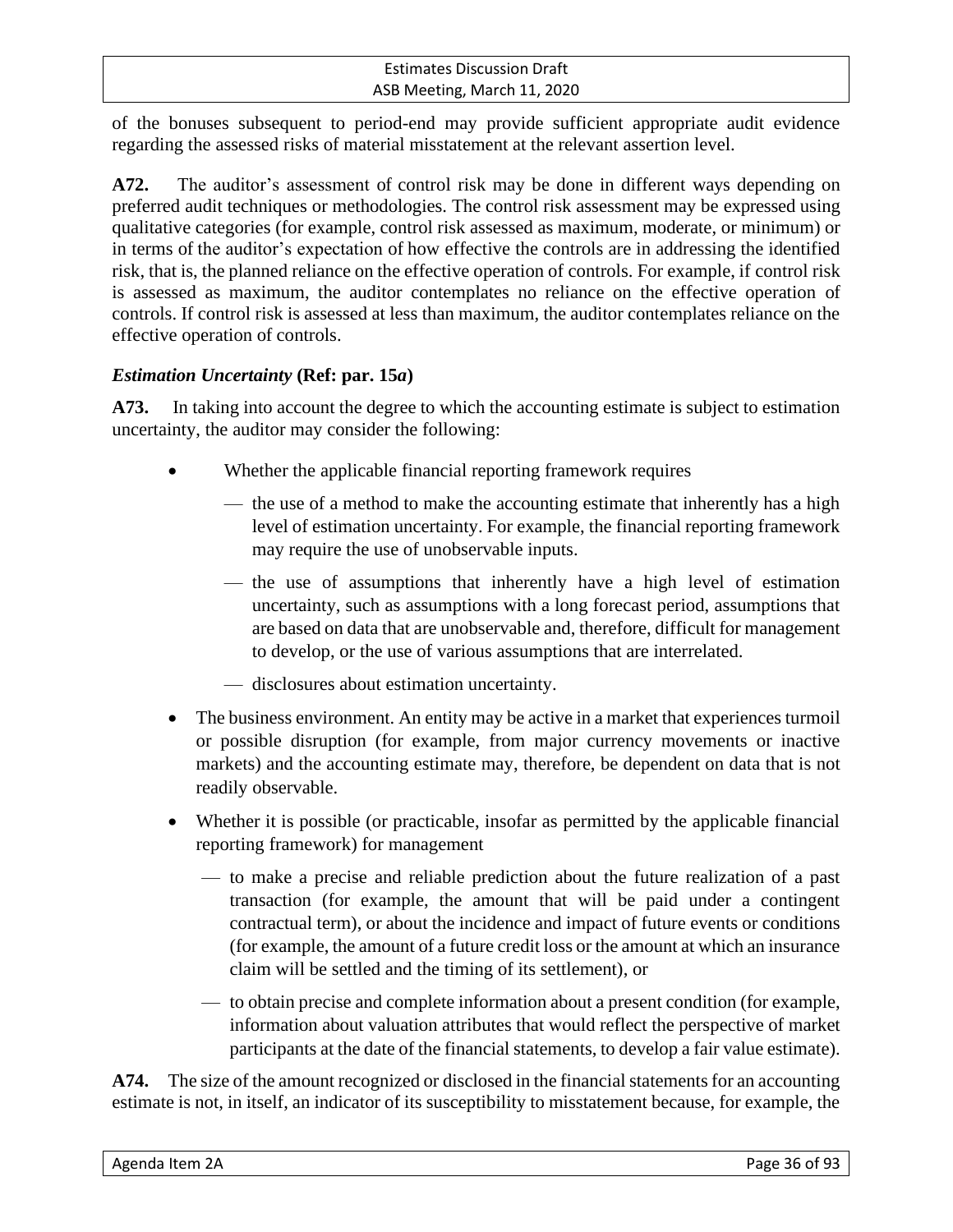of the bonuses subsequent to period-end may provide sufficient appropriate audit evidence regarding the assessed risks of material misstatement at the relevant assertion level.

**A72.** The auditor's assessment of control risk may be done in different ways depending on preferred audit techniques or methodologies. The control risk assessment may be expressed using qualitative categories (for example, control risk assessed as maximum, moderate, or minimum) or in terms of the auditor's expectation of how effective the controls are in addressing the identified risk, that is, the planned reliance on the effective operation of controls. For example, if control risk is assessed as maximum, the auditor contemplates no reliance on the effective operation of controls. If control risk is assessed at less than maximum, the auditor contemplates reliance on the effective operation of controls.

### *Estimation Uncertainty* (Ref: par. 15*a*)

**A73.** In taking into account the degree to which the accounting estimate is subject to estimation uncertainty, the auditor may consider the following:

- Whether the applicable financial reporting framework requires
  - the use of a method to make the accounting estimate that inherently has a high level of estimation uncertainty. For example, the financial reporting framework may require the use of unobservable inputs.
  - the use of assumptions that inherently have a high level of estimation uncertainty, such as assumptions with a long forecast period, assumptions that are based on data that are unobservable and, therefore, difficult for management to develop, or the use of various assumptions that are interrelated.
  - disclosures about estimation uncertainty.
- The business environment. An entity may be active in a market that experiences turmoil or possible disruption (for example, from major currency movements or inactive markets) and the accounting estimate may, therefore, be dependent on data that is not readily observable.
- Whether it is possible (or practicable, insofar as permitted by the applicable financial reporting framework) for management
  - to make a precise and reliable prediction about the future realization of a past transaction (for example, the amount that will be paid under a contingent contractual term), or about the incidence and impact of future events or conditions (for example, the amount of a future credit loss or the amount at which an insurance claim will be settled and the timing of its settlement), or
  - to obtain precise and complete information about a present condition (for example, information about valuation attributes that would reflect the perspective of market participants at the date of the financial statements, to develop a fair value estimate).

**A74.** The size of the amount recognized or disclosed in the financial statements for an accounting estimate is not, in itself, an indicator of its susceptibility to misstatement because, for example, the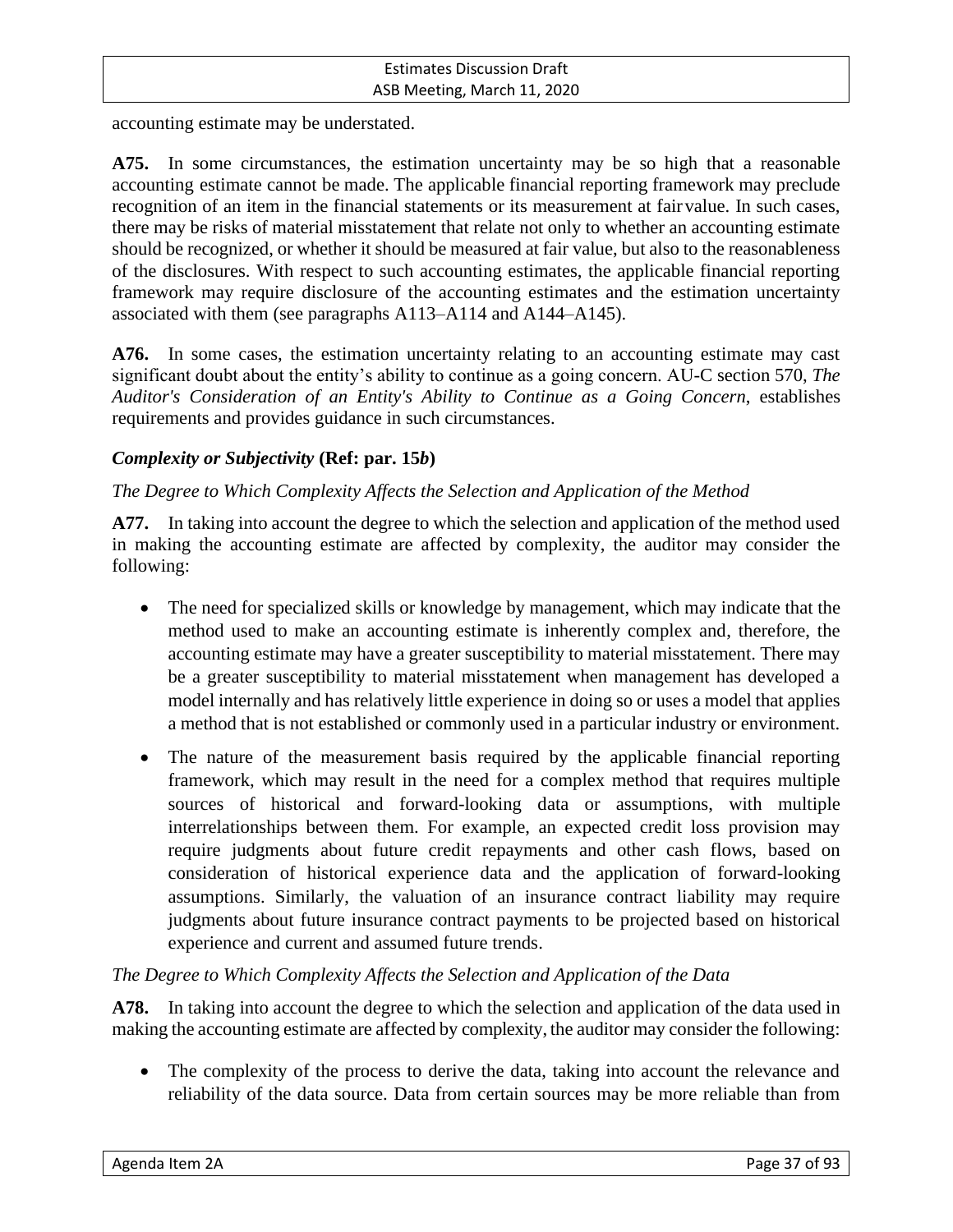accounting estimate may be understated.

**A75.** In some circumstances, the estimation uncertainty may be so high that a reasonable accounting estimate cannot be made. The applicable financial reporting framework may preclude recognition of an item in the financial statements or its measurement at fair value. In such cases, there may be risks of material misstatement that relate not only to whether an accounting estimate should be recognized, or whether it should be measured at fair value, but also to the reasonableness of the disclosures. With respect to such accounting estimates, the applicable financial reporting framework may require disclosure of the accounting estimates and the estimation uncertainty associated with them (see paragraphs A113–A114 and A144–A145).

**A76.** In some cases, the estimation uncertainty relating to an accounting estimate may cast significant doubt about the entity's ability to continue as a going concern. AU-C section 570, *The Auditor's Consideration of an Entity's Ability to Continue as a Going Concern*, establishes requirements and provides guidance in such circumstances.

### *Complexity or Subjectivity* (Ref: par. 15*b*)

*The Degree to Which Complexity Affects the Selection and Application of the Method*

**A77.** In taking into account the degree to which the selection and application of the method used in making the accounting estimate are affected by complexity, the auditor may consider the following:

- The need for specialized skills or knowledge by management, which may indicate that the method used to make an accounting estimate is inherently complex and, therefore, the accounting estimate may have a greater susceptibility to material misstatement. There may be a greater susceptibility to material misstatement when management has developed a model internally and has relatively little experience in doing so or uses a model that applies a method that is not established or commonly used in a particular industry or environment.
- The nature of the measurement basis required by the applicable financial reporting framework, which may result in the need for a complex method that requires multiple sources of historical and forward-looking data or assumptions, with multiple interrelationships between them. For example, an expected credit loss provision may require judgments about future credit repayments and other cash flows, based on consideration of historical experience data and the application of forward-looking assumptions. Similarly, the valuation of an insurance contract liability may require judgments about future insurance contract payments to be projected based on historical experience and current and assumed future trends.

*The Degree to Which Complexity Affects the Selection and Application of the Data*

**A78.** In taking into account the degree to which the selection and application of the data used in making the accounting estimate are affected by complexity, the auditor may consider the following:

- The complexity of the process to derive the data, taking into account the relevance and reliability of the data source. Data from certain sources may be more reliable than from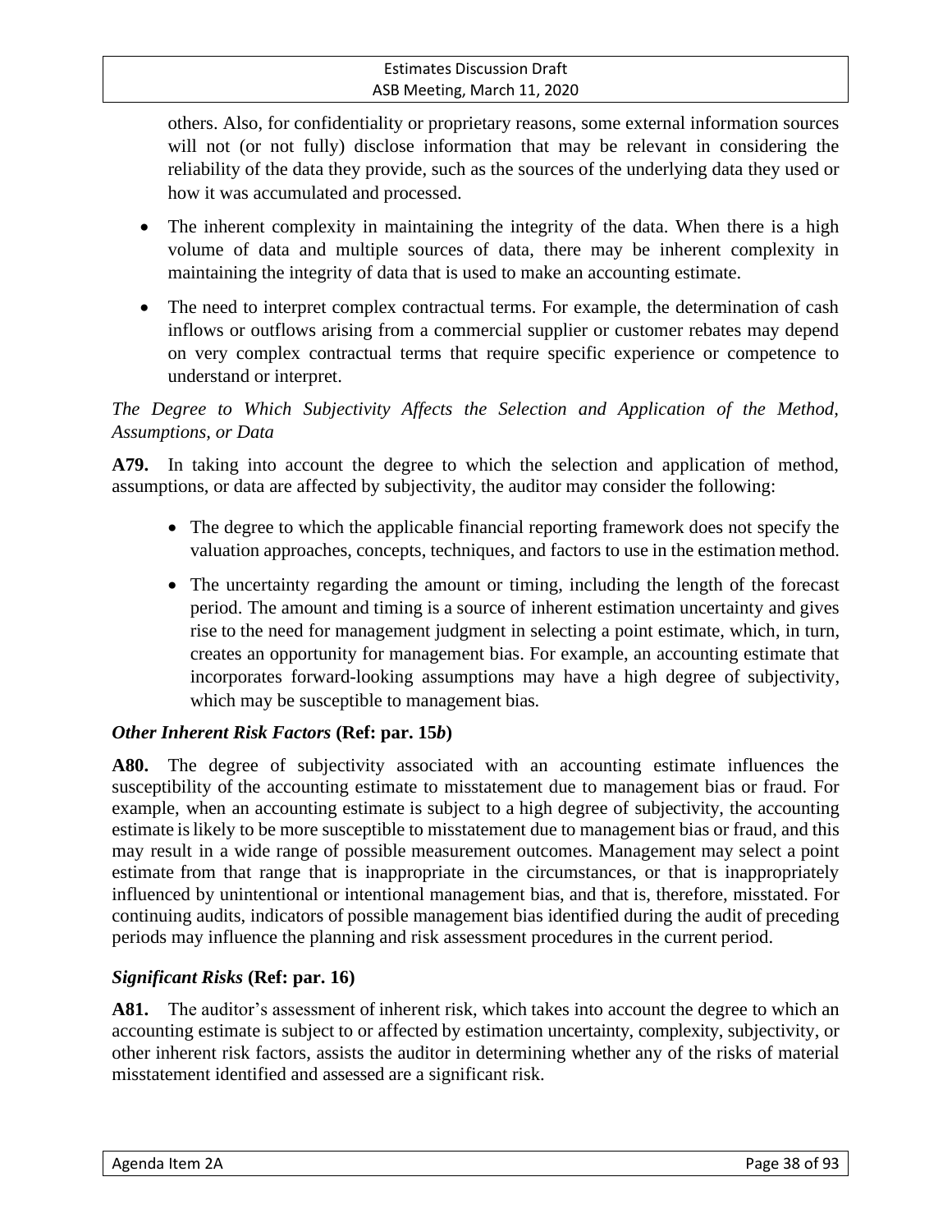others. Also, for confidentiality or proprietary reasons, some external information sources will not (or not fully) disclose information that may be relevant in considering the reliability of the data they provide, such as the sources of the underlying data they used or how it was accumulated and processed.

- The inherent complexity in maintaining the integrity of the data. When there is a high volume of data and multiple sources of data, there may be inherent complexity in maintaining the integrity of data that is used to make an accounting estimate.
- The need to interpret complex contractual terms. For example, the determination of cash inflows or outflows arising from a commercial supplier or customer rebates may depend on very complex contractual terms that require specific experience or competence to understand or interpret.

*The Degree to Which Subjectivity Affects the Selection and Application of the Method, Assumptions, or Data*

**A79.** In taking into account the degree to which the selection and application of method, assumptions, or data are affected by subjectivity, the auditor may consider the following:

- The degree to which the applicable financial reporting framework does not specify the valuation approaches, concepts, techniques, and factors to use in the estimation method.
- The uncertainty regarding the amount or timing, including the length of the forecast period. The amount and timing is a source of inherent estimation uncertainty and gives rise to the need for management judgment in selecting a point estimate, which, in turn, creates an opportunity for management bias. For example, an accounting estimate that incorporates forward-looking assumptions may have a high degree of subjectivity, which may be susceptible to management bias.

***Other Inherent Risk Factors* (Ref: par. 15*b*)**

**A80.** The degree of subjectivity associated with an accounting estimate influences the susceptibility of the accounting estimate to misstatement due to management bias or fraud. For example, when an accounting estimate is subject to a high degree of subjectivity, the accounting estimate is likely to be more susceptible to misstatement due to management bias or fraud, and this may result in a wide range of possible measurement outcomes. Management may select a point estimate from that range that is inappropriate in the circumstances, or that is inappropriately influenced by unintentional or intentional management bias, and that is, therefore, misstated. For continuing audits, indicators of possible management bias identified during the audit of preceding periods may influence the planning and risk assessment procedures in the current period.

***Significant Risks* (Ref: par. 16)**

**A81.** The auditor's assessment of inherent risk, which takes into account the degree to which an accounting estimate is subject to or affected by estimation uncertainty, complexity, subjectivity, or other inherent risk factors, assists the auditor in determining whether any of the risks of material misstatement identified and assessed are a significant risk.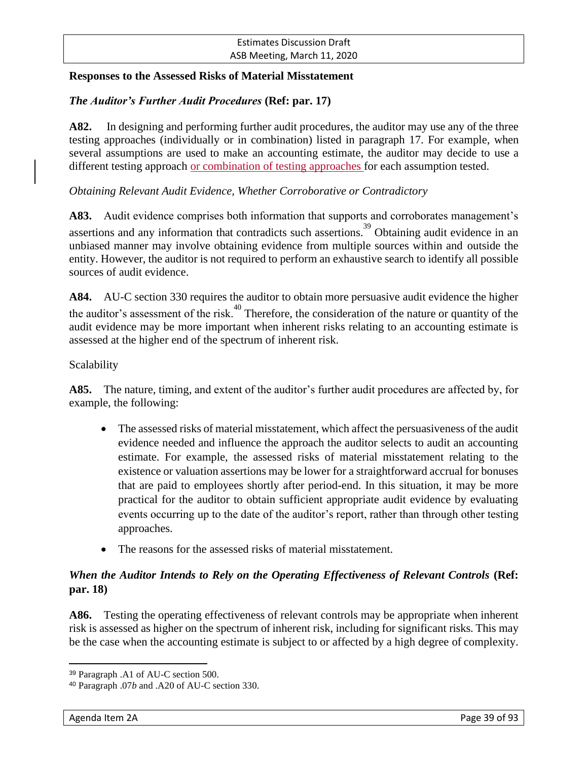### Responses to the Assessed Risks of Material Misstatement

#### *The Auditor's Further Audit Procedures* (Ref: par. 17)

**A82.** In designing and performing further audit procedures, the auditor may use any of the three testing approaches (individually or in combination) listed in paragraph 17. For example, when several assumptions are used to make an accounting estimate, the auditor may decide to use a different testing approach or combination of testing approaches for each assumption tested.

*Obtaining Relevant Audit Evidence, Whether Corroborative or Contradictory*

**A83.** Audit evidence comprises both information that supports and corroborates management's assertions and any information that contradicts such assertions.[39] Obtaining audit evidence in an unbiased manner may involve obtaining evidence from multiple sources within and outside the entity. However, the auditor is not required to perform an exhaustive search to identify all possible sources of audit evidence.

**A84.** AU-C section 330 requires the auditor to obtain more persuasive audit evidence the higher the auditor's assessment of the risk.[40] Therefore, the consideration of the nature or quantity of the audit evidence may be more important when inherent risks relating to an accounting estimate is assessed at the higher end of the spectrum of inherent risk.

Scalability

**A85.** The nature, timing, and extent of the auditor's further audit procedures are affected by, for example, the following:

- The assessed risks of material misstatement, which affect the persuasiveness of the audit evidence needed and influence the approach the auditor selects to audit an accounting estimate. For example, the assessed risks of material misstatement relating to the existence or valuation assertions may be lower for a straightforward accrual for bonuses that are paid to employees shortly after period-end. In this situation, it may be more practical for the auditor to obtain sufficient appropriate audit evidence by evaluating events occurring up to the date of the auditor's report, rather than through other testing approaches.
- The reasons for the assessed risks of material misstatement.

#### *When the Auditor Intends to Rely on the Operating Effectiveness of Relevant Controls* (Ref: par. 18)

**A86.** Testing the operating effectiveness of relevant controls may be appropriate when inherent risk is assessed as higher on the spectrum of inherent risk, including for significant risks. This may be the case when the accounting estimate is subject to or affected by a high degree of complexity.

---

[39] Paragraph .A1 of AU-C section 500.

[40] Paragraph .07*b* and .A20 of AU-C section 330.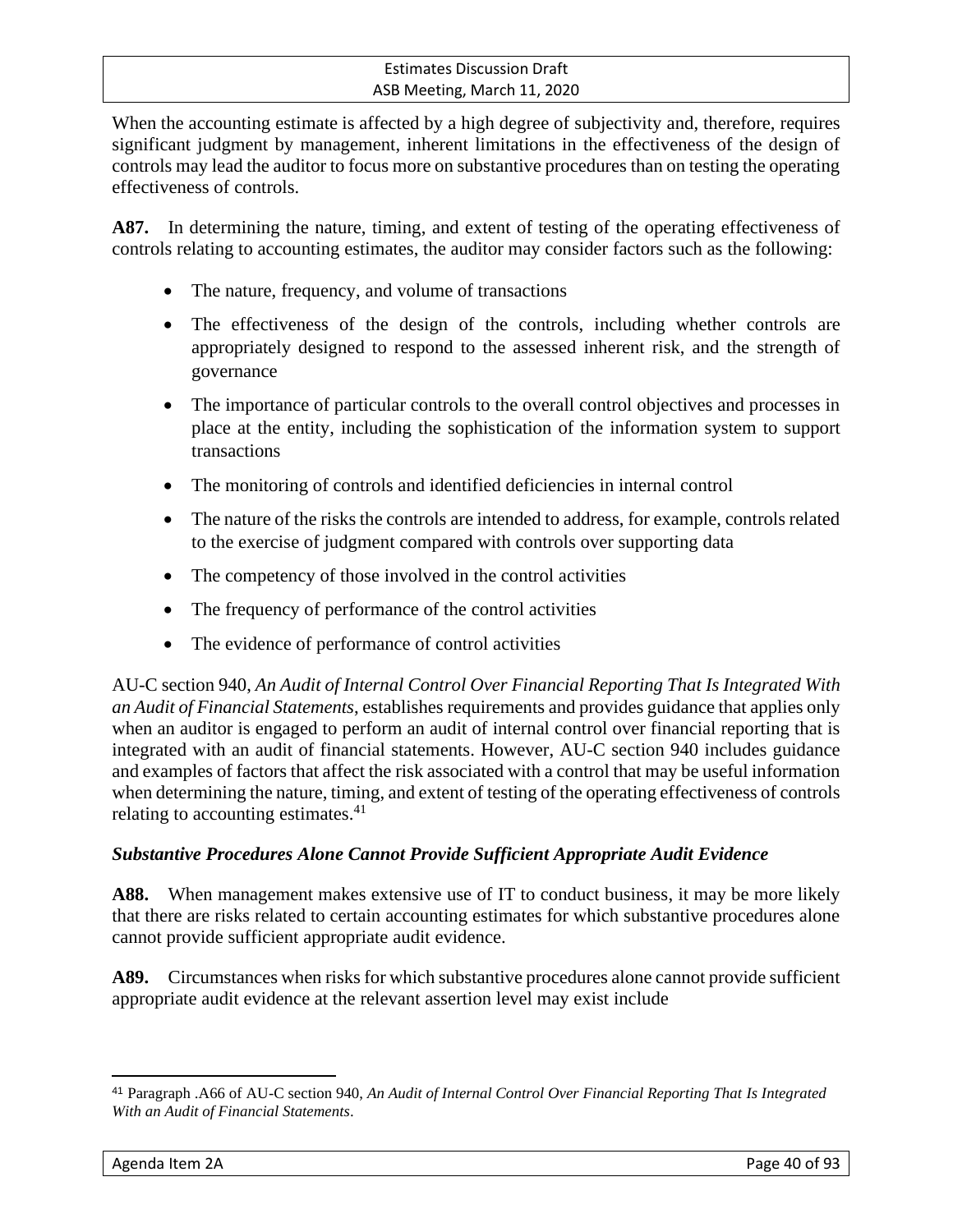When the accounting estimate is affected by a high degree of subjectivity and, therefore, requires significant judgment by management, inherent limitations in the effectiveness of the design of controls may lead the auditor to focus more on substantive procedures than on testing the operating effectiveness of controls.

**A87.** In determining the nature, timing, and extent of testing of the operating effectiveness of controls relating to accounting estimates, the auditor may consider factors such as the following:

- The nature, frequency, and volume of transactions
- The effectiveness of the design of the controls, including whether controls are appropriately designed to respond to the assessed inherent risk, and the strength of governance
- The importance of particular controls to the overall control objectives and processes in place at the entity, including the sophistication of the information system to support transactions
- The monitoring of controls and identified deficiencies in internal control
- The nature of the risks the controls are intended to address, for example, controls related to the exercise of judgment compared with controls over supporting data
- The competency of those involved in the control activities
- The frequency of performance of the control activities
- The evidence of performance of control activities

AU-C section 940, *An Audit of Internal Control Over Financial Reporting That Is Integrated With an Audit of Financial Statements*, establishes requirements and provides guidance that applies only when an auditor is engaged to perform an audit of internal control over financial reporting that is integrated with an audit of financial statements. However, AU-C section 940 includes guidance and examples of factors that affect the risk associated with a control that may be useful information when determining the nature, timing, and extent of testing of the operating effectiveness of controls relating to accounting estimates.[41]

***Substantive Procedures Alone Cannot Provide Sufficient Appropriate Audit Evidence***

**A88.** When management makes extensive use of IT to conduct business, it may be more likely that there are risks related to certain accounting estimates for which substantive procedures alone cannot provide sufficient appropriate audit evidence.

**A89.** Circumstances when risks for which substantive procedures alone cannot provide sufficient appropriate audit evidence at the relevant assertion level may exist include

[41] Paragraph .A66 of AU-C section 940, *An Audit of Internal Control Over Financial Reporting That Is Integrated With an Audit of Financial Statements*.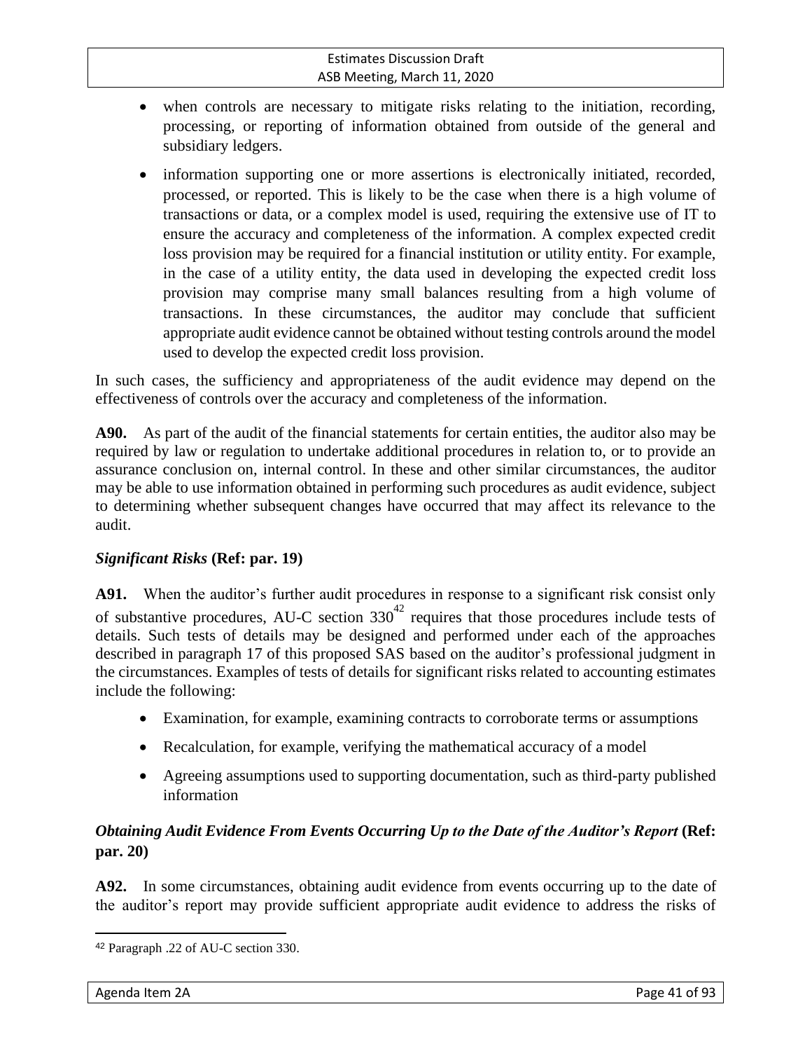- when controls are necessary to mitigate risks relating to the initiation, recording, processing, or reporting of information obtained from outside of the general and subsidiary ledgers.
- information supporting one or more assertions is electronically initiated, recorded, processed, or reported. This is likely to be the case when there is a high volume of transactions or data, or a complex model is used, requiring the extensive use of IT to ensure the accuracy and completeness of the information. A complex expected credit loss provision may be required for a financial institution or utility entity. For example, in the case of a utility entity, the data used in developing the expected credit loss provision may comprise many small balances resulting from a high volume of transactions. In these circumstances, the auditor may conclude that sufficient appropriate audit evidence cannot be obtained without testing controls around the model used to develop the expected credit loss provision.

In such cases, the sufficiency and appropriateness of the audit evidence may depend on the effectiveness of controls over the accuracy and completeness of the information.

**A90.** As part of the audit of the financial statements for certain entities, the auditor also may be required by law or regulation to undertake additional procedures in relation to, or to provide an assurance conclusion on, internal control. In these and other similar circumstances, the auditor may be able to use information obtained in performing such procedures as audit evidence, subject to determining whether subsequent changes have occurred that may affect its relevance to the audit.

### *Significant Risks* (Ref: par. 19)

**A91.** When the auditor's further audit procedures in response to a significant risk consist only of substantive procedures, AU-C section 330[42] requires that those procedures include tests of details. Such tests of details may be designed and performed under each of the approaches described in paragraph 17 of this proposed SAS based on the auditor's professional judgment in the circumstances. Examples of tests of details for significant risks related to accounting estimates include the following:

- Examination, for example, examining contracts to corroborate terms or assumptions
- Recalculation, for example, verifying the mathematical accuracy of a model
- Agreeing assumptions used to supporting documentation, such as third-party published information

### *Obtaining Audit Evidence From Events Occurring Up to the Date of the Auditor's Report* (Ref: par. 20)

**A92.** In some circumstances, obtaining audit evidence from events occurring up to the date of the auditor's report may provide sufficient appropriate audit evidence to address the risks of

[42] Paragraph .22 of AU-C section 330.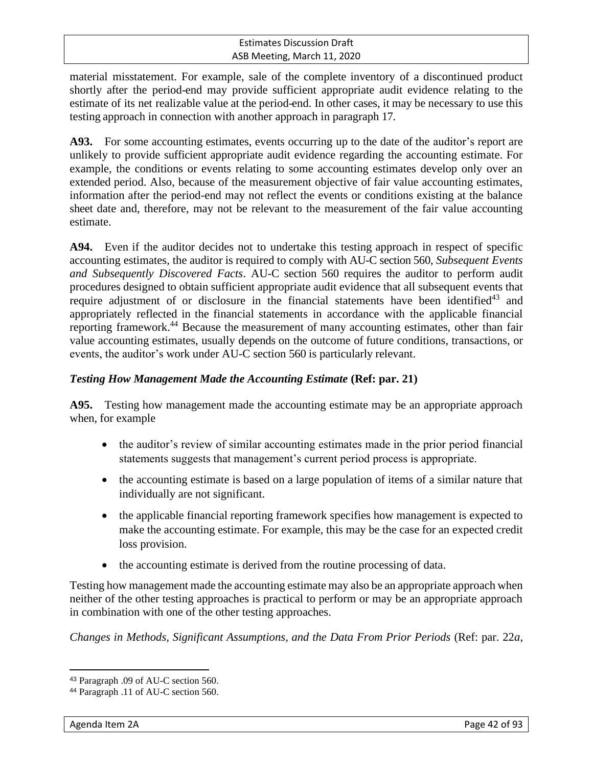material misstatement. For example, sale of the complete inventory of a discontinued product shortly after the period-end may provide sufficient appropriate audit evidence relating to the estimate of its net realizable value at the period-end. In other cases, it may be necessary to use this testing approach in connection with another approach in paragraph 17.

**A93.** For some accounting estimates, events occurring up to the date of the auditor's report are unlikely to provide sufficient appropriate audit evidence regarding the accounting estimate. For example, the conditions or events relating to some accounting estimates develop only over an extended period. Also, because of the measurement objective of fair value accounting estimates, information after the period-end may not reflect the events or conditions existing at the balance sheet date and, therefore, may not be relevant to the measurement of the fair value accounting estimate.

**A94.** Even if the auditor decides not to undertake this testing approach in respect of specific accounting estimates, the auditor is required to comply with AU-C section 560, *Subsequent Events and Subsequently Discovered Facts*. AU-C section 560 requires the auditor to perform audit procedures designed to obtain sufficient appropriate audit evidence that all subsequent events that require adjustment of or disclosure in the financial statements have been identified[43] and appropriately reflected in the financial statements in accordance with the applicable financial reporting framework.[44] Because the measurement of many accounting estimates, other than fair value accounting estimates, usually depends on the outcome of future conditions, transactions, or events, the auditor's work under AU-C section 560 is particularly relevant.

### ***Testing How Management Made the Accounting Estimate*** **(Ref: par. 21)**

**A95.** Testing how management made the accounting estimate may be an appropriate approach when, for example

- the auditor's review of similar accounting estimates made in the prior period financial statements suggests that management's current period process is appropriate.
- the accounting estimate is based on a large population of items of a similar nature that individually are not significant.
- the applicable financial reporting framework specifies how management is expected to make the accounting estimate. For example, this may be the case for an expected credit loss provision.
- the accounting estimate is derived from the routine processing of data.

Testing how management made the accounting estimate may also be an appropriate approach when neither of the other testing approaches is practical to perform or may be an appropriate approach in combination with one of the other testing approaches.

*Changes in Methods, Significant Assumptions, and the Data From Prior Periods* (Ref: par. 22*a*,

---

[43] Paragraph .09 of AU-C section 560.

[44] Paragraph .11 of AU-C section 560.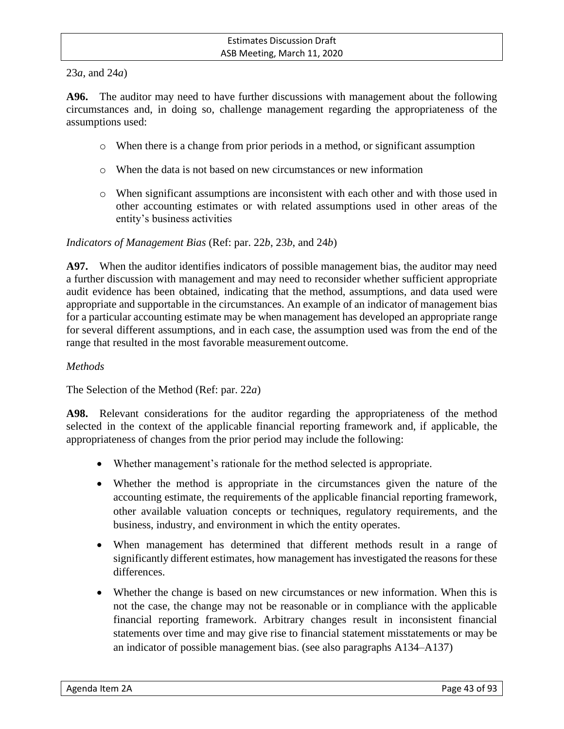23*a*, and 24*a*)

**A96.** The auditor may need to have further discussions with management about the following circumstances and, in doing so, challenge management regarding the appropriateness of the assumptions used:

- When there is a change from prior periods in a method, or significant assumption
- When the data is not based on new circumstances or new information
- When significant assumptions are inconsistent with each other and with those used in other accounting estimates or with related assumptions used in other areas of the entity's business activities

*Indicators of Management Bias* (Ref: par. 22*b*, 23*b*, and 24*b*)

**A97.** When the auditor identifies indicators of possible management bias, the auditor may need a further discussion with management and may need to reconsider whether sufficient appropriate audit evidence has been obtained, indicating that the method, assumptions, and data used were appropriate and supportable in the circumstances. An example of an indicator of management bias for a particular accounting estimate may be when management has developed an appropriate range for several different assumptions, and in each case, the assumption used was from the end of the range that resulted in the most favorable measurement outcome.

*Methods*

The Selection of the Method (Ref: par. 22*a*)

**A98.** Relevant considerations for the auditor regarding the appropriateness of the method selected in the context of the applicable financial reporting framework and, if applicable, the appropriateness of changes from the prior period may include the following:

- Whether management's rationale for the method selected is appropriate.
- Whether the method is appropriate in the circumstances given the nature of the accounting estimate, the requirements of the applicable financial reporting framework, other available valuation concepts or techniques, regulatory requirements, and the business, industry, and environment in which the entity operates.
- When management has determined that different methods result in a range of significantly different estimates, how management has investigated the reasons for these differences.
- Whether the change is based on new circumstances or new information. When this is not the case, the change may not be reasonable or in compliance with the applicable financial reporting framework. Arbitrary changes result in inconsistent financial statements over time and may give rise to financial statement misstatements or may be an indicator of possible management bias. (see also paragraphs A134–A137)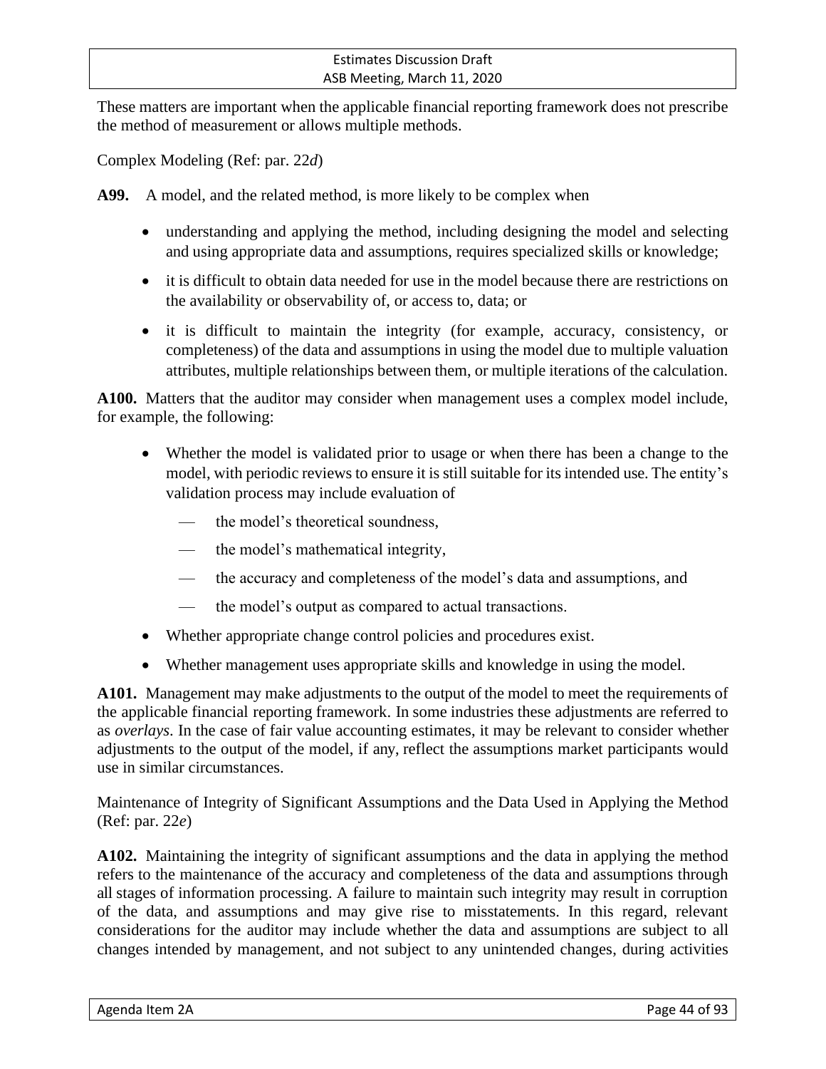These matters are important when the applicable financial reporting framework does not prescribe the method of measurement or allows multiple methods.

Complex Modeling (Ref: par. 22*d*)

**A99.** A model, and the related method, is more likely to be complex when

- understanding and applying the method, including designing the model and selecting and using appropriate data and assumptions, requires specialized skills or knowledge;
- it is difficult to obtain data needed for use in the model because there are restrictions on the availability or observability of, or access to, data; or
- it is difficult to maintain the integrity (for example, accuracy, consistency, or completeness) of the data and assumptions in using the model due to multiple valuation attributes, multiple relationships between them, or multiple iterations of the calculation.

**A100.** Matters that the auditor may consider when management uses a complex model include, for example, the following:

- Whether the model is validated prior to usage or when there has been a change to the model, with periodic reviews to ensure it is still suitable for its intended use. The entity's validation process may include evaluation of
  - the model's theoretical soundness,
  - the model's mathematical integrity,
  - the accuracy and completeness of the model's data and assumptions, and
  - the model's output as compared to actual transactions.
- Whether appropriate change control policies and procedures exist.
- Whether management uses appropriate skills and knowledge in using the model.

**A101.** Management may make adjustments to the output of the model to meet the requirements of the applicable financial reporting framework. In some industries these adjustments are referred to as *overlays*. In the case of fair value accounting estimates, it may be relevant to consider whether adjustments to the output of the model, if any, reflect the assumptions market participants would use in similar circumstances.

Maintenance of Integrity of Significant Assumptions and the Data Used in Applying the Method (Ref: par. 22*e*)

**A102.** Maintaining the integrity of significant assumptions and the data in applying the method refers to the maintenance of the accuracy and completeness of the data and assumptions through all stages of information processing. A failure to maintain such integrity may result in corruption of the data, and assumptions and may give rise to misstatements. In this regard, relevant considerations for the auditor may include whether the data and assumptions are subject to all changes intended by management, and not subject to any unintended changes, during activities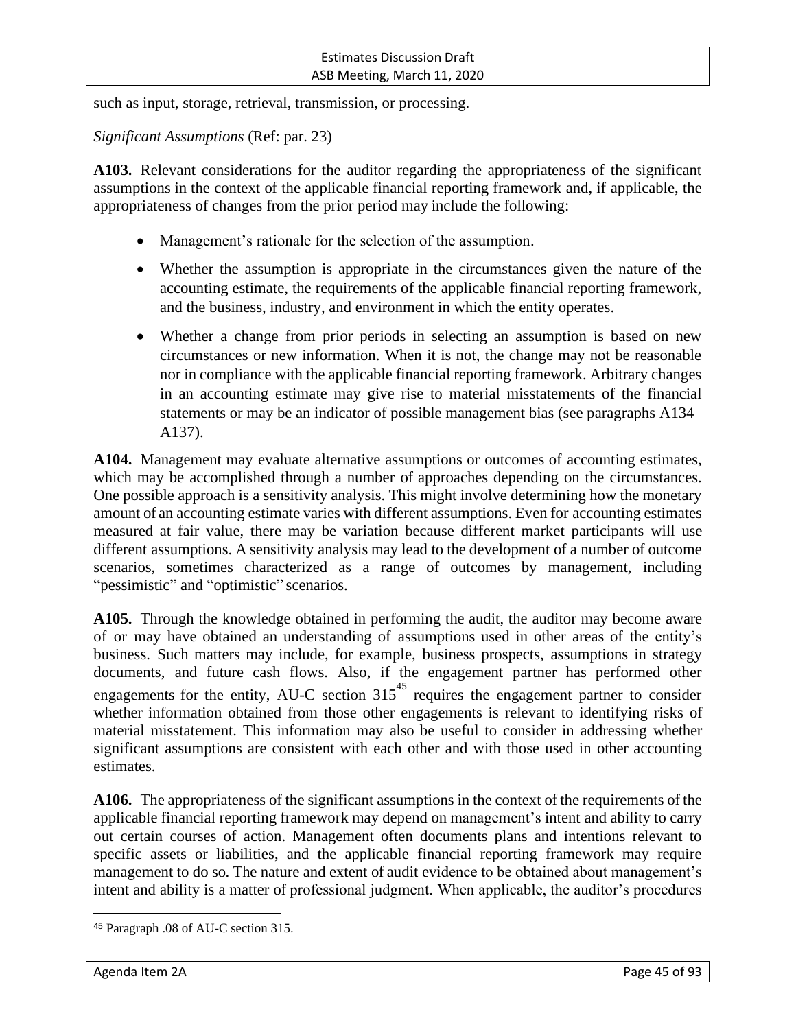such as input, storage, retrieval, transmission, or processing.

*Significant Assumptions* (Ref: par. 23)

**A103.** Relevant considerations for the auditor regarding the appropriateness of the significant assumptions in the context of the applicable financial reporting framework and, if applicable, the appropriateness of changes from the prior period may include the following:

- Management's rationale for the selection of the assumption.
- Whether the assumption is appropriate in the circumstances given the nature of the accounting estimate, the requirements of the applicable financial reporting framework, and the business, industry, and environment in which the entity operates.
- Whether a change from prior periods in selecting an assumption is based on new circumstances or new information. When it is not, the change may not be reasonable nor in compliance with the applicable financial reporting framework. Arbitrary changes in an accounting estimate may give rise to material misstatements of the financial statements or may be an indicator of possible management bias (see paragraphs A134–A137).

**A104.** Management may evaluate alternative assumptions or outcomes of accounting estimates, which may be accomplished through a number of approaches depending on the circumstances. One possible approach is a sensitivity analysis. This might involve determining how the monetary amount of an accounting estimate varies with different assumptions. Even for accounting estimates measured at fair value, there may be variation because different market participants will use different assumptions. A sensitivity analysis may lead to the development of a number of outcome scenarios, sometimes characterized as a range of outcomes by management, including "pessimistic" and "optimistic" scenarios.

**A105.** Through the knowledge obtained in performing the audit, the auditor may become aware of or may have obtained an understanding of assumptions used in other areas of the entity's business. Such matters may include, for example, business prospects, assumptions in strategy documents, and future cash flows. Also, if the engagement partner has performed other engagements for the entity, AU-C section 315[45] requires the engagement partner to consider whether information obtained from those other engagements is relevant to identifying risks of material misstatement. This information may also be useful to consider in addressing whether significant assumptions are consistent with each other and with those used in other accounting estimates.

**A106.** The appropriateness of the significant assumptions in the context of the requirements of the applicable financial reporting framework may depend on management's intent and ability to carry out certain courses of action. Management often documents plans and intentions relevant to specific assets or liabilities, and the applicable financial reporting framework may require management to do so. The nature and extent of audit evidence to be obtained about management's intent and ability is a matter of professional judgment. When applicable, the auditor's procedures

[45] Paragraph .08 of AU-C section 315.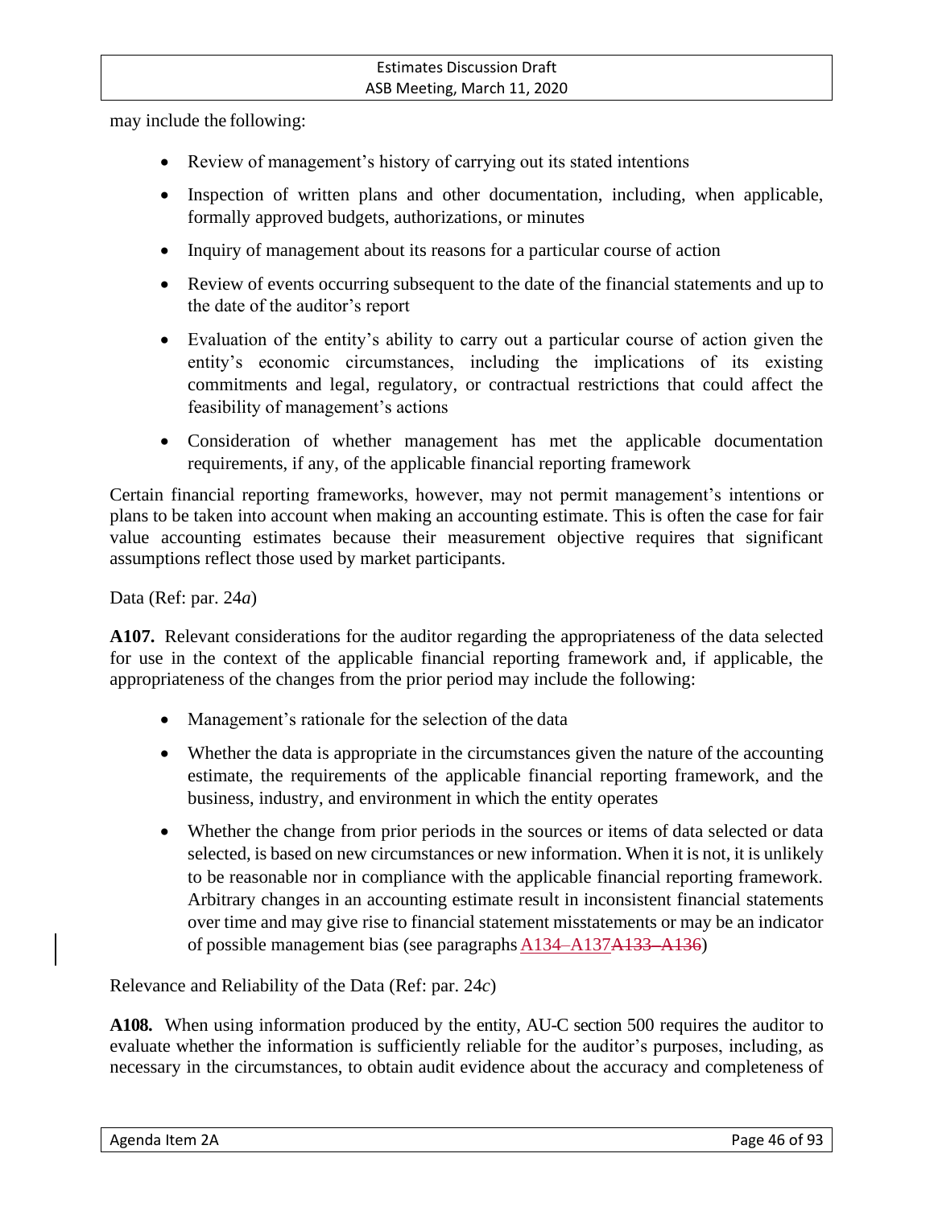may include the following:

- Review of management's history of carrying out its stated intentions
- Inspection of written plans and other documentation, including, when applicable, formally approved budgets, authorizations, or minutes
- Inquiry of management about its reasons for a particular course of action
- Review of events occurring subsequent to the date of the financial statements and up to the date of the auditor's report
- Evaluation of the entity's ability to carry out a particular course of action given the entity's economic circumstances, including the implications of its existing commitments and legal, regulatory, or contractual restrictions that could affect the feasibility of management's actions
- Consideration of whether management has met the applicable documentation requirements, if any, of the applicable financial reporting framework

Certain financial reporting frameworks, however, may not permit management's intentions or plans to be taken into account when making an accounting estimate. This is often the case for fair value accounting estimates because their measurement objective requires that significant assumptions reflect those used by market participants.

Data (Ref: par. 24*a*)

**A107.** Relevant considerations for the auditor regarding the appropriateness of the data selected for use in the context of the applicable financial reporting framework and, if applicable, the appropriateness of the changes from the prior period may include the following:

- Management's rationale for the selection of the data
- Whether the data is appropriate in the circumstances given the nature of the accounting estimate, the requirements of the applicable financial reporting framework, and the business, industry, and environment in which the entity operates
- Whether the change from prior periods in the sources or items of data selected or data selected, is based on new circumstances or new information. When it is not, it is unlikely to be reasonable nor in compliance with the applicable financial reporting framework. Arbitrary changes in an accounting estimate result in inconsistent financial statements over time and may give rise to financial statement misstatements or may be an indicator of possible management bias (see paragraphs A134–A137~~A133–A136~~)

Relevance and Reliability of the Data (Ref: par. 24*c*)

**A108.** When using information produced by the entity, AU-C section 500 requires the auditor to evaluate whether the information is sufficiently reliable for the auditor's purposes, including, as necessary in the circumstances, to obtain audit evidence about the accuracy and completeness of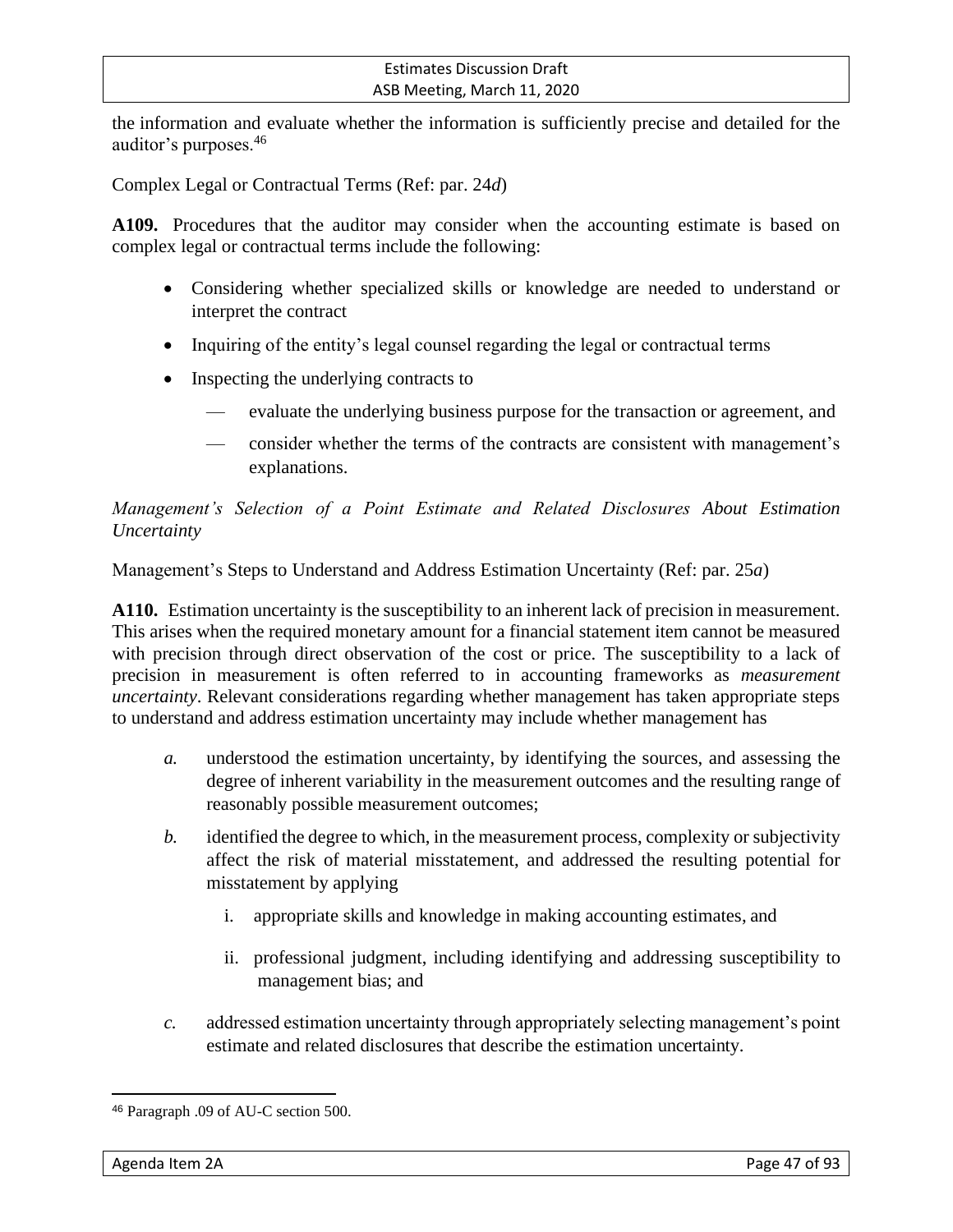the information and evaluate whether the information is sufficiently precise and detailed for the auditor's purposes.[46]

Complex Legal or Contractual Terms (Ref: par. 24*d*)

**A109.** Procedures that the auditor may consider when the accounting estimate is based on complex legal or contractual terms include the following:

- Considering whether specialized skills or knowledge are needed to understand or interpret the contract
- Inquiring of the entity's legal counsel regarding the legal or contractual terms
- Inspecting the underlying contracts to
  - — evaluate the underlying business purpose for the transaction or agreement, and
  - — consider whether the terms of the contracts are consistent with management's explanations.

*Management's Selection of a Point Estimate and Related Disclosures About Estimation Uncertainty*

Management's Steps to Understand and Address Estimation Uncertainty (Ref: par. 25*a*)

**A110.** Estimation uncertainty is the susceptibility to an inherent lack of precision in measurement. This arises when the required monetary amount for a financial statement item cannot be measured with precision through direct observation of the cost or price. The susceptibility to a lack of precision in measurement is often referred to in accounting frameworks as *measurement uncertainty*. Relevant considerations regarding whether management has taken appropriate steps to understand and address estimation uncertainty may include whether management has

*a.* understood the estimation uncertainty, by identifying the sources, and assessing the degree of inherent variability in the measurement outcomes and the resulting range of reasonably possible measurement outcomes;

*b.* identified the degree to which, in the measurement process, complexity or subjectivity affect the risk of material misstatement, and addressed the resulting potential for misstatement by applying

   i. appropriate skills and knowledge in making accounting estimates, and

   ii. professional judgment, including identifying and addressing susceptibility to management bias; and

*c.* addressed estimation uncertainty through appropriately selecting management's point estimate and related disclosures that describe the estimation uncertainty.

---

[46] Paragraph .09 of AU-C section 500.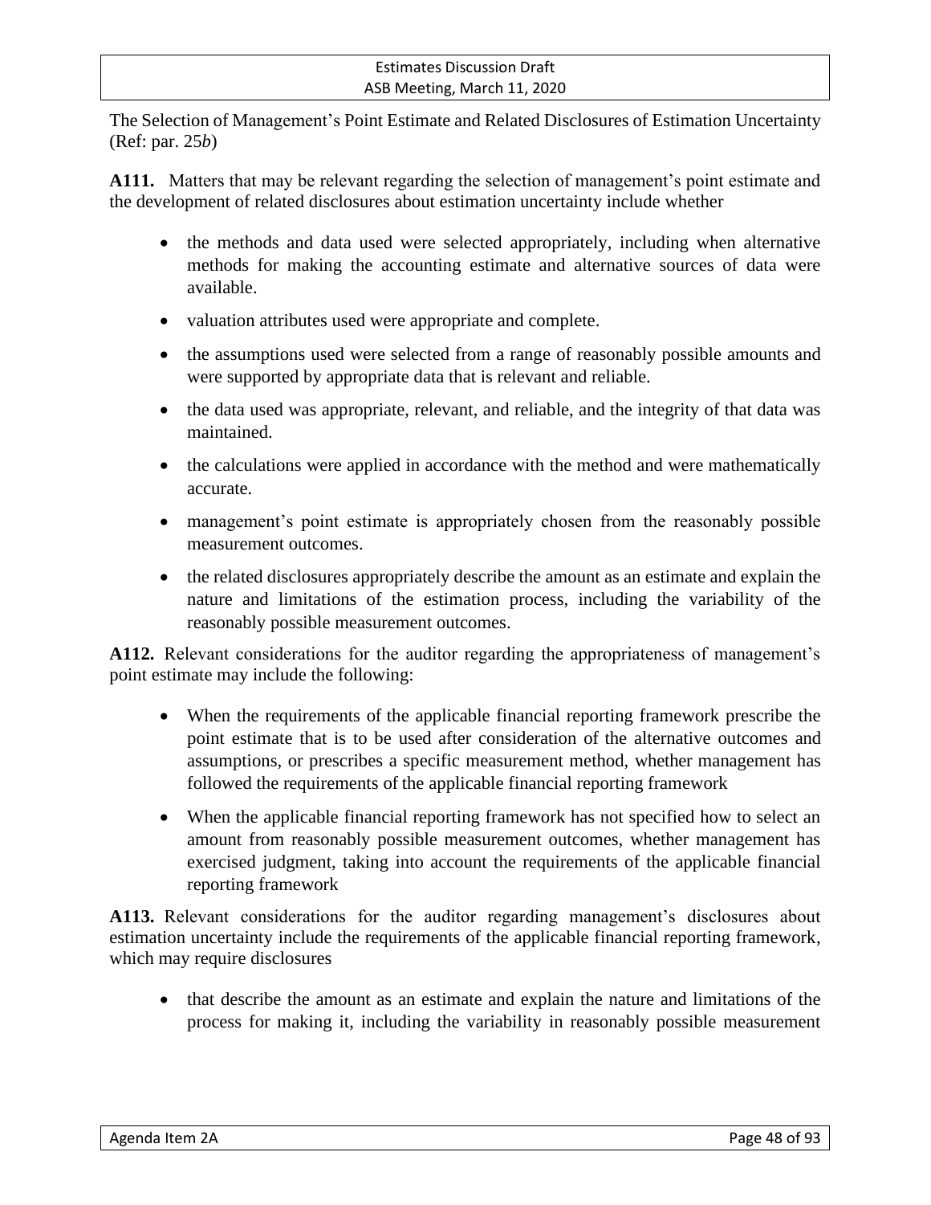The Selection of Management's Point Estimate and Related Disclosures of Estimation Uncertainty (Ref: par. 25*b*)

**A111.** Matters that may be relevant regarding the selection of management's point estimate and the development of related disclosures about estimation uncertainty include whether

- the methods and data used were selected appropriately, including when alternative methods for making the accounting estimate and alternative sources of data were available.
- valuation attributes used were appropriate and complete.
- the assumptions used were selected from a range of reasonably possible amounts and were supported by appropriate data that is relevant and reliable.
- the data used was appropriate, relevant, and reliable, and the integrity of that data was maintained.
- the calculations were applied in accordance with the method and were mathematically accurate.
- management's point estimate is appropriately chosen from the reasonably possible measurement outcomes.
- the related disclosures appropriately describe the amount as an estimate and explain the nature and limitations of the estimation process, including the variability of the reasonably possible measurement outcomes.

**A112.** Relevant considerations for the auditor regarding the appropriateness of management's point estimate may include the following:

- When the requirements of the applicable financial reporting framework prescribe the point estimate that is to be used after consideration of the alternative outcomes and assumptions, or prescribes a specific measurement method, whether management has followed the requirements of the applicable financial reporting framework
- When the applicable financial reporting framework has not specified how to select an amount from reasonably possible measurement outcomes, whether management has exercised judgment, taking into account the requirements of the applicable financial reporting framework

**A113.** Relevant considerations for the auditor regarding management's disclosures about estimation uncertainty include the requirements of the applicable financial reporting framework, which may require disclosures

- that describe the amount as an estimate and explain the nature and limitations of the process for making it, including the variability in reasonably possible measurement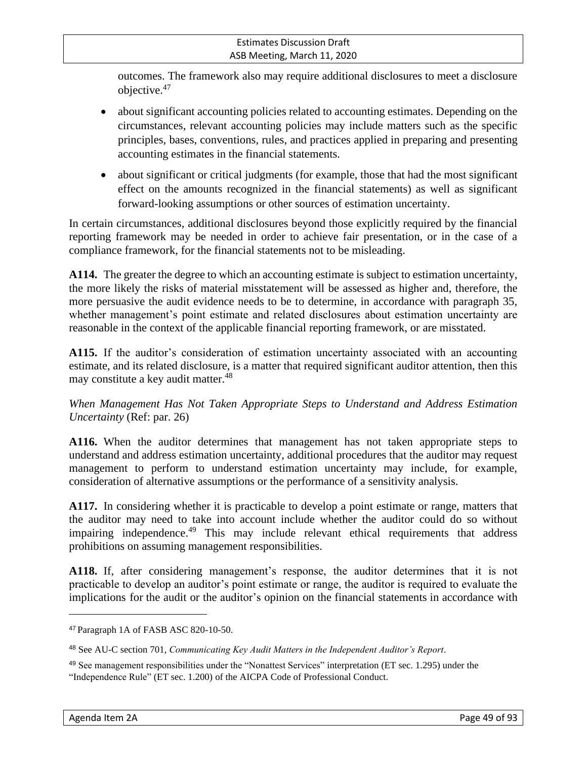outcomes. The framework also may require additional disclosures to meet a disclosure objective.[47]

- about significant accounting policies related to accounting estimates. Depending on the circumstances, relevant accounting policies may include matters such as the specific principles, bases, conventions, rules, and practices applied in preparing and presenting accounting estimates in the financial statements.
- about significant or critical judgments (for example, those that had the most significant effect on the amounts recognized in the financial statements) as well as significant forward-looking assumptions or other sources of estimation uncertainty.

In certain circumstances, additional disclosures beyond those explicitly required by the financial reporting framework may be needed in order to achieve fair presentation, or in the case of a compliance framework, for the financial statements not to be misleading.

**A114.** The greater the degree to which an accounting estimate is subject to estimation uncertainty, the more likely the risks of material misstatement will be assessed as higher and, therefore, the more persuasive the audit evidence needs to be to determine, in accordance with paragraph 35, whether management's point estimate and related disclosures about estimation uncertainty are reasonable in the context of the applicable financial reporting framework, or are misstated.

**A115.** If the auditor's consideration of estimation uncertainty associated with an accounting estimate, and its related disclosure, is a matter that required significant auditor attention, then this may constitute a key audit matter.[48]

*When Management Has Not Taken Appropriate Steps to Understand and Address Estimation Uncertainty* (Ref: par. 26)

**A116.** When the auditor determines that management has not taken appropriate steps to understand and address estimation uncertainty, additional procedures that the auditor may request management to perform to understand estimation uncertainty may include, for example, consideration of alternative assumptions or the performance of a sensitivity analysis.

**A117.** In considering whether it is practicable to develop a point estimate or range, matters that the auditor may need to take into account include whether the auditor could do so without impairing independence.[49] This may include relevant ethical requirements that address prohibitions on assuming management responsibilities.

**A118.** If, after considering management's response, the auditor determines that it is not practicable to develop an auditor's point estimate or range, the auditor is required to evaluate the implications for the audit or the auditor's opinion on the financial statements in accordance with

---

[47] Paragraph 1A of FASB ASC 820-10-50.

[48] See AU-C section 701, *Communicating Key Audit Matters in the Independent Auditor's Report*.

[49] See management responsibilities under the "Nonattest Services" interpretation (ET sec. 1.295) under the "Independence Rule" (ET sec. 1.200) of the AICPA Code of Professional Conduct.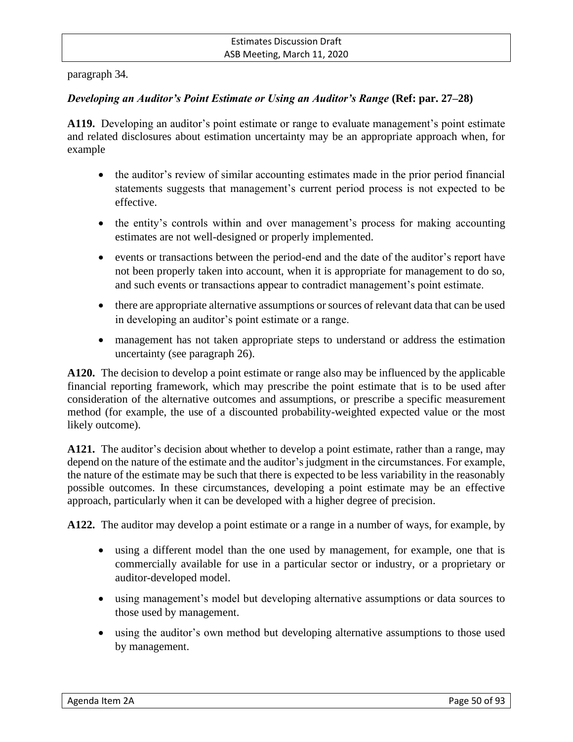paragraph 34.

***Developing an Auditor's Point Estimate or Using an Auditor's Range*** **(Ref: par. 27–28)**

**A119.** Developing an auditor's point estimate or range to evaluate management's point estimate and related disclosures about estimation uncertainty may be an appropriate approach when, for example

- the auditor's review of similar accounting estimates made in the prior period financial statements suggests that management's current period process is not expected to be effective.
- the entity's controls within and over management's process for making accounting estimates are not well-designed or properly implemented.
- events or transactions between the period-end and the date of the auditor's report have not been properly taken into account, when it is appropriate for management to do so, and such events or transactions appear to contradict management's point estimate.
- there are appropriate alternative assumptions or sources of relevant data that can be used in developing an auditor's point estimate or a range.
- management has not taken appropriate steps to understand or address the estimation uncertainty (see paragraph 26).

**A120.** The decision to develop a point estimate or range also may be influenced by the applicable financial reporting framework, which may prescribe the point estimate that is to be used after consideration of the alternative outcomes and assumptions, or prescribe a specific measurement method (for example, the use of a discounted probability-weighted expected value or the most likely outcome).

**A121.** The auditor's decision about whether to develop a point estimate, rather than a range, may depend on the nature of the estimate and the auditor's judgment in the circumstances. For example, the nature of the estimate may be such that there is expected to be less variability in the reasonably possible outcomes. In these circumstances, developing a point estimate may be an effective approach, particularly when it can be developed with a higher degree of precision.

**A122.** The auditor may develop a point estimate or a range in a number of ways, for example, by

- using a different model than the one used by management, for example, one that is commercially available for use in a particular sector or industry, or a proprietary or auditor-developed model.
- using management's model but developing alternative assumptions or data sources to those used by management.
- using the auditor's own method but developing alternative assumptions to those used by management.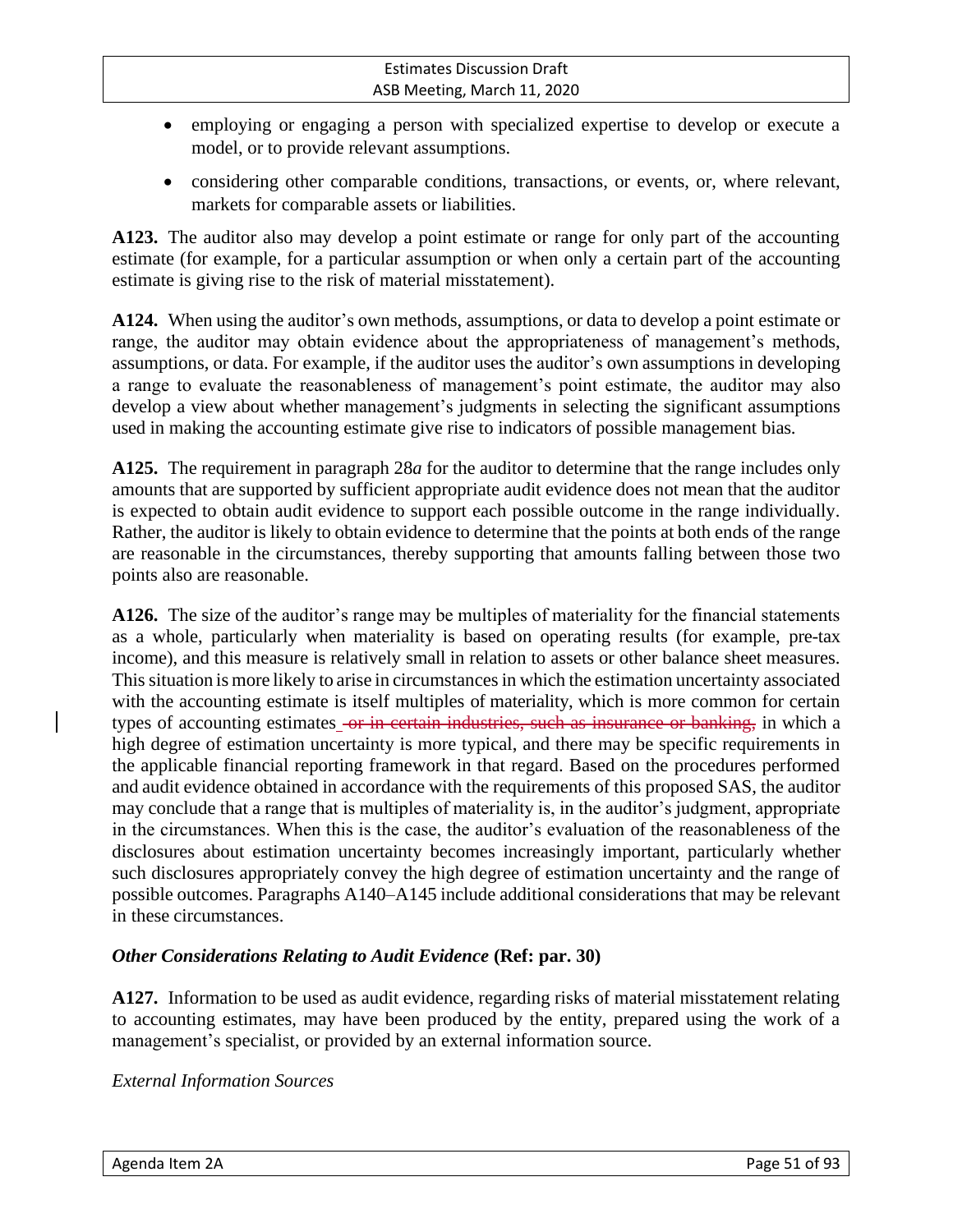- employing or engaging a person with specialized expertise to develop or execute a model, or to provide relevant assumptions.
- considering other comparable conditions, transactions, or events, or, where relevant, markets for comparable assets or liabilities.

**A123.** The auditor also may develop a point estimate or range for only part of the accounting estimate (for example, for a particular assumption or when only a certain part of the accounting estimate is giving rise to the risk of material misstatement).

**A124.** When using the auditor's own methods, assumptions, or data to develop a point estimate or range, the auditor may obtain evidence about the appropriateness of management's methods, assumptions, or data. For example, if the auditor uses the auditor's own assumptions in developing a range to evaluate the reasonableness of management's point estimate, the auditor may also develop a view about whether management's judgments in selecting the significant assumptions used in making the accounting estimate give rise to indicators of possible management bias.

**A125.** The requirement in paragraph 28*a* for the auditor to determine that the range includes only amounts that are supported by sufficient appropriate audit evidence does not mean that the auditor is expected to obtain audit evidence to support each possible outcome in the range individually. Rather, the auditor is likely to obtain evidence to determine that the points at both ends of the range are reasonable in the circumstances, thereby supporting that amounts falling between those two points also are reasonable.

**A126.** The size of the auditor's range may be multiples of materiality for the financial statements as a whole, particularly when materiality is based on operating results (for example, pre-tax income), and this measure is relatively small in relation to assets or other balance sheet measures. This situation is more likely to arise in circumstances in which the estimation uncertainty associated with the accounting estimate is itself multiples of materiality, which is more common for certain types of accounting estimates ~~or in certain industries, such as insurance or banking,~~ in which a high degree of estimation uncertainty is more typical, and there may be specific requirements in the applicable financial reporting framework in that regard. Based on the procedures performed and audit evidence obtained in accordance with the requirements of this proposed SAS, the auditor may conclude that a range that is multiples of materiality is, in the auditor's judgment, appropriate in the circumstances. When this is the case, the auditor's evaluation of the reasonableness of the disclosures about estimation uncertainty becomes increasingly important, particularly whether such disclosures appropriately convey the high degree of estimation uncertainty and the range of possible outcomes. Paragraphs A140–A145 include additional considerations that may be relevant in these circumstances.

### *Other Considerations Relating to Audit Evidence* (Ref: par. 30)

**A127.** Information to be used as audit evidence, regarding risks of material misstatement relating to accounting estimates, may have been produced by the entity, prepared using the work of a management's specialist, or provided by an external information source.

*External Information Sources*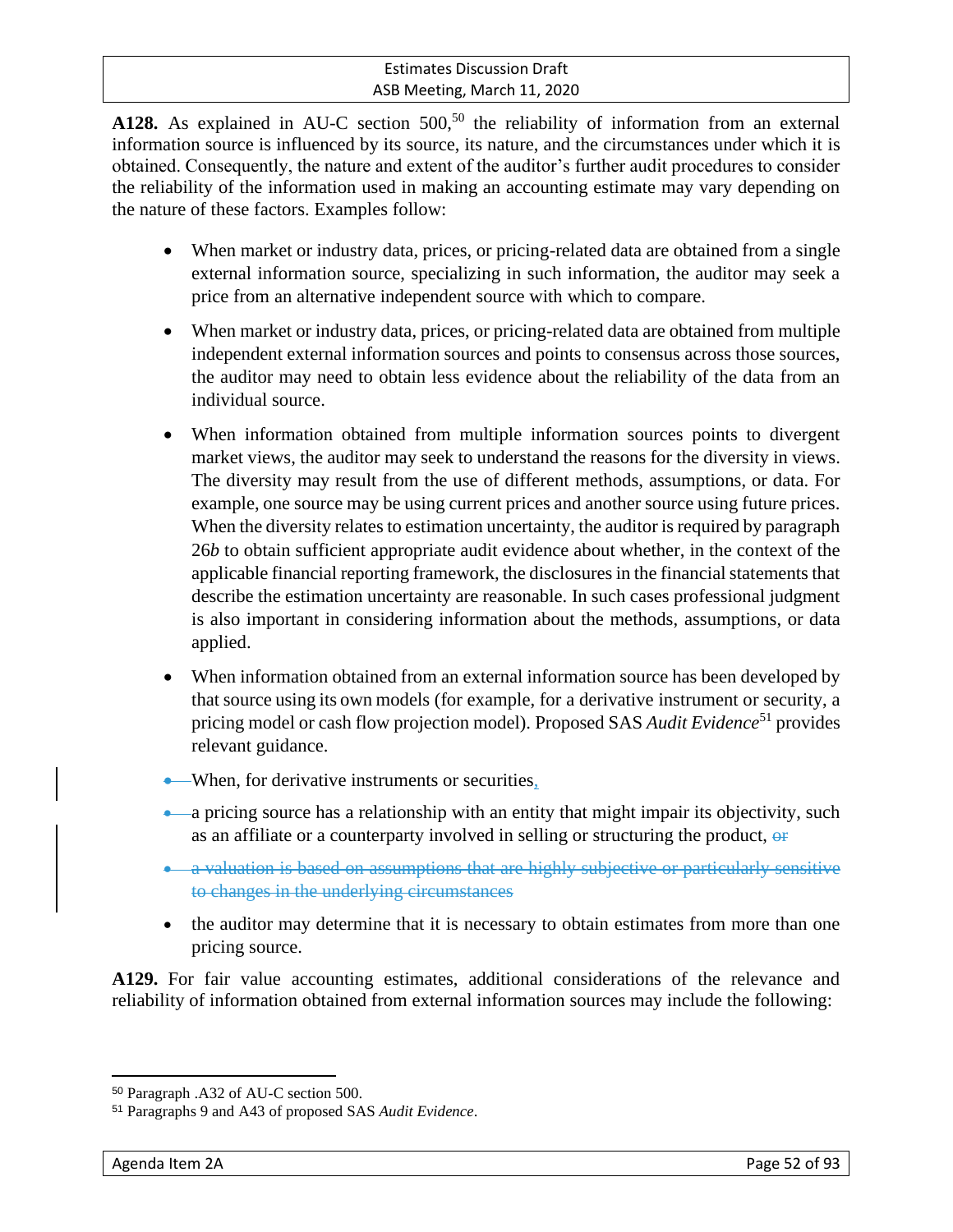**A128.** As explained in AU-C section 500,[50] the reliability of information from an external information source is influenced by its source, its nature, and the circumstances under which it is obtained. Consequently, the nature and extent of the auditor's further audit procedures to consider the reliability of the information used in making an accounting estimate may vary depending on the nature of these factors. Examples follow:

- When market or industry data, prices, or pricing-related data are obtained from a single external information source, specializing in such information, the auditor may seek a price from an alternative independent source with which to compare.
- When market or industry data, prices, or pricing-related data are obtained from multiple independent external information sources and points to consensus across those sources, the auditor may need to obtain less evidence about the reliability of the data from an individual source.
- When information obtained from multiple information sources points to divergent market views, the auditor may seek to understand the reasons for the diversity in views. The diversity may result from the use of different methods, assumptions, or data. For example, one source may be using current prices and another source using future prices. When the diversity relates to estimation uncertainty, the auditor is required by paragraph 26*b* to obtain sufficient appropriate audit evidence about whether, in the context of the applicable financial reporting framework, the disclosures in the financial statements that describe the estimation uncertainty are reasonable. In such cases professional judgment is also important in considering information about the methods, assumptions, or data applied.
- When information obtained from an external information source has been developed by that source using its own models (for example, for a derivative instrument or security, a pricing model or cash flow projection model). Proposed SAS *Audit Evidence*[51] provides relevant guidance.

When, for derivative instruments or securities,

a pricing source has a relationship with an entity that might impair its objectivity, such as an affiliate or a counterparty involved in selling or structuring the product, ~~or~~

- ~~a valuation is based on assumptions that are highly subjective or particularly sensitive to changes in the underlying circumstances~~
- the auditor may determine that it is necessary to obtain estimates from more than one pricing source.

**A129.** For fair value accounting estimates, additional considerations of the relevance and reliability of information obtained from external information sources may include the following:

---

[50] Paragraph .A32 of AU-C section 500.

[51] Paragraphs 9 and A43 of proposed SAS *Audit Evidence*.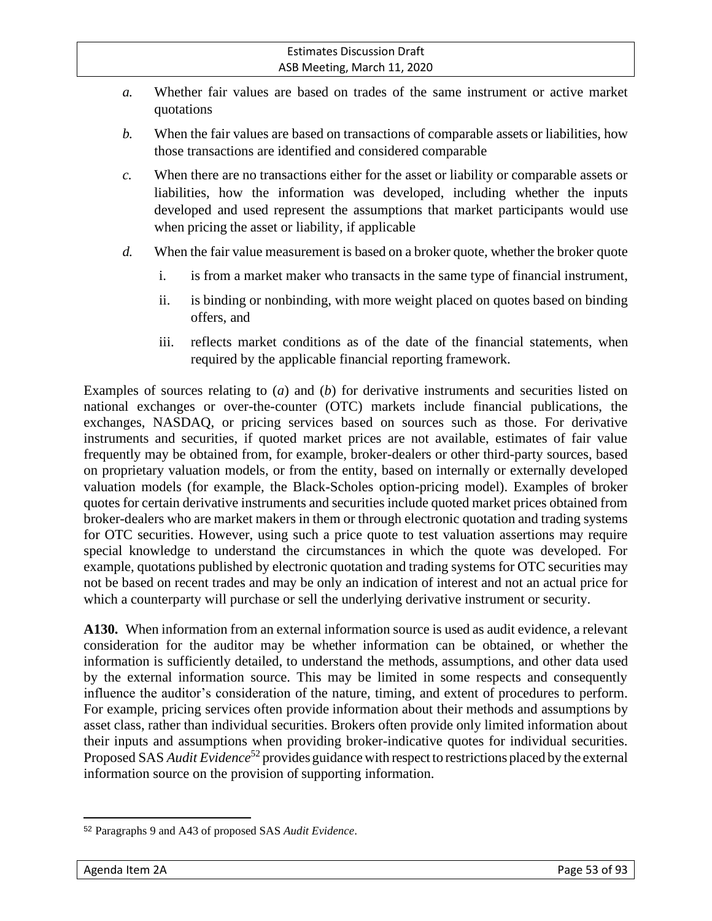*a.* Whether fair values are based on trades of the same instrument or active market quotations

*b.* When the fair values are based on transactions of comparable assets or liabilities, how those transactions are identified and considered comparable

*c.* When there are no transactions either for the asset or liability or comparable assets or liabilities, how the information was developed, including whether the inputs developed and used represent the assumptions that market participants would use when pricing the asset or liability, if applicable

*d.* When the fair value measurement is based on a broker quote, whether the broker quote

   i. is from a market maker who transacts in the same type of financial instrument,

   ii. is binding or nonbinding, with more weight placed on quotes based on binding offers, and

   iii. reflects market conditions as of the date of the financial statements, when required by the applicable financial reporting framework.

Examples of sources relating to (*a*) and (*b*) for derivative instruments and securities listed on national exchanges or over-the-counter (OTC) markets include financial publications, the exchanges, NASDAQ, or pricing services based on sources such as those. For derivative instruments and securities, if quoted market prices are not available, estimates of fair value frequently may be obtained from, for example, broker-dealers or other third-party sources, based on proprietary valuation models, or from the entity, based on internally or externally developed valuation models (for example, the Black-Scholes option-pricing model). Examples of broker quotes for certain derivative instruments and securities include quoted market prices obtained from broker-dealers who are market makers in them or through electronic quotation and trading systems for OTC securities. However, using such a price quote to test valuation assertions may require special knowledge to understand the circumstances in which the quote was developed. For example, quotations published by electronic quotation and trading systems for OTC securities may not be based on recent trades and may be only an indication of interest and not an actual price for which a counterparty will purchase or sell the underlying derivative instrument or security.

**A130.** When information from an external information source is used as audit evidence, a relevant consideration for the auditor may be whether information can be obtained, or whether the information is sufficiently detailed, to understand the methods, assumptions, and other data used by the external information source. This may be limited in some respects and consequently influence the auditor's consideration of the nature, timing, and extent of procedures to perform. For example, pricing services often provide information about their methods and assumptions by asset class, rather than individual securities. Brokers often provide only limited information about their inputs and assumptions when providing broker-indicative quotes for individual securities. Proposed SAS *Audit Evidence*[52] provides guidance with respect to restrictions placed by the external information source on the provision of supporting information.

[52] Paragraphs 9 and A43 of proposed SAS *Audit Evidence*.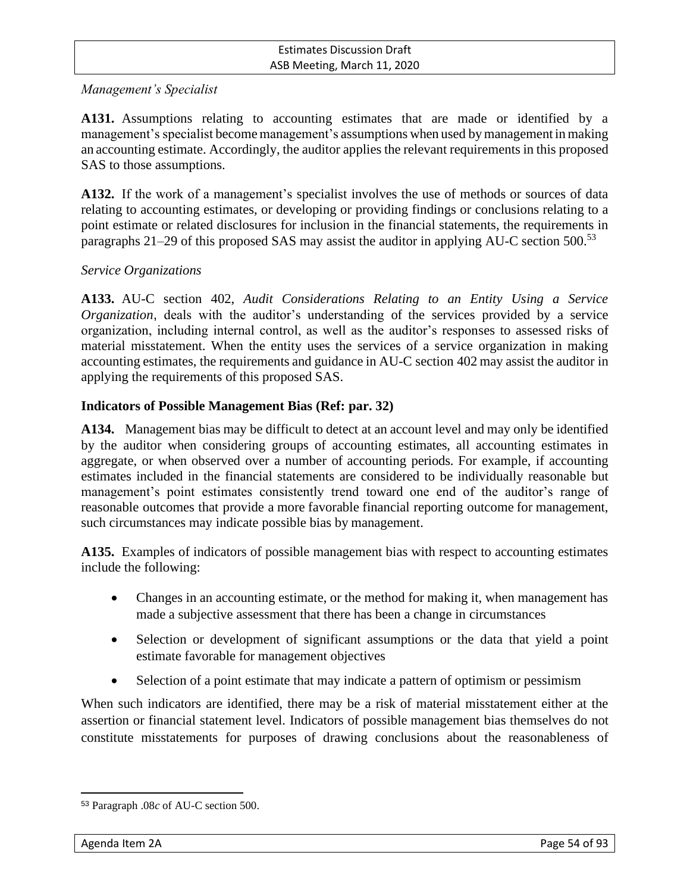*Management's Specialist*

**A131.** Assumptions relating to accounting estimates that are made or identified by a management's specialist become management's assumptions when used by management in making an accounting estimate. Accordingly, the auditor applies the relevant requirements in this proposed SAS to those assumptions.

**A132.** If the work of a management's specialist involves the use of methods or sources of data relating to accounting estimates, or developing or providing findings or conclusions relating to a point estimate or related disclosures for inclusion in the financial statements, the requirements in paragraphs 21–29 of this proposed SAS may assist the auditor in applying AU-C section 500.[53]

*Service Organizations*

**A133.** AU-C section 402, *Audit Considerations Relating to an Entity Using a Service Organization*, deals with the auditor's understanding of the services provided by a service organization, including internal control, as well as the auditor's responses to assessed risks of material misstatement. When the entity uses the services of a service organization in making accounting estimates, the requirements and guidance in AU-C section 402 may assist the auditor in applying the requirements of this proposed SAS.

### Indicators of Possible Management Bias (Ref: par. 32)

**A134.** Management bias may be difficult to detect at an account level and may only be identified by the auditor when considering groups of accounting estimates, all accounting estimates in aggregate, or when observed over a number of accounting periods. For example, if accounting estimates included in the financial statements are considered to be individually reasonable but management's point estimates consistently trend toward one end of the auditor's range of reasonable outcomes that provide a more favorable financial reporting outcome for management, such circumstances may indicate possible bias by management.

**A135.** Examples of indicators of possible management bias with respect to accounting estimates include the following:

- Changes in an accounting estimate, or the method for making it, when management has made a subjective assessment that there has been a change in circumstances
- Selection or development of significant assumptions or the data that yield a point estimate favorable for management objectives
- Selection of a point estimate that may indicate a pattern of optimism or pessimism

When such indicators are identified, there may be a risk of material misstatement either at the assertion or financial statement level. Indicators of possible management bias themselves do not constitute misstatements for purposes of drawing conclusions about the reasonableness of

---

[53] Paragraph .08*c* of AU-C section 500.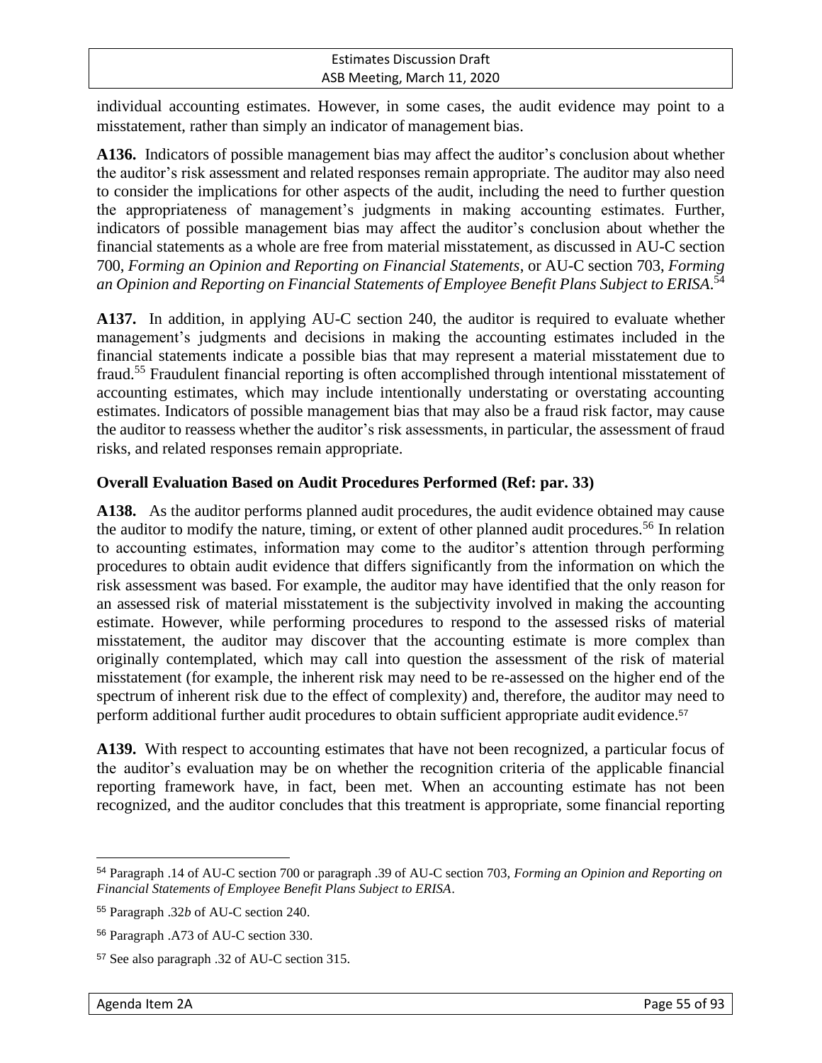individual accounting estimates. However, in some cases, the audit evidence may point to a misstatement, rather than simply an indicator of management bias.

**A136.** Indicators of possible management bias may affect the auditor's conclusion about whether the auditor's risk assessment and related responses remain appropriate. The auditor may also need to consider the implications for other aspects of the audit, including the need to further question the appropriateness of management's judgments in making accounting estimates. Further, indicators of possible management bias may affect the auditor's conclusion about whether the financial statements as a whole are free from material misstatement, as discussed in AU-C section 700, *Forming an Opinion and Reporting on Financial Statements*, or AU-C section 703, *Forming an Opinion and Reporting on Financial Statements of Employee Benefit Plans Subject to ERISA*.[54]

**A137.** In addition, in applying AU-C section 240, the auditor is required to evaluate whether management's judgments and decisions in making the accounting estimates included in the financial statements indicate a possible bias that may represent a material misstatement due to fraud.[55] Fraudulent financial reporting is often accomplished through intentional misstatement of accounting estimates, which may include intentionally understating or overstating accounting estimates. Indicators of possible management bias that may also be a fraud risk factor, may cause the auditor to reassess whether the auditor's risk assessments, in particular, the assessment of fraud risks, and related responses remain appropriate.

**Overall Evaluation Based on Audit Procedures Performed (Ref: par. 33)**

**A138.** As the auditor performs planned audit procedures, the audit evidence obtained may cause the auditor to modify the nature, timing, or extent of other planned audit procedures.[56] In relation to accounting estimates, information may come to the auditor's attention through performing procedures to obtain audit evidence that differs significantly from the information on which the risk assessment was based. For example, the auditor may have identified that the only reason for an assessed risk of material misstatement is the subjectivity involved in making the accounting estimate. However, while performing procedures to respond to the assessed risks of material misstatement, the auditor may discover that the accounting estimate is more complex than originally contemplated, which may call into question the assessment of the risk of material misstatement (for example, the inherent risk may need to be re-assessed on the higher end of the spectrum of inherent risk due to the effect of complexity) and, therefore, the auditor may need to perform additional further audit procedures to obtain sufficient appropriate audit evidence.[57]

**A139.** With respect to accounting estimates that have not been recognized, a particular focus of the auditor's evaluation may be on whether the recognition criteria of the applicable financial reporting framework have, in fact, been met. When an accounting estimate has not been recognized, and the auditor concludes that this treatment is appropriate, some financial reporting

---

[54] Paragraph .14 of AU-C section 700 or paragraph .39 of AU-C section 703, *Forming an Opinion and Reporting on Financial Statements of Employee Benefit Plans Subject to ERISA*.

[55] Paragraph .32*b* of AU-C section 240.

[56] Paragraph .A73 of AU-C section 330.

[57] See also paragraph .32 of AU-C section 315.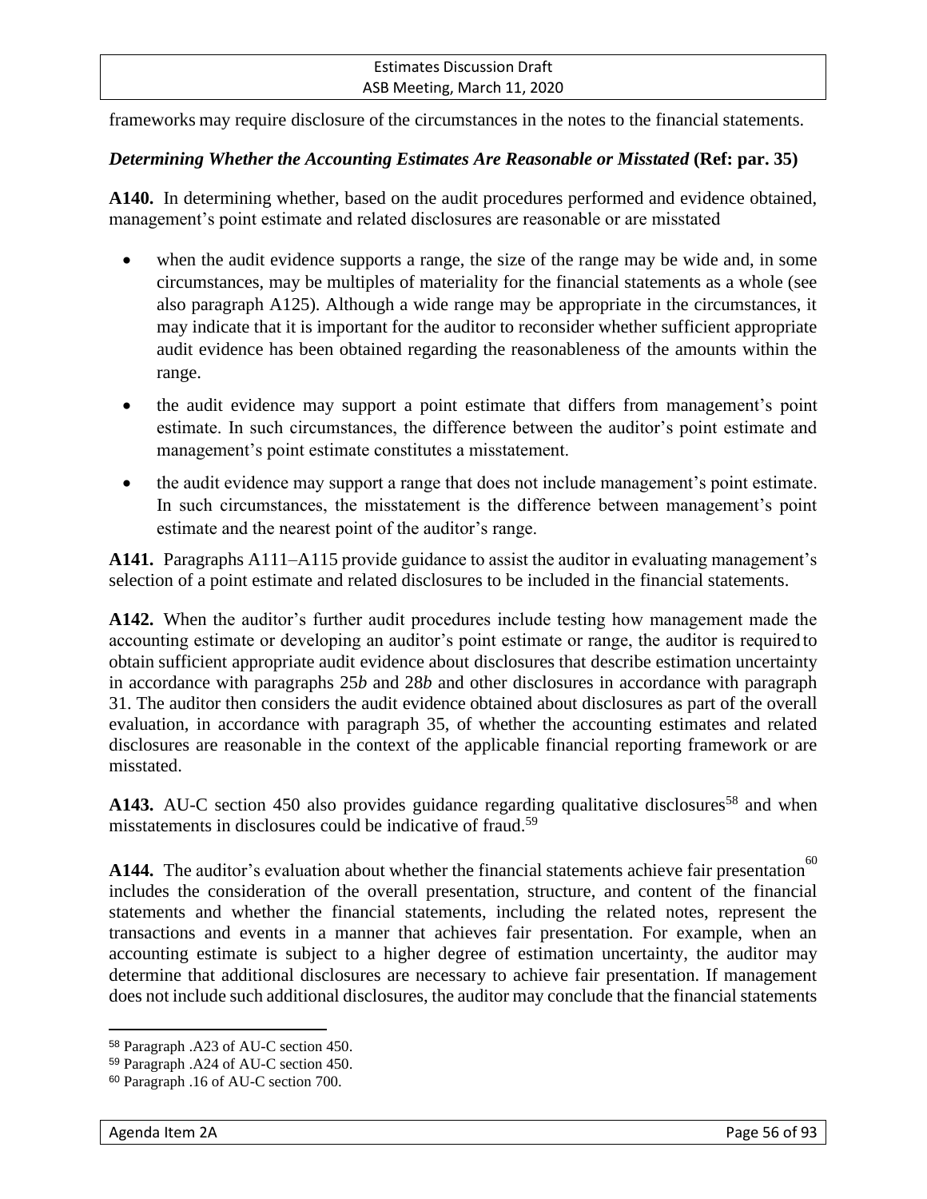frameworks may require disclosure of the circumstances in the notes to the financial statements.

***Determining Whether the Accounting Estimates Are Reasonable or Misstated*** **(Ref: par. 35)**

**A140.** In determining whether, based on the audit procedures performed and evidence obtained, management's point estimate and related disclosures are reasonable or are misstated

- when the audit evidence supports a range, the size of the range may be wide and, in some circumstances, may be multiples of materiality for the financial statements as a whole (see also paragraph A125). Although a wide range may be appropriate in the circumstances, it may indicate that it is important for the auditor to reconsider whether sufficient appropriate audit evidence has been obtained regarding the reasonableness of the amounts within the range.
- the audit evidence may support a point estimate that differs from management's point estimate. In such circumstances, the difference between the auditor's point estimate and management's point estimate constitutes a misstatement.
- the audit evidence may support a range that does not include management's point estimate. In such circumstances, the misstatement is the difference between management's point estimate and the nearest point of the auditor's range.

**A141.** Paragraphs A111–A115 provide guidance to assist the auditor in evaluating management's selection of a point estimate and related disclosures to be included in the financial statements.

**A142.** When the auditor's further audit procedures include testing how management made the accounting estimate or developing an auditor's point estimate or range, the auditor is required to obtain sufficient appropriate audit evidence about disclosures that describe estimation uncertainty in accordance with paragraphs 25*b* and 28*b* and other disclosures in accordance with paragraph 31. The auditor then considers the audit evidence obtained about disclosures as part of the overall evaluation, in accordance with paragraph 35, of whether the accounting estimates and related disclosures are reasonable in the context of the applicable financial reporting framework or are misstated.

**A143.** AU-C section 450 also provides guidance regarding qualitative disclosures[58] and when misstatements in disclosures could be indicative of fraud.[59]

**A144.** The auditor's evaluation about whether the financial statements achieve fair presentation[60] includes the consideration of the overall presentation, structure, and content of the financial statements and whether the financial statements, including the related notes, represent the transactions and events in a manner that achieves fair presentation. For example, when an accounting estimate is subject to a higher degree of estimation uncertainty, the auditor may determine that additional disclosures are necessary to achieve fair presentation. If management does not include such additional disclosures, the auditor may conclude that the financial statements

---

[58] Paragraph .A23 of AU-C section 450.

[59] Paragraph .A24 of AU-C section 450.

[60] Paragraph .16 of AU-C section 700.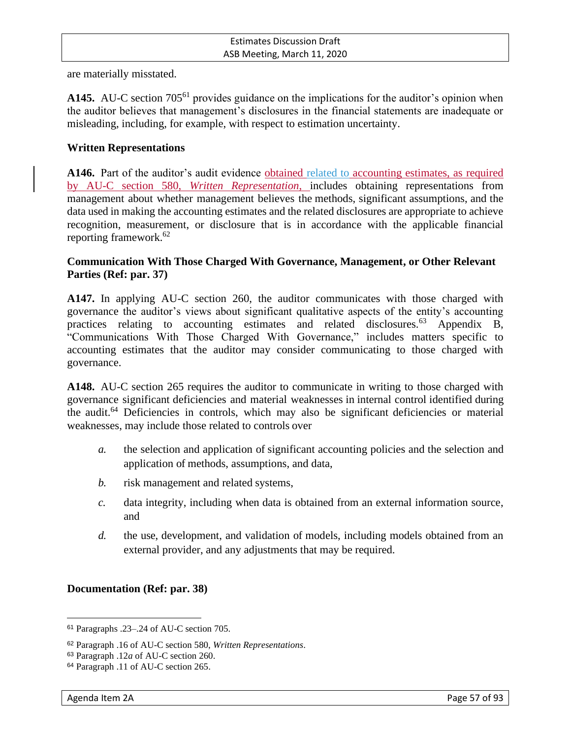are materially misstated.

**A145.** AU-C section 705[61] provides guidance on the implications for the auditor's opinion when the auditor believes that management's disclosures in the financial statements are inadequate or misleading, including, for example, with respect to estimation uncertainty.

**Written Representations**

**A146.** Part of the auditor's audit evidence obtained related to accounting estimates, as required by AU-C section 580, *Written Representation*, includes obtaining representations from management about whether management believes the methods, significant assumptions, and the data used in making the accounting estimates and the related disclosures are appropriate to achieve recognition, measurement, or disclosure that is in accordance with the applicable financial reporting framework.[62]

**Communication With Those Charged With Governance, Management, or Other Relevant Parties (Ref: par. 37)**

**A147.** In applying AU-C section 260, the auditor communicates with those charged with governance the auditor's views about significant qualitative aspects of the entity's accounting practices relating to accounting estimates and related disclosures.[63] Appendix B, "Communications With Those Charged With Governance," includes matters specific to accounting estimates that the auditor may consider communicating to those charged with governance.

**A148.** AU-C section 265 requires the auditor to communicate in writing to those charged with governance significant deficiencies and material weaknesses in internal control identified during the audit.[64] Deficiencies in controls, which may also be significant deficiencies or material weaknesses, may include those related to controls over

*a.* the selection and application of significant accounting policies and the selection and application of methods, assumptions, and data,

*b.* risk management and related systems,

*c.* data integrity, including when data is obtained from an external information source, and

*d.* the use, development, and validation of models, including models obtained from an external provider, and any adjustments that may be required.

**Documentation (Ref: par. 38)**

---

[61] Paragraphs .23–.24 of AU-C section 705.

[62] Paragraph .16 of AU-C section 580, *Written Representations*.

[63] Paragraph .12*a* of AU-C section 260.

[64] Paragraph .11 of AU-C section 265.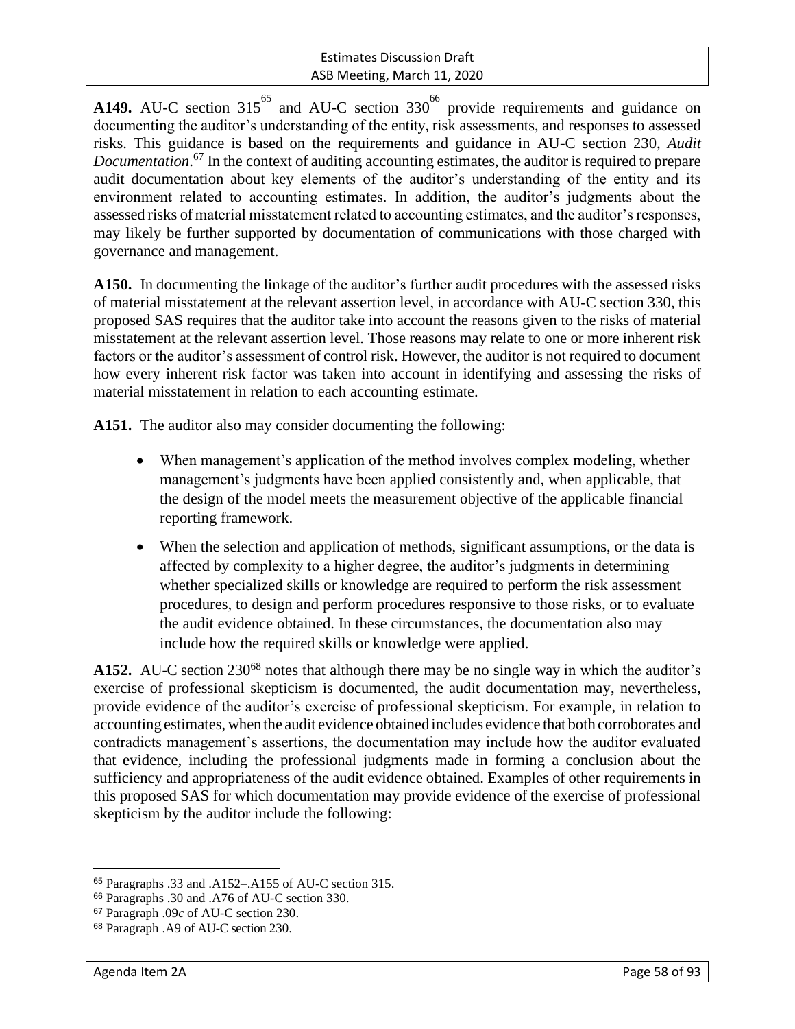**A149.** AU-C section 315[65] and AU-C section 330[66] provide requirements and guidance on documenting the auditor's understanding of the entity, risk assessments, and responses to assessed risks. This guidance is based on the requirements and guidance in AU-C section 230, *Audit Documentation*.[67] In the context of auditing accounting estimates, the auditor is required to prepare audit documentation about key elements of the auditor's understanding of the entity and its environment related to accounting estimates. In addition, the auditor's judgments about the assessed risks of material misstatement related to accounting estimates, and the auditor's responses, may likely be further supported by documentation of communications with those charged with governance and management.

**A150.** In documenting the linkage of the auditor's further audit procedures with the assessed risks of material misstatement at the relevant assertion level, in accordance with AU-C section 330, this proposed SAS requires that the auditor take into account the reasons given to the risks of material misstatement at the relevant assertion level. Those reasons may relate to one or more inherent risk factors or the auditor's assessment of control risk. However, the auditor is not required to document how every inherent risk factor was taken into account in identifying and assessing the risks of material misstatement in relation to each accounting estimate.

**A151.** The auditor also may consider documenting the following:

- When management's application of the method involves complex modeling, whether management's judgments have been applied consistently and, when applicable, that the design of the model meets the measurement objective of the applicable financial reporting framework.
- When the selection and application of methods, significant assumptions, or the data is affected by complexity to a higher degree, the auditor's judgments in determining whether specialized skills or knowledge are required to perform the risk assessment procedures, to design and perform procedures responsive to those risks, or to evaluate the audit evidence obtained. In these circumstances, the documentation also may include how the required skills or knowledge were applied.

**A152.** AU-C section 230[68] notes that although there may be no single way in which the auditor's exercise of professional skepticism is documented, the audit documentation may, nevertheless, provide evidence of the auditor's exercise of professional skepticism. For example, in relation to accounting estimates, when the audit evidence obtained includes evidence that both corroborates and contradicts management's assertions, the documentation may include how the auditor evaluated that evidence, including the professional judgments made in forming a conclusion about the sufficiency and appropriateness of the audit evidence obtained. Examples of other requirements in this proposed SAS for which documentation may provide evidence of the exercise of professional skepticism by the auditor include the following:

---

[65] Paragraphs .33 and .A152–.A155 of AU-C section 315.

[66] Paragraphs .30 and .A76 of AU-C section 330.

[67] Paragraph .09*c* of AU-C section 230.

[68] Paragraph .A9 of AU-C section 230.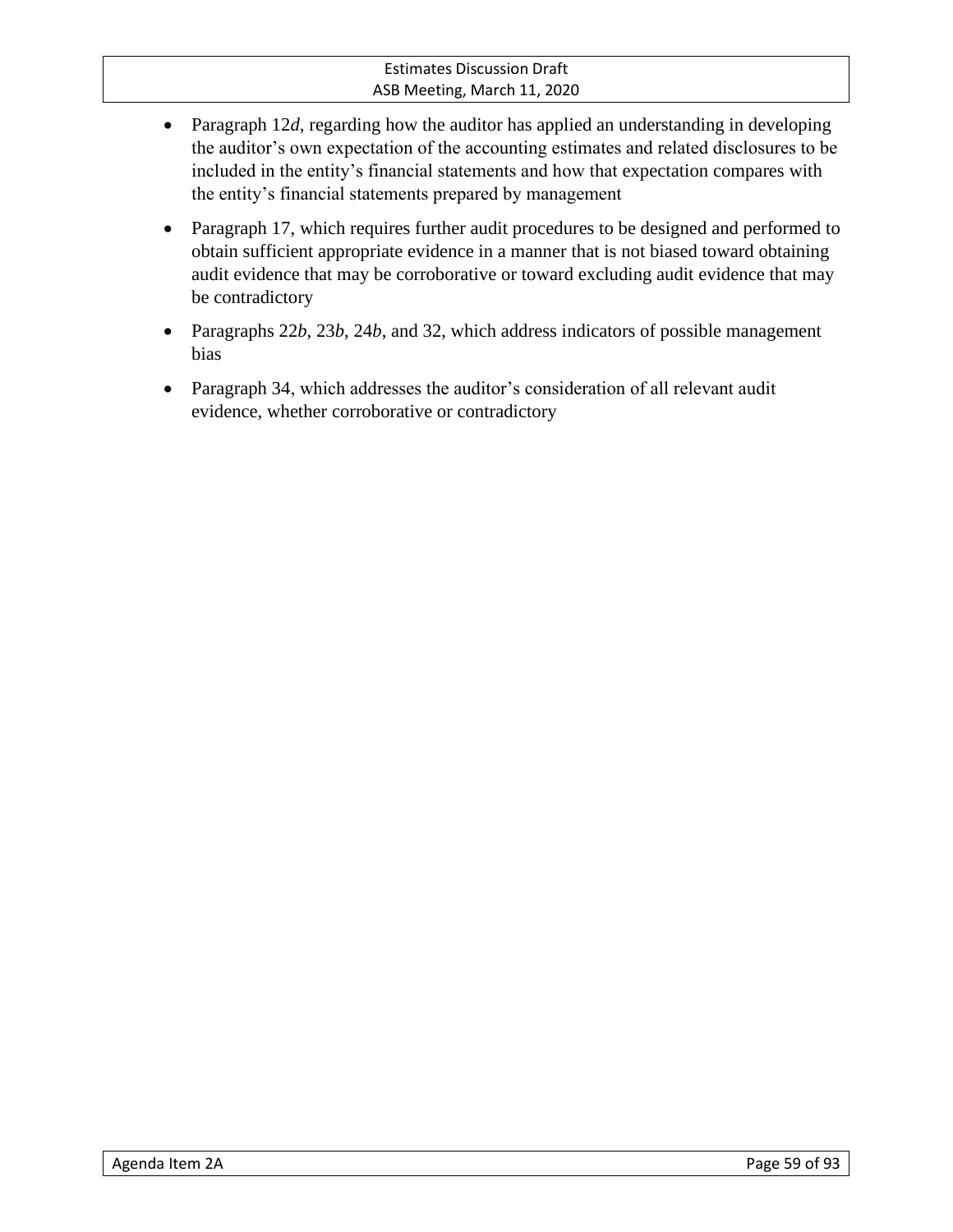- Paragraph 12*d*, regarding how the auditor has applied an understanding in developing the auditor's own expectation of the accounting estimates and related disclosures to be included in the entity's financial statements and how that expectation compares with the entity's financial statements prepared by management
- Paragraph 17, which requires further audit procedures to be designed and performed to obtain sufficient appropriate evidence in a manner that is not biased toward obtaining audit evidence that may be corroborative or toward excluding audit evidence that may be contradictory
- Paragraphs 22*b*, 23*b*, 24*b*, and 32, which address indicators of possible management bias
- Paragraph 34, which addresses the auditor's consideration of all relevant audit evidence, whether corroborative or contradictory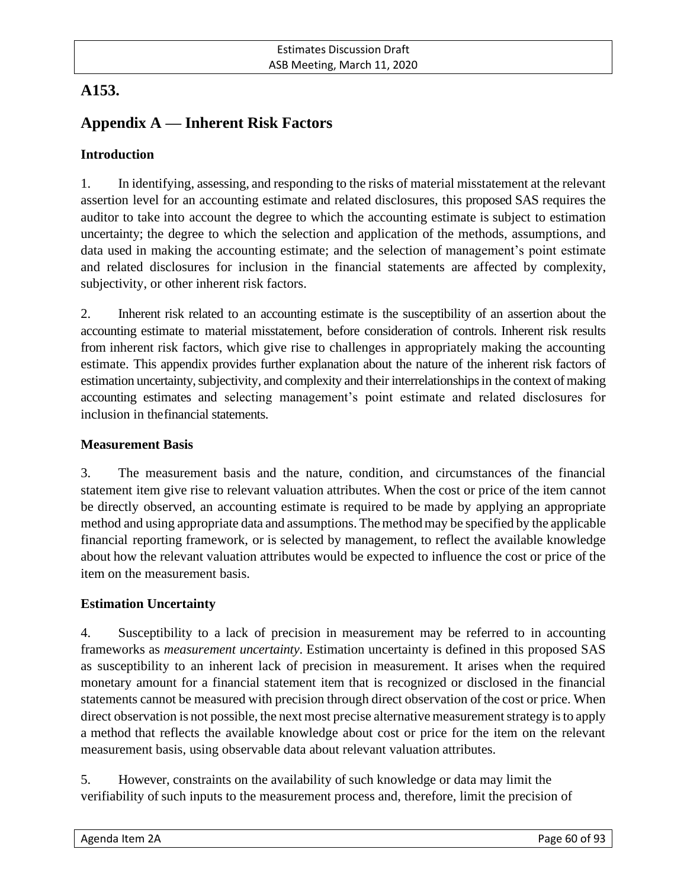**A153.**

## Appendix A — Inherent Risk Factors

### Introduction

1. In identifying, assessing, and responding to the risks of material misstatement at the relevant assertion level for an accounting estimate and related disclosures, this proposed SAS requires the auditor to take into account the degree to which the accounting estimate is subject to estimation uncertainty; the degree to which the selection and application of the methods, assumptions, and data used in making the accounting estimate; and the selection of management's point estimate and related disclosures for inclusion in the financial statements are affected by complexity, subjectivity, or other inherent risk factors.

2. Inherent risk related to an accounting estimate is the susceptibility of an assertion about the accounting estimate to material misstatement, before consideration of controls. Inherent risk results from inherent risk factors, which give rise to challenges in appropriately making the accounting estimate. This appendix provides further explanation about the nature of the inherent risk factors of estimation uncertainty, subjectivity, and complexity and their interrelationships in the context of making accounting estimates and selecting management's point estimate and related disclosures for inclusion in the financial statements.

### Measurement Basis

3. The measurement basis and the nature, condition, and circumstances of the financial statement item give rise to relevant valuation attributes. When the cost or price of the item cannot be directly observed, an accounting estimate is required to be made by applying an appropriate method and using appropriate data and assumptions. The method may be specified by the applicable financial reporting framework, or is selected by management, to reflect the available knowledge about how the relevant valuation attributes would be expected to influence the cost or price of the item on the measurement basis.

### Estimation Uncertainty

4. Susceptibility to a lack of precision in measurement may be referred to in accounting frameworks as *measurement uncertainty*. Estimation uncertainty is defined in this proposed SAS as susceptibility to an inherent lack of precision in measurement. It arises when the required monetary amount for a financial statement item that is recognized or disclosed in the financial statements cannot be measured with precision through direct observation of the cost or price. When direct observation is not possible, the next most precise alternative measurement strategy is to apply a method that reflects the available knowledge about cost or price for the item on the relevant measurement basis, using observable data about relevant valuation attributes.

5. However, constraints on the availability of such knowledge or data may limit the verifiability of such inputs to the measurement process and, therefore, limit the precision of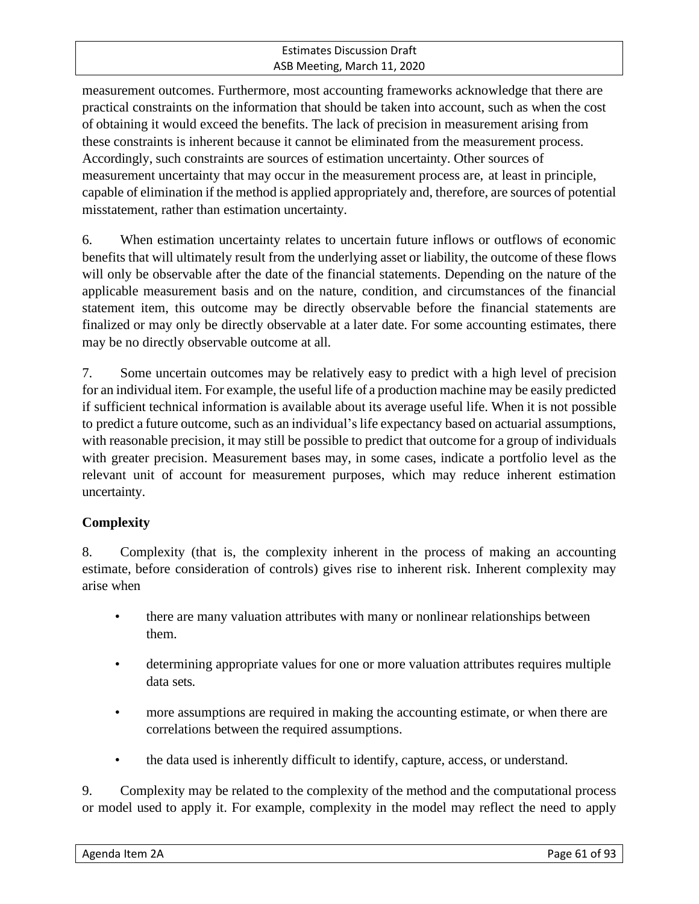measurement outcomes. Furthermore, most accounting frameworks acknowledge that there are practical constraints on the information that should be taken into account, such as when the cost of obtaining it would exceed the benefits. The lack of precision in measurement arising from these constraints is inherent because it cannot be eliminated from the measurement process. Accordingly, such constraints are sources of estimation uncertainty. Other sources of measurement uncertainty that may occur in the measurement process are, at least in principle, capable of elimination if the method is applied appropriately and, therefore, are sources of potential misstatement, rather than estimation uncertainty.

6. When estimation uncertainty relates to uncertain future inflows or outflows of economic benefits that will ultimately result from the underlying asset or liability, the outcome of these flows will only be observable after the date of the financial statements. Depending on the nature of the applicable measurement basis and on the nature, condition, and circumstances of the financial statement item, this outcome may be directly observable before the financial statements are finalized or may only be directly observable at a later date. For some accounting estimates, there may be no directly observable outcome at all.

7. Some uncertain outcomes may be relatively easy to predict with a high level of precision for an individual item. For example, the useful life of a production machine may be easily predicted if sufficient technical information is available about its average useful life. When it is not possible to predict a future outcome, such as an individual's life expectancy based on actuarial assumptions, with reasonable precision, it may still be possible to predict that outcome for a group of individuals with greater precision. Measurement bases may, in some cases, indicate a portfolio level as the relevant unit of account for measurement purposes, which may reduce inherent estimation uncertainty.

**Complexity**

8. Complexity (that is, the complexity inherent in the process of making an accounting estimate, before consideration of controls) gives rise to inherent risk. Inherent complexity may arise when

- there are many valuation attributes with many or nonlinear relationships between them.
- determining appropriate values for one or more valuation attributes requires multiple data sets.
- more assumptions are required in making the accounting estimate, or when there are correlations between the required assumptions.
- the data used is inherently difficult to identify, capture, access, or understand.

9. Complexity may be related to the complexity of the method and the computational process or model used to apply it. For example, complexity in the model may reflect the need to apply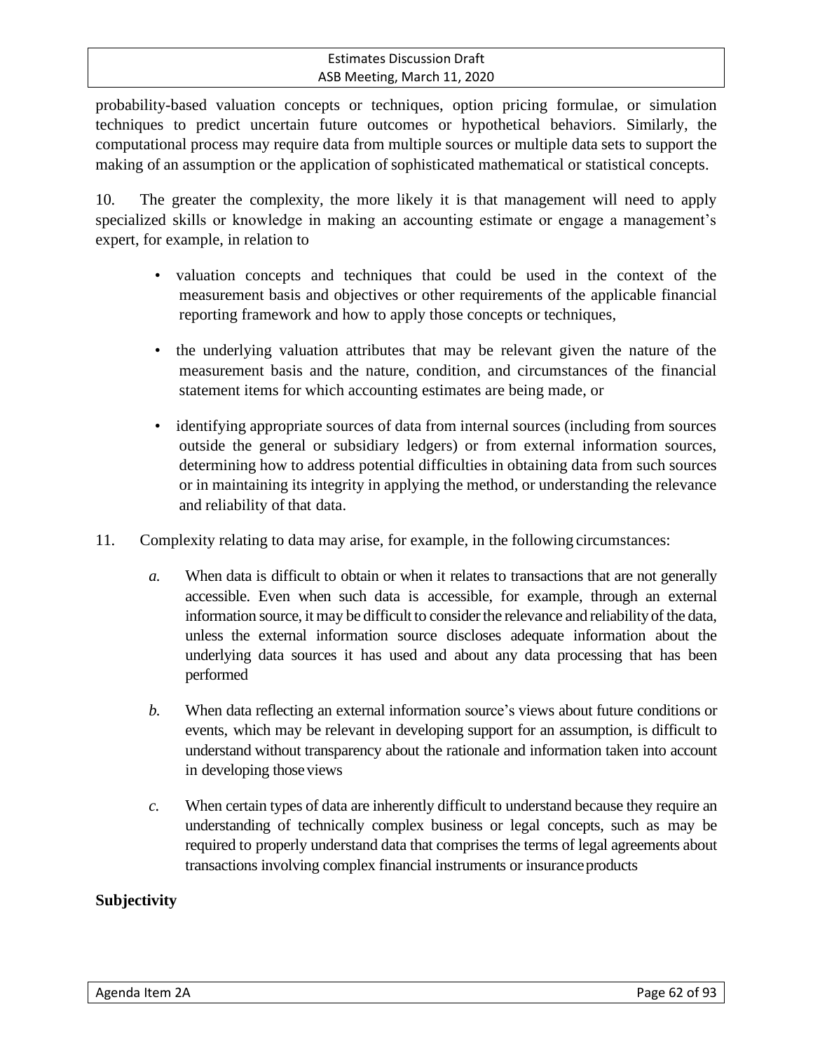probability-based valuation concepts or techniques, option pricing formulae, or simulation techniques to predict uncertain future outcomes or hypothetical behaviors. Similarly, the computational process may require data from multiple sources or multiple data sets to support the making of an assumption or the application of sophisticated mathematical or statistical concepts.

10. The greater the complexity, the more likely it is that management will need to apply specialized skills or knowledge in making an accounting estimate or engage a management's expert, for example, in relation to

- valuation concepts and techniques that could be used in the context of the measurement basis and objectives or other requirements of the applicable financial reporting framework and how to apply those concepts or techniques,
- the underlying valuation attributes that may be relevant given the nature of the measurement basis and the nature, condition, and circumstances of the financial statement items for which accounting estimates are being made, or
- identifying appropriate sources of data from internal sources (including from sources outside the general or subsidiary ledgers) or from external information sources, determining how to address potential difficulties in obtaining data from such sources or in maintaining its integrity in applying the method, or understanding the relevance and reliability of that data.

11. Complexity relating to data may arise, for example, in the following circumstances:

*a.* When data is difficult to obtain or when it relates to transactions that are not generally accessible. Even when such data is accessible, for example, through an external information source, it may be difficult to consider the relevance and reliability of the data, unless the external information source discloses adequate information about the underlying data sources it has used and about any data processing that has been performed

*b.* When data reflecting an external information source's views about future conditions or events, which may be relevant in developing support for an assumption, is difficult to understand without transparency about the rationale and information taken into account in developing those views

*c.* When certain types of data are inherently difficult to understand because they require an understanding of technically complex business or legal concepts, such as may be required to properly understand data that comprises the terms of legal agreements about transactions involving complex financial instruments or insurance products

**Subjectivity**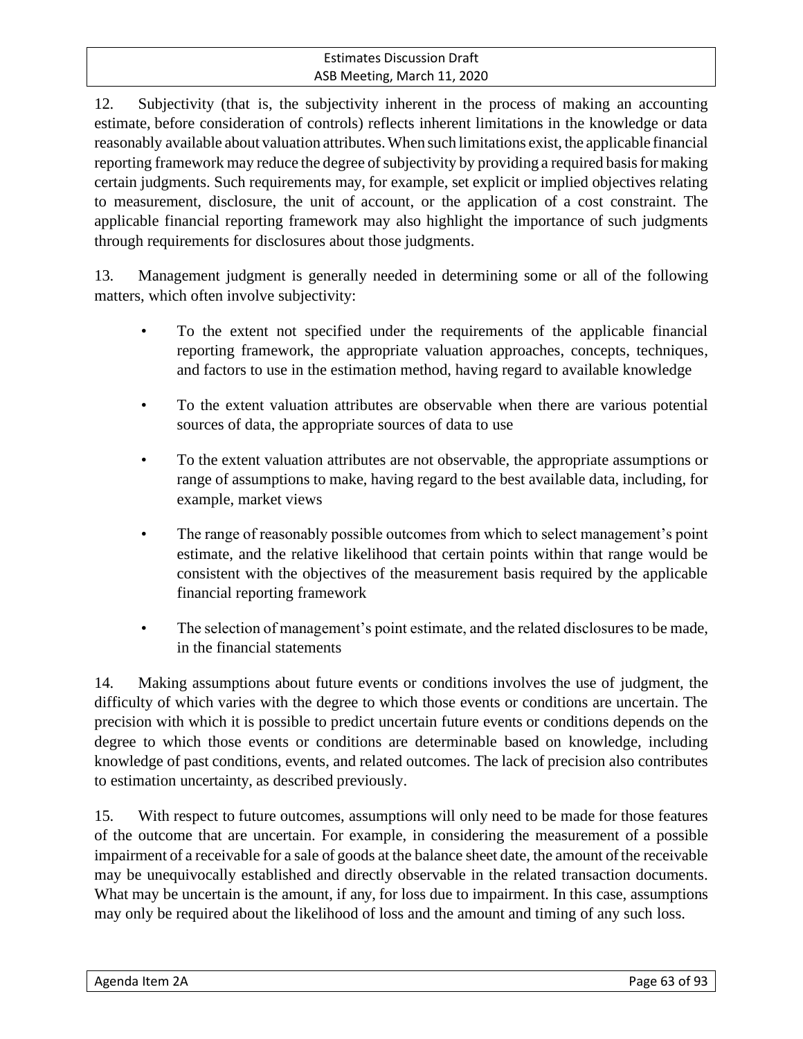12. Subjectivity (that is, the subjectivity inherent in the process of making an accounting estimate, before consideration of controls) reflects inherent limitations in the knowledge or data reasonably available about valuation attributes. When such limitations exist, the applicable financial reporting framework may reduce the degree of subjectivity by providing a required basis for making certain judgments. Such requirements may, for example, set explicit or implied objectives relating to measurement, disclosure, the unit of account, or the application of a cost constraint. The applicable financial reporting framework may also highlight the importance of such judgments through requirements for disclosures about those judgments.

13. Management judgment is generally needed in determining some or all of the following matters, which often involve subjectivity:

- To the extent not specified under the requirements of the applicable financial reporting framework, the appropriate valuation approaches, concepts, techniques, and factors to use in the estimation method, having regard to available knowledge
- To the extent valuation attributes are observable when there are various potential sources of data, the appropriate sources of data to use
- To the extent valuation attributes are not observable, the appropriate assumptions or range of assumptions to make, having regard to the best available data, including, for example, market views
- The range of reasonably possible outcomes from which to select management's point estimate, and the relative likelihood that certain points within that range would be consistent with the objectives of the measurement basis required by the applicable financial reporting framework
- The selection of management's point estimate, and the related disclosures to be made, in the financial statements

14. Making assumptions about future events or conditions involves the use of judgment, the difficulty of which varies with the degree to which those events or conditions are uncertain. The precision with which it is possible to predict uncertain future events or conditions depends on the degree to which those events or conditions are determinable based on knowledge, including knowledge of past conditions, events, and related outcomes. The lack of precision also contributes to estimation uncertainty, as described previously.

15. With respect to future outcomes, assumptions will only need to be made for those features of the outcome that are uncertain. For example, in considering the measurement of a possible impairment of a receivable for a sale of goods at the balance sheet date, the amount of the receivable may be unequivocally established and directly observable in the related transaction documents. What may be uncertain is the amount, if any, for loss due to impairment. In this case, assumptions may only be required about the likelihood of loss and the amount and timing of any such loss.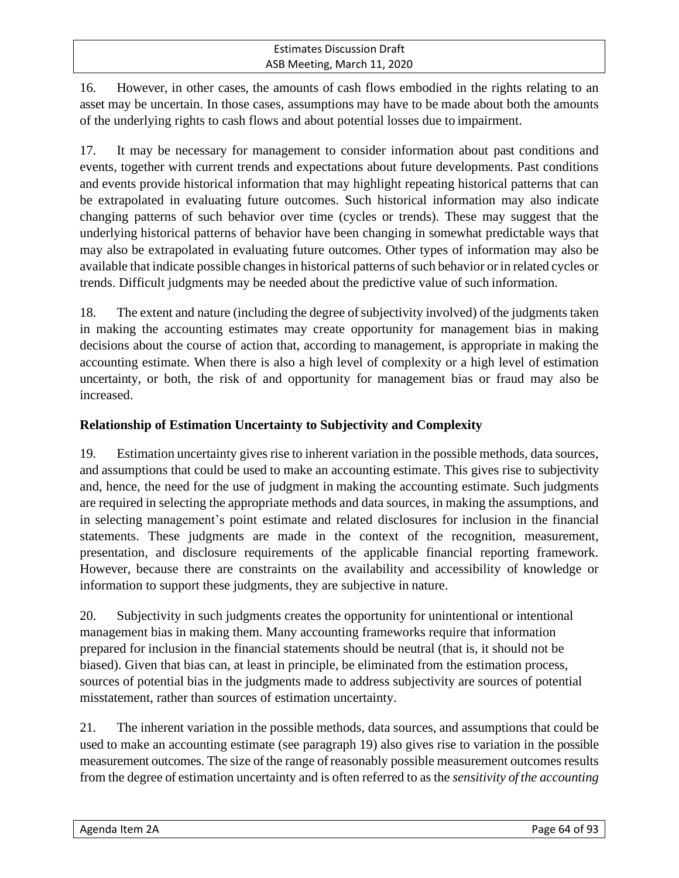16. However, in other cases, the amounts of cash flows embodied in the rights relating to an asset may be uncertain. In those cases, assumptions may have to be made about both the amounts of the underlying rights to cash flows and about potential losses due to impairment.

17. It may be necessary for management to consider information about past conditions and events, together with current trends and expectations about future developments. Past conditions and events provide historical information that may highlight repeating historical patterns that can be extrapolated in evaluating future outcomes. Such historical information may also indicate changing patterns of such behavior over time (cycles or trends). These may suggest that the underlying historical patterns of behavior have been changing in somewhat predictable ways that may also be extrapolated in evaluating future outcomes. Other types of information may also be available that indicate possible changes in historical patterns of such behavior or in related cycles or trends. Difficult judgments may be needed about the predictive value of such information.

18. The extent and nature (including the degree of subjectivity involved) of the judgments taken in making the accounting estimates may create opportunity for management bias in making decisions about the course of action that, according to management, is appropriate in making the accounting estimate. When there is also a high level of complexity or a high level of estimation uncertainty, or both, the risk of and opportunity for management bias or fraud may also be increased.

**Relationship of Estimation Uncertainty to Subjectivity and Complexity**

19. Estimation uncertainty gives rise to inherent variation in the possible methods, data sources, and assumptions that could be used to make an accounting estimate. This gives rise to subjectivity and, hence, the need for the use of judgment in making the accounting estimate. Such judgments are required in selecting the appropriate methods and data sources, in making the assumptions, and in selecting management's point estimate and related disclosures for inclusion in the financial statements. These judgments are made in the context of the recognition, measurement, presentation, and disclosure requirements of the applicable financial reporting framework. However, because there are constraints on the availability and accessibility of knowledge or information to support these judgments, they are subjective in nature.

20. Subjectivity in such judgments creates the opportunity for unintentional or intentional management bias in making them. Many accounting frameworks require that information prepared for inclusion in the financial statements should be neutral (that is, it should not be biased). Given that bias can, at least in principle, be eliminated from the estimation process, sources of potential bias in the judgments made to address subjectivity are sources of potential misstatement, rather than sources of estimation uncertainty.

21. The inherent variation in the possible methods, data sources, and assumptions that could be used to make an accounting estimate (see paragraph 19) also gives rise to variation in the possible measurement outcomes. The size of the range of reasonably possible measurement outcomes results from the degree of estimation uncertainty and is often referred to as the *sensitivity of the accounting*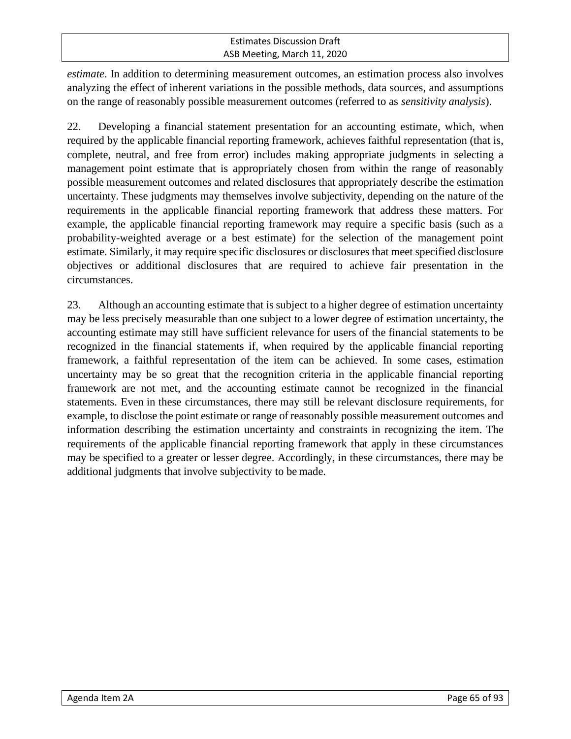*estimate*. In addition to determining measurement outcomes, an estimation process also involves analyzing the effect of inherent variations in the possible methods, data sources, and assumptions on the range of reasonably possible measurement outcomes (referred to as *sensitivity analysis*).

22. Developing a financial statement presentation for an accounting estimate, which, when required by the applicable financial reporting framework, achieves faithful representation (that is, complete, neutral, and free from error) includes making appropriate judgments in selecting a management point estimate that is appropriately chosen from within the range of reasonably possible measurement outcomes and related disclosures that appropriately describe the estimation uncertainty. These judgments may themselves involve subjectivity, depending on the nature of the requirements in the applicable financial reporting framework that address these matters. For example, the applicable financial reporting framework may require a specific basis (such as a probability-weighted average or a best estimate) for the selection of the management point estimate. Similarly, it may require specific disclosures or disclosures that meet specified disclosure objectives or additional disclosures that are required to achieve fair presentation in the circumstances.

23. Although an accounting estimate that is subject to a higher degree of estimation uncertainty may be less precisely measurable than one subject to a lower degree of estimation uncertainty, the accounting estimate may still have sufficient relevance for users of the financial statements to be recognized in the financial statements if, when required by the applicable financial reporting framework, a faithful representation of the item can be achieved. In some cases, estimation uncertainty may be so great that the recognition criteria in the applicable financial reporting framework are not met, and the accounting estimate cannot be recognized in the financial statements. Even in these circumstances, there may still be relevant disclosure requirements, for example, to disclose the point estimate or range of reasonably possible measurement outcomes and information describing the estimation uncertainty and constraints in recognizing the item. The requirements of the applicable financial reporting framework that apply in these circumstances may be specified to a greater or lesser degree. Accordingly, in these circumstances, there may be additional judgments that involve subjectivity to be made.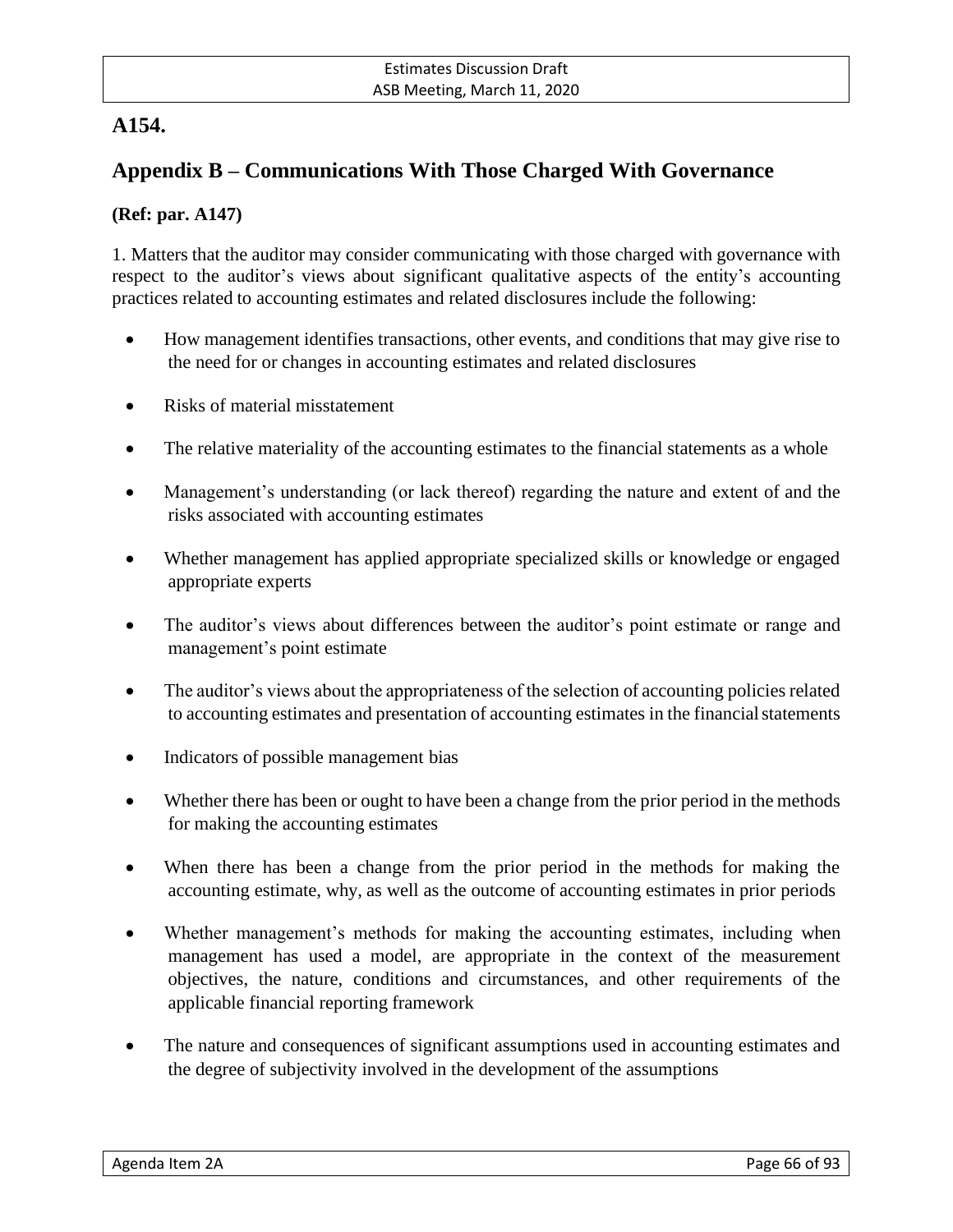**A154.**

## Appendix B – Communications With Those Charged With Governance

**(Ref: par. A147)**

1. Matters that the auditor may consider communicating with those charged with governance with respect to the auditor's views about significant qualitative aspects of the entity's accounting practices related to accounting estimates and related disclosures include the following:

- How management identifies transactions, other events, and conditions that may give rise to the need for or changes in accounting estimates and related disclosures
- Risks of material misstatement
- The relative materiality of the accounting estimates to the financial statements as a whole
- Management's understanding (or lack thereof) regarding the nature and extent of and the risks associated with accounting estimates
- Whether management has applied appropriate specialized skills or knowledge or engaged appropriate experts
- The auditor's views about differences between the auditor's point estimate or range and management's point estimate
- The auditor's views about the appropriateness of the selection of accounting policies related to accounting estimates and presentation of accounting estimates in the financial statements
- Indicators of possible management bias
- Whether there has been or ought to have been a change from the prior period in the methods for making the accounting estimates
- When there has been a change from the prior period in the methods for making the accounting estimate, why, as well as the outcome of accounting estimates in prior periods
- Whether management's methods for making the accounting estimates, including when management has used a model, are appropriate in the context of the measurement objectives, the nature, conditions and circumstances, and other requirements of the applicable financial reporting framework
- The nature and consequences of significant assumptions used in accounting estimates and the degree of subjectivity involved in the development of the assumptions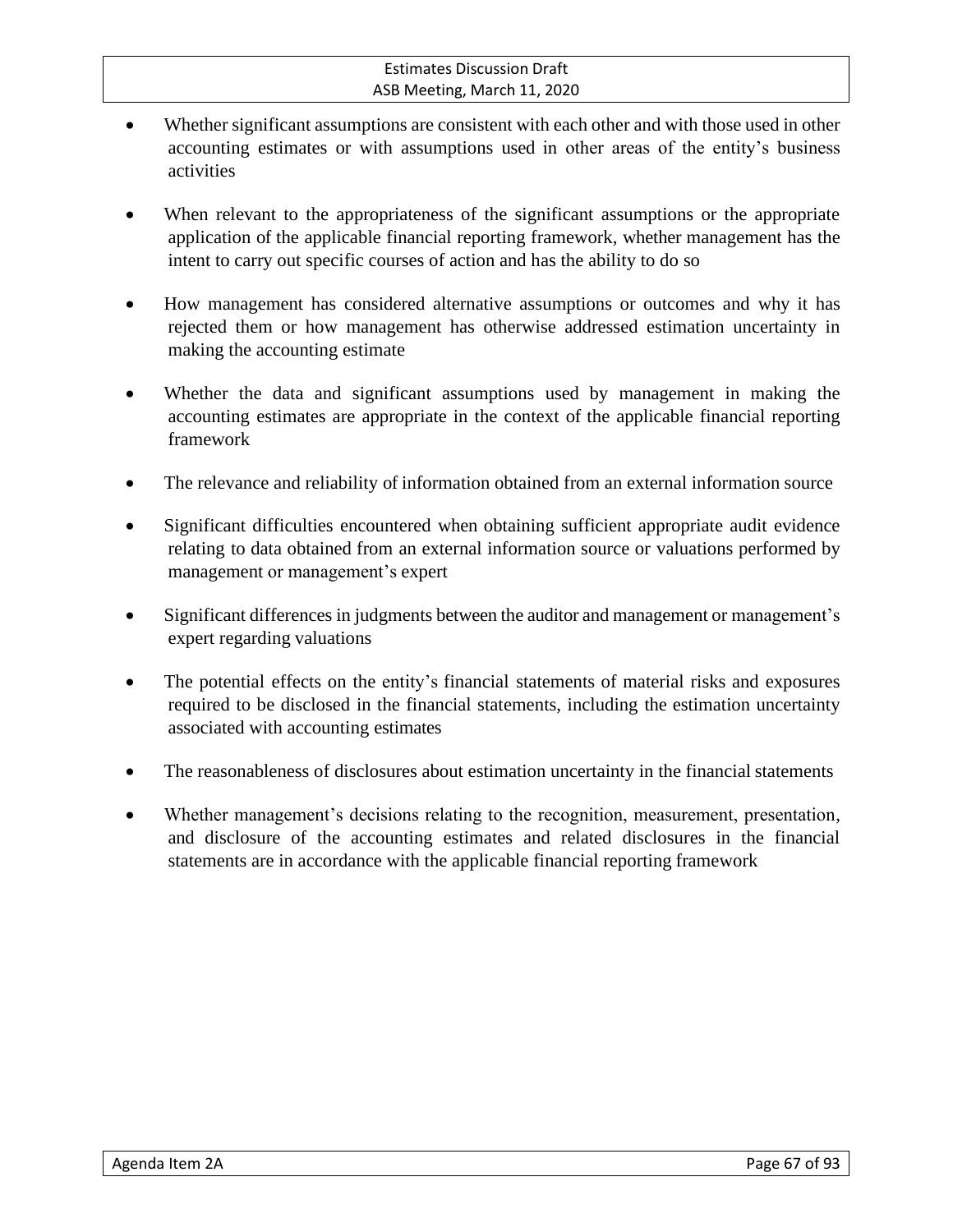- Whether significant assumptions are consistent with each other and with those used in other accounting estimates or with assumptions used in other areas of the entity's business activities

- When relevant to the appropriateness of the significant assumptions or the appropriate application of the applicable financial reporting framework, whether management has the intent to carry out specific courses of action and has the ability to do so

- How management has considered alternative assumptions or outcomes and why it has rejected them or how management has otherwise addressed estimation uncertainty in making the accounting estimate

- Whether the data and significant assumptions used by management in making the accounting estimates are appropriate in the context of the applicable financial reporting framework

- The relevance and reliability of information obtained from an external information source

- Significant difficulties encountered when obtaining sufficient appropriate audit evidence relating to data obtained from an external information source or valuations performed by management or management's expert

- Significant differences in judgments between the auditor and management or management's expert regarding valuations

- The potential effects on the entity's financial statements of material risks and exposures required to be disclosed in the financial statements, including the estimation uncertainty associated with accounting estimates

- The reasonableness of disclosures about estimation uncertainty in the financial statements

- Whether management's decisions relating to the recognition, measurement, presentation, and disclosure of the accounting estimates and related disclosures in the financial statements are in accordance with the applicable financial reporting framework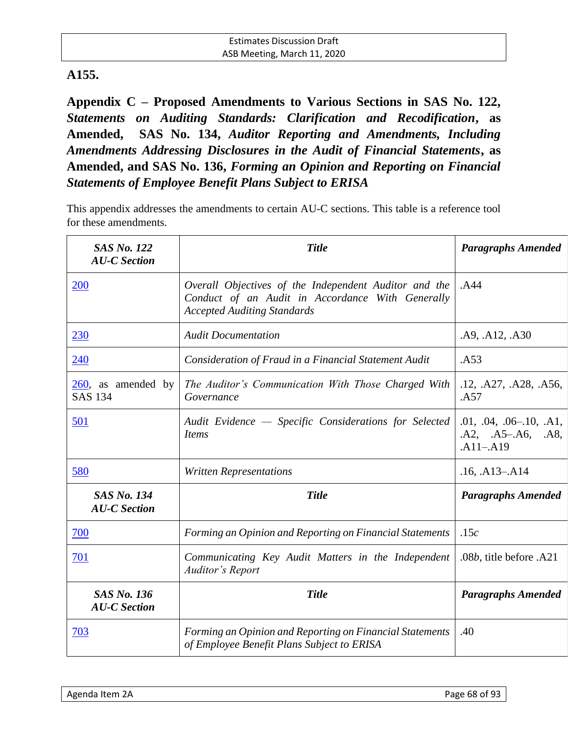A155.

## Appendix C – Proposed Amendments to Various Sections in SAS No. 122, *Statements on Auditing Standards: Clarification and Recodification*, as Amended, SAS No. 134, *Auditor Reporting and Amendments, Including Amendments Addressing Disclosures in the Audit of Financial Statements*, as Amended, and SAS No. 136, *Forming an Opinion and Reporting on Financial Statements of Employee Benefit Plans Subject to ERISA*

This appendix addresses the amendments to certain AU-C sections. This table is a reference tool for these amendments.

| *SAS No. 122 AU-C Section* | *Title* | *Paragraphs Amended* |
|---|---|---|
| 200 | *Overall Objectives of the Independent Auditor and the Conduct of an Audit in Accordance With Generally Accepted Auditing Standards* | .A44 |
| 230 | *Audit Documentation* | .A9, .A12, .A30 |
| 240 | *Consideration of Fraud in a Financial Statement Audit* | .A53 |
| 260, as amended by SAS 134 | *The Auditor's Communication With Those Charged With Governance* | .12, .A27, .A28, .A56, .A57 |
| 501 | *Audit Evidence — Specific Considerations for Selected Items* | .01, .04, .06–.10, .A1, .A2, .A5–.A6, .A8, .A11–.A19 |
| 580 | *Written Representations* | .16, .A13–.A14 |
| ***SAS No. 134 AU-C Section*** | ***Title*** | ***Paragraphs Amended*** |
| 700 | *Forming an Opinion and Reporting on Financial Statements* | .15*c* |
| 701 | *Communicating Key Audit Matters in the Independent Auditor's Report* | .08*b*, title before .A21 |
| ***SAS No. 136 AU-C Section*** | ***Title*** | ***Paragraphs Amended*** |
| 703 | *Forming an Opinion and Reporting on Financial Statements of Employee Benefit Plans Subject to ERISA* | .40 |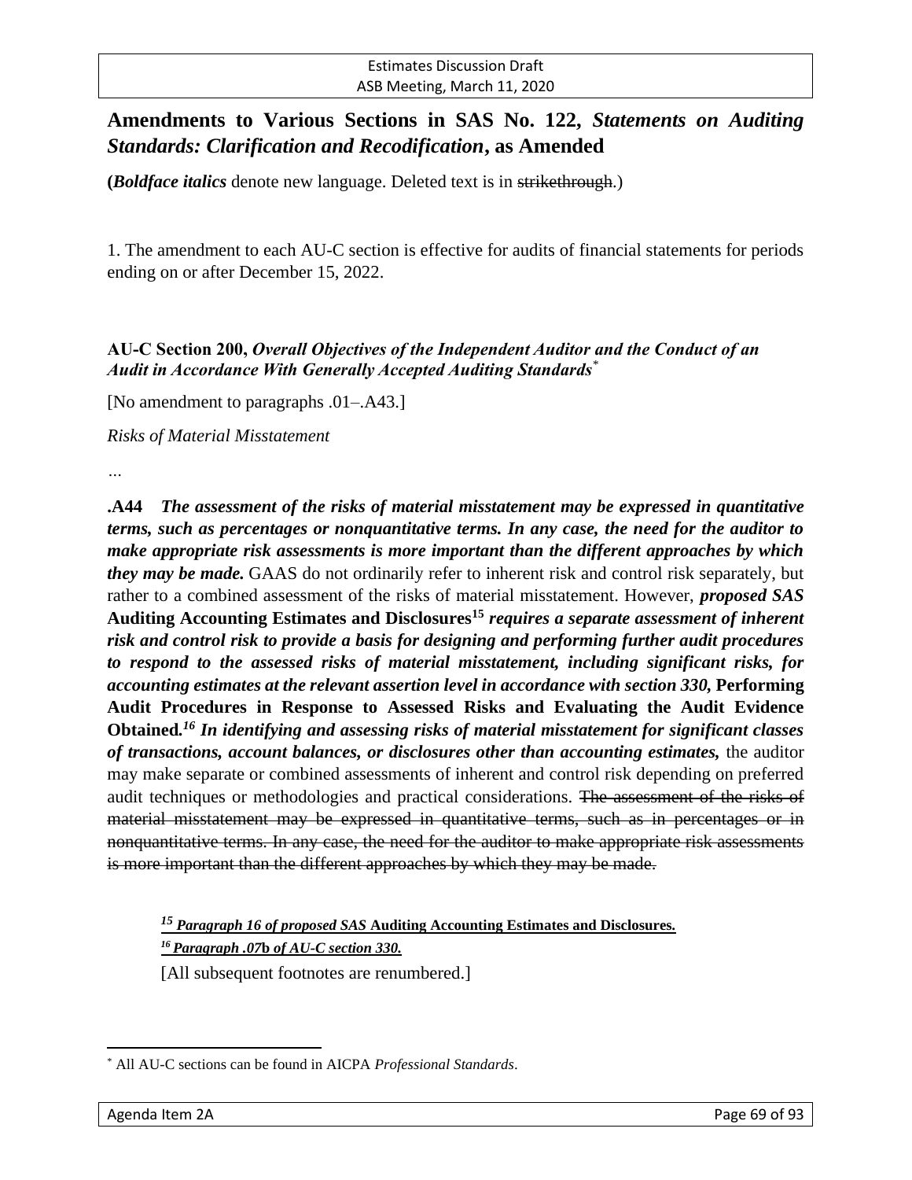# Amendments to Various Sections in SAS No. 122, *Statements on Auditing Standards: Clarification and Recodification*, as Amended

(***Boldface italics*** denote new language. Deleted text is in ~~strikethrough~~.)

1. The amendment to each AU-C section is effective for audits of financial statements for periods ending on or after December 15, 2022.

**AU-C Section 200, *Overall Objectives of the Independent Auditor and the Conduct of an Audit in Accordance With Generally Accepted Auditing Standards*** *

[No amendment to paragraphs .01–.A43.]

*Risks of Material Misstatement*

…

**.A44** ***The assessment of the risks of material misstatement may be expressed in quantitative terms, such as percentages or nonquantitative terms. In any case, the need for the auditor to make appropriate risk assessments is more important than the different approaches by which they may be made.*** GAAS do not ordinarily refer to inherent risk and control risk separately, but rather to a combined assessment of the risks of material misstatement. However, ***proposed SAS*** **Auditing Accounting Estimates and Disclosures**[15] ***requires a separate assessment of inherent risk and control risk to provide a basis for designing and performing further audit procedures to respond to the assessed risks of material misstatement, including significant risks, for accounting estimates at the relevant assertion level in accordance with section 330,*** **Performing Audit Procedures in Response to Assessed Risks and Evaluating the Audit Evidence Obtained.**[16] ***In identifying and assessing risks of material misstatement for significant classes of transactions, account balances, or disclosures other than accounting estimates,*** the auditor may make separate or combined assessments of inherent and control risk depending on preferred audit techniques or methodologies and practical considerations. ~~The assessment of the risks of material misstatement may be expressed in quantitative terms, such as in percentages or in nonquantitative terms. In any case, the need for the auditor to make appropriate risk assessments is more important than the different approaches by which they may be made.~~

[15] ***Paragraph 16 of proposed SAS*** **Auditing Accounting Estimates and Disclosures.**

[16] ***Paragraph .07*****b** ***of AU-C section 330.***

[All subsequent footnotes are renumbered.]

* All AU-C sections can be found in AICPA *Professional Standards*.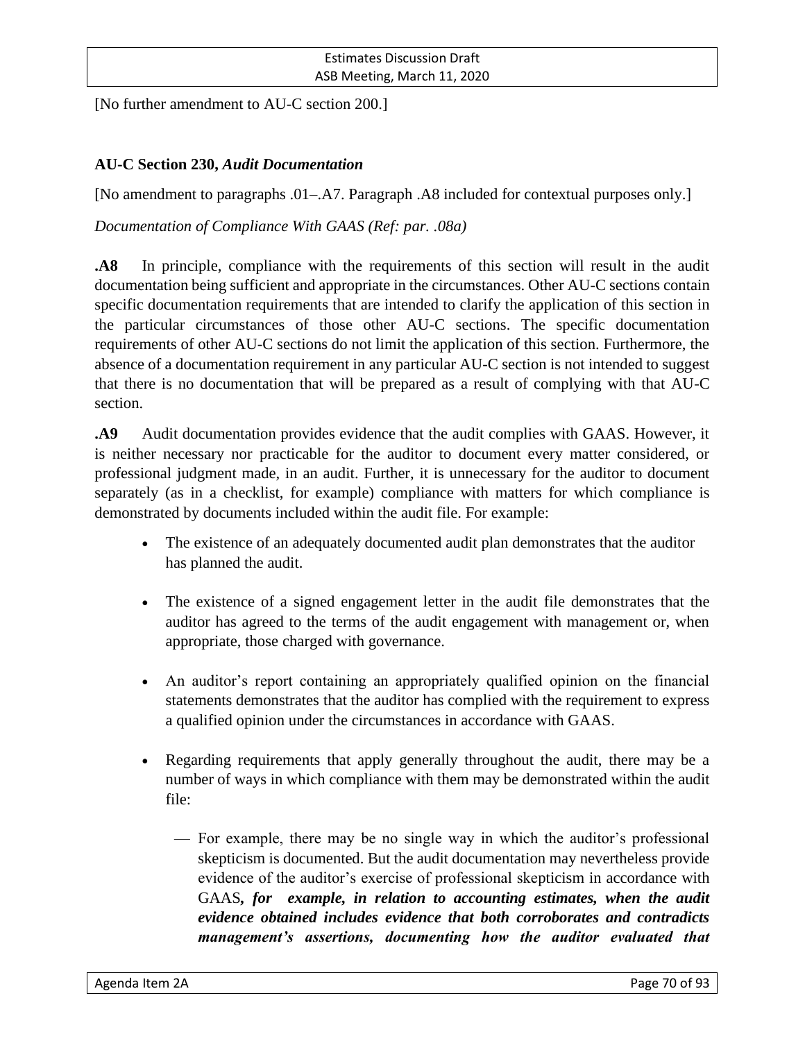[No further amendment to AU-C section 200.]

**AU-C Section 230,** ***Audit Documentation***

[No amendment to paragraphs .01–.A7. Paragraph .A8 included for contextual purposes only.]

*Documentation of Compliance With GAAS (Ref: par. .08a)*

**.A8** In principle, compliance with the requirements of this section will result in the audit documentation being sufficient and appropriate in the circumstances. Other AU-C sections contain specific documentation requirements that are intended to clarify the application of this section in the particular circumstances of those other AU-C sections. The specific documentation requirements of other AU-C sections do not limit the application of this section. Furthermore, the absence of a documentation requirement in any particular AU-C section is not intended to suggest that there is no documentation that will be prepared as a result of complying with that AU-C section.

**.A9** Audit documentation provides evidence that the audit complies with GAAS. However, it is neither necessary nor practicable for the auditor to document every matter considered, or professional judgment made, in an audit. Further, it is unnecessary for the auditor to document separately (as in a checklist, for example) compliance with matters for which compliance is demonstrated by documents included within the audit file. For example:

- The existence of an adequately documented audit plan demonstrates that the auditor has planned the audit.
- The existence of a signed engagement letter in the audit file demonstrates that the auditor has agreed to the terms of the audit engagement with management or, when appropriate, those charged with governance.
- An auditor's report containing an appropriately qualified opinion on the financial statements demonstrates that the auditor has complied with the requirement to express a qualified opinion under the circumstances in accordance with GAAS.
- Regarding requirements that apply generally throughout the audit, there may be a number of ways in which compliance with them may be demonstrated within the audit file:
  - For example, there may be no single way in which the auditor's professional skepticism is documented. But the audit documentation may nevertheless provide evidence of the auditor's exercise of professional skepticism in accordance with GAAS***, for example, in relation to accounting estimates, when the audit evidence obtained includes evidence that both corroborates and contradicts management's assertions, documenting how the auditor evaluated that***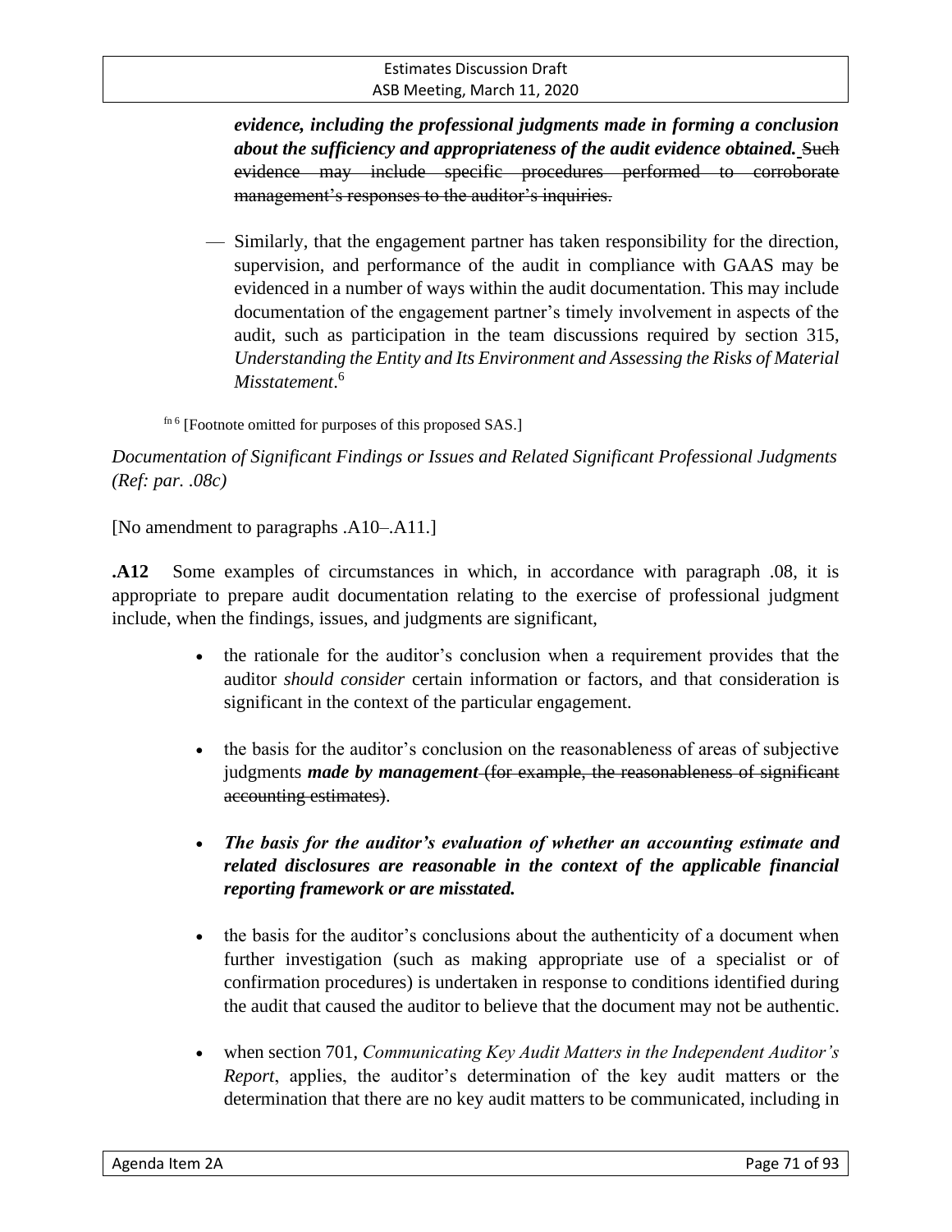***evidence, including the professional judgments made in forming a conclusion about the sufficiency and appropriateness of the audit evidence obtained.*** ~~Such evidence may include specific procedures performed to corroborate management's responses to the auditor's inquiries.~~

— Similarly, that the engagement partner has taken responsibility for the direction, supervision, and performance of the audit in compliance with GAAS may be evidenced in a number of ways within the audit documentation. This may include documentation of the engagement partner's timely involvement in aspects of the audit, such as participation in the team discussions required by section 315, *Understanding the Entity and Its Environment and Assessing the Risks of Material Misstatement*.[6]

fn 6 [Footnote omitted for purposes of this proposed SAS.]

*Documentation of Significant Findings or Issues and Related Significant Professional Judgments (Ref: par. .08c)*

[No amendment to paragraphs .A10–.A11.]

**.A12** Some examples of circumstances in which, in accordance with paragraph .08, it is appropriate to prepare audit documentation relating to the exercise of professional judgment include, when the findings, issues, and judgments are significant,

- the rationale for the auditor's conclusion when a requirement provides that the auditor *should consider* certain information or factors, and that consideration is significant in the context of the particular engagement.

- the basis for the auditor's conclusion on the reasonableness of areas of subjective judgments ***made by management*** ~~(for example, the reasonableness of significant accounting estimates)~~.

- ***The basis for the auditor's evaluation of whether an accounting estimate and related disclosures are reasonable in the context of the applicable financial reporting framework or are misstated.***

- the basis for the auditor's conclusions about the authenticity of a document when further investigation (such as making appropriate use of a specialist or of confirmation procedures) is undertaken in response to conditions identified during the audit that caused the auditor to believe that the document may not be authentic.

- when section 701, *Communicating Key Audit Matters in the Independent Auditor's Report*, applies, the auditor's determination of the key audit matters or the determination that there are no key audit matters to be communicated, including in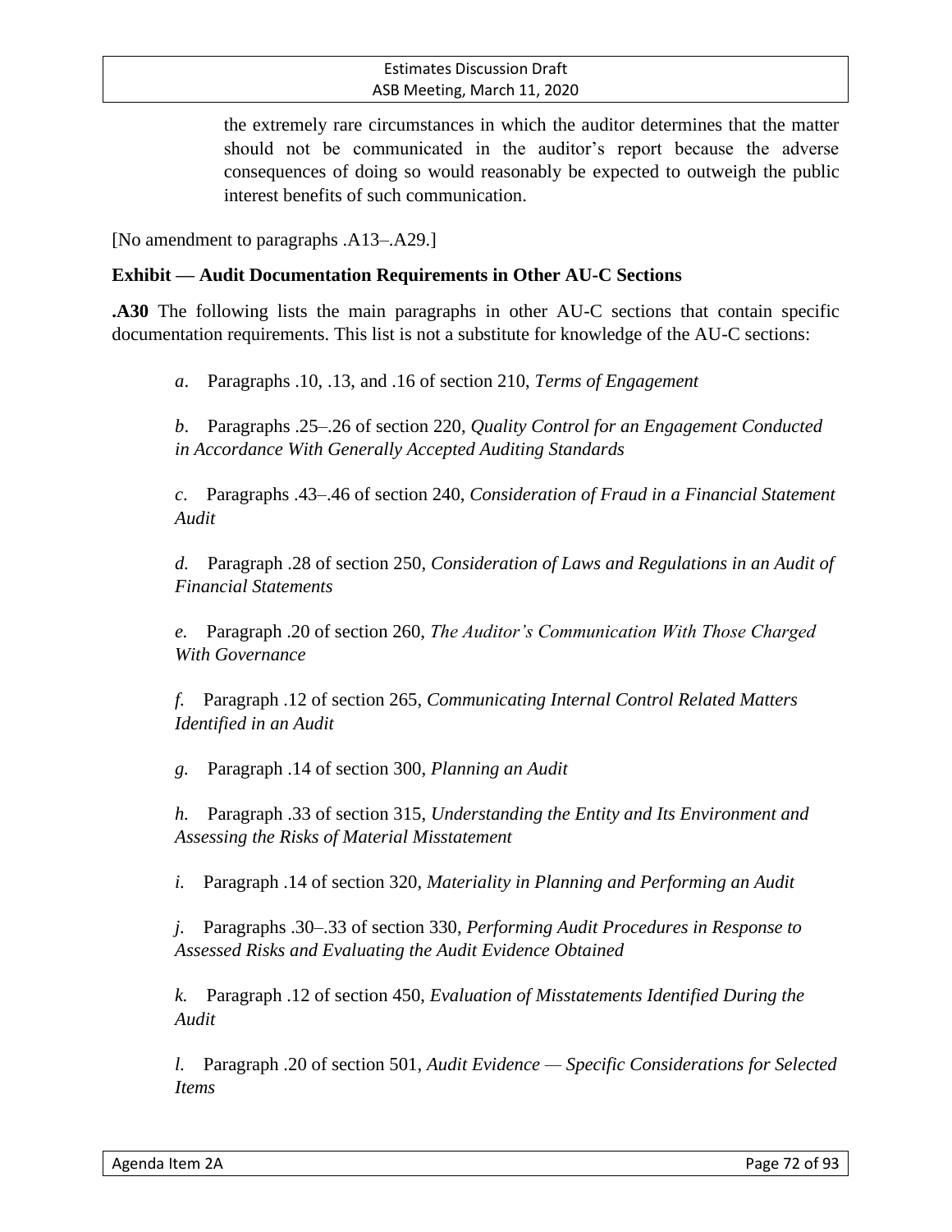the extremely rare circumstances in which the auditor determines that the matter should not be communicated in the auditor's report because the adverse consequences of doing so would reasonably be expected to outweigh the public interest benefits of such communication.

[No amendment to paragraphs .A13–.A29.]

**Exhibit — Audit Documentation Requirements in Other AU-C Sections**

**.A30** The following lists the main paragraphs in other AU-C sections that contain specific documentation requirements. This list is not a substitute for knowledge of the AU-C sections:

*a*. Paragraphs .10, .13, and .16 of section 210, *Terms of Engagement*

*b*. Paragraphs .25–.26 of section 220, *Quality Control for an Engagement Conducted in Accordance With Generally Accepted Auditing Standards*

*c*. Paragraphs .43–.46 of section 240, *Consideration of Fraud in a Financial Statement Audit*

*d.* Paragraph .28 of section 250, *Consideration of Laws and Regulations in an Audit of Financial Statements*

*e.* Paragraph .20 of section 260, *The Auditor's Communication With Those Charged With Governance*

*f.* Paragraph .12 of section 265, *Communicating Internal Control Related Matters Identified in an Audit*

*g*. Paragraph .14 of section 300, *Planning an Audit*

*h.* Paragraph .33 of section 315, *Understanding the Entity and Its Environment and Assessing the Risks of Material Misstatement*

*i.* Paragraph .14 of section 320, *Materiality in Planning and Performing an Audit*

*j*. Paragraphs .30–.33 of section 330, *Performing Audit Procedures in Response to Assessed Risks and Evaluating the Audit Evidence Obtained*

*k.* Paragraph .12 of section 450, *Evaluation of Misstatements Identified During the Audit*

*l.* Paragraph .20 of section 501, *Audit Evidence — Specific Considerations for Selected Items*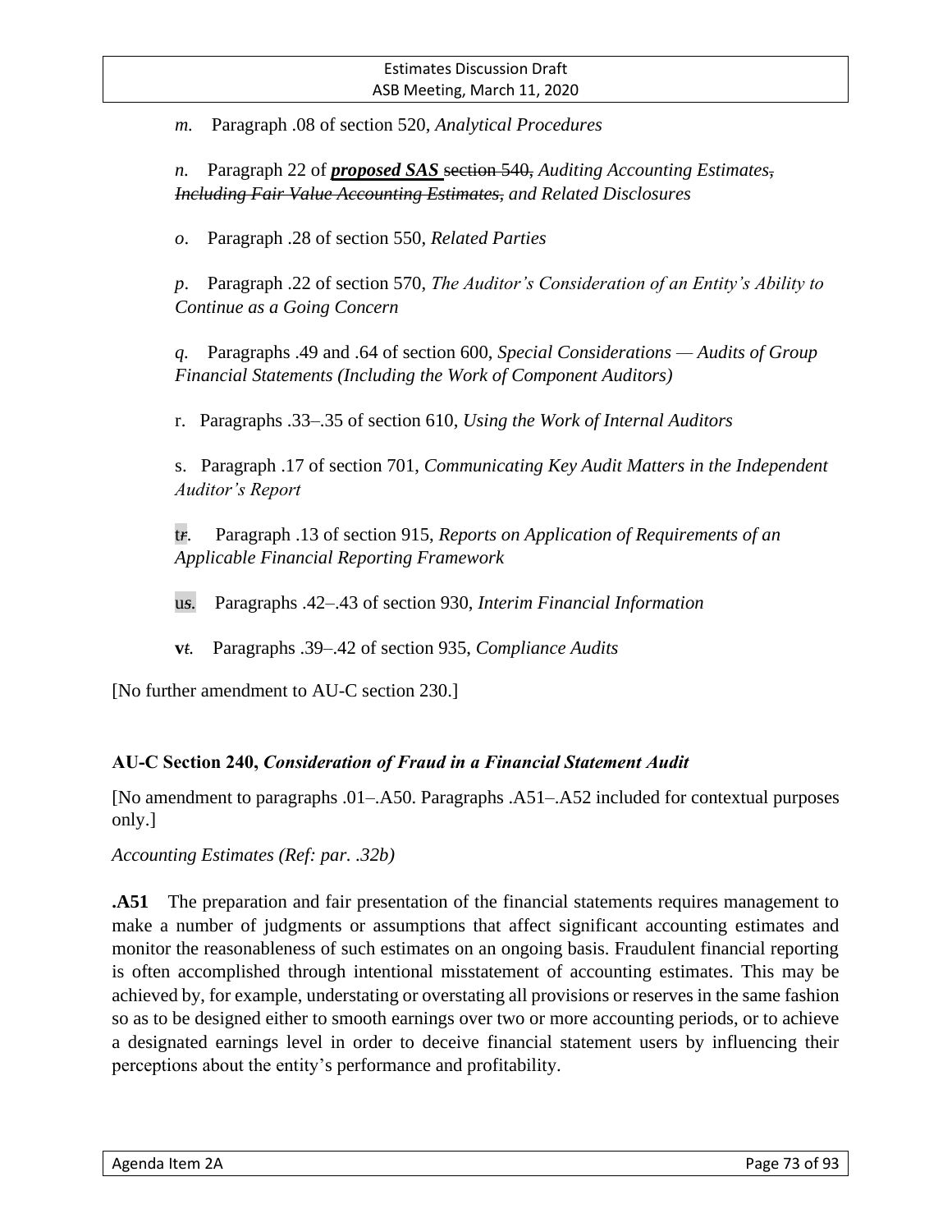*m.* Paragraph .08 of section 520, *Analytical Procedures*

*n.* Paragraph 22 of ***proposed SAS*** ~~section 540,~~ *Auditing Accounting Estimates*~~*,*~~ ~~*Including Fair Value Accounting Estimates,*~~ *and Related Disclosures*

*o*. Paragraph .28 of section 550, *Related Parties*

*p*. Paragraph .22 of section 570, *The Auditor's Consideration of an Entity's Ability to Continue as a Going Concern*

*q*. Paragraphs .49 and .64 of section 600, *Special Considerations — Audits of Group Financial Statements (Including the Work of Component Auditors)*

r. Paragraphs .33–.35 of section 610, *Using the Work of Internal Auditors*

s. Paragraph .17 of section 701, *Communicating Key Audit Matters in the Independent Auditor's Report*

t~~*r*~~. Paragraph .13 of section 915, *Reports on Application of Requirements of an Applicable Financial Reporting Framework*

u~~*s*~~. Paragraphs .42–.43 of section 930, *Interim Financial Information*

**v**~~*t*~~. Paragraphs .39–.42 of section 935, *Compliance Audits*

[No further amendment to AU-C section 230.]

**AU-C Section 240,** ***Consideration of Fraud in a Financial Statement Audit***

[No amendment to paragraphs .01–.A50. Paragraphs .A51–.A52 included for contextual purposes only.]

*Accounting Estimates (Ref: par. .32b)*

**.A51** The preparation and fair presentation of the financial statements requires management to make a number of judgments or assumptions that affect significant accounting estimates and monitor the reasonableness of such estimates on an ongoing basis. Fraudulent financial reporting is often accomplished through intentional misstatement of accounting estimates. This may be achieved by, for example, understating or overstating all provisions or reserves in the same fashion so as to be designed either to smooth earnings over two or more accounting periods, or to achieve a designated earnings level in order to deceive financial statement users by influencing their perceptions about the entity's performance and profitability.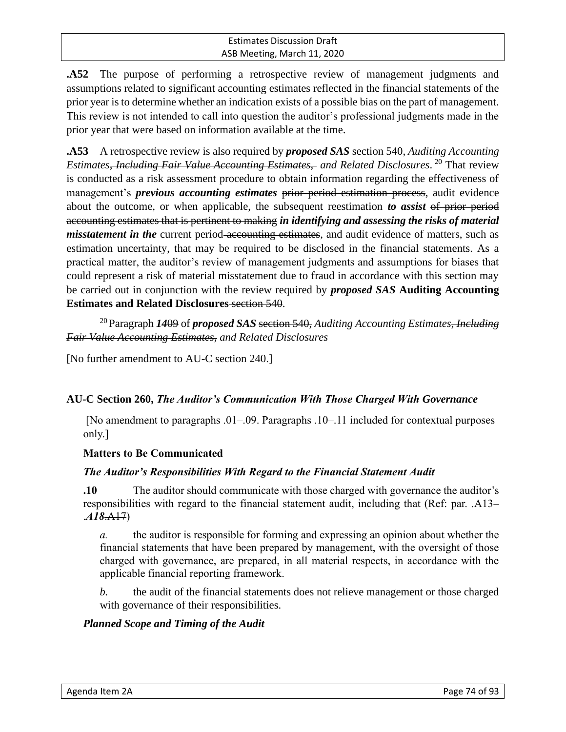**.A52** The purpose of performing a retrospective review of management judgments and assumptions related to significant accounting estimates reflected in the financial statements of the prior year is to determine whether an indication exists of a possible bias on the part of management. This review is not intended to call into question the auditor's professional judgments made in the prior year that were based on information available at the time.

**.A53** A retrospective review is also required by ***proposed SAS*** ~~section 540,~~ *Auditing Accounting Estimates~~, Including Fair Value Accounting Estimates,~~ and Related Disclosures*.[20] That review is conducted as a risk assessment procedure to obtain information regarding the effectiveness of management's ***previous accounting estimates*** ~~prior period estimation process~~, audit evidence about the outcome, or when applicable, the subsequent reestimation ***to assist*** ~~of prior period accounting estimates that is pertinent to making~~ ***in identifying and assessing the risks of material misstatement in the*** current period ~~accounting estimates~~, and audit evidence of matters, such as estimation uncertainty, that may be required to be disclosed in the financial statements. As a practical matter, the auditor's review of management judgments and assumptions for biases that could represent a risk of material misstatement due to fraud in accordance with this section may be carried out in conjunction with the review required by ***proposed SAS*** **Auditing Accounting Estimates and Related Disclosures** ~~section 540~~.

[20] Paragraph ***14***~~09~~ of ***proposed SAS*** ~~section 540,~~ *Auditing Accounting Estimates~~, Including Fair Value Accounting Estimates,~~ and Related Disclosures*

[No further amendment to AU-C section 240.]

### AU-C Section 260, *The Auditor's Communication With Those Charged With Governance*

[No amendment to paragraphs .01–.09. Paragraphs .10–.11 included for contextual purposes only.]

#### Matters to Be Communicated

##### *The Auditor's Responsibilities With Regard to the Financial Statement Audit*

**.10** The auditor should communicate with those charged with governance the auditor's responsibilities with regard to the financial statement audit, including that (Ref: par. .A13–***.A18***~~.A17~~)

*a.* the auditor is responsible for forming and expressing an opinion about whether the financial statements that have been prepared by management, with the oversight of those charged with governance, are prepared, in all material respects, in accordance with the applicable financial reporting framework.

*b.* the audit of the financial statements does not relieve management or those charged with governance of their responsibilities.

##### *Planned Scope and Timing of the Audit*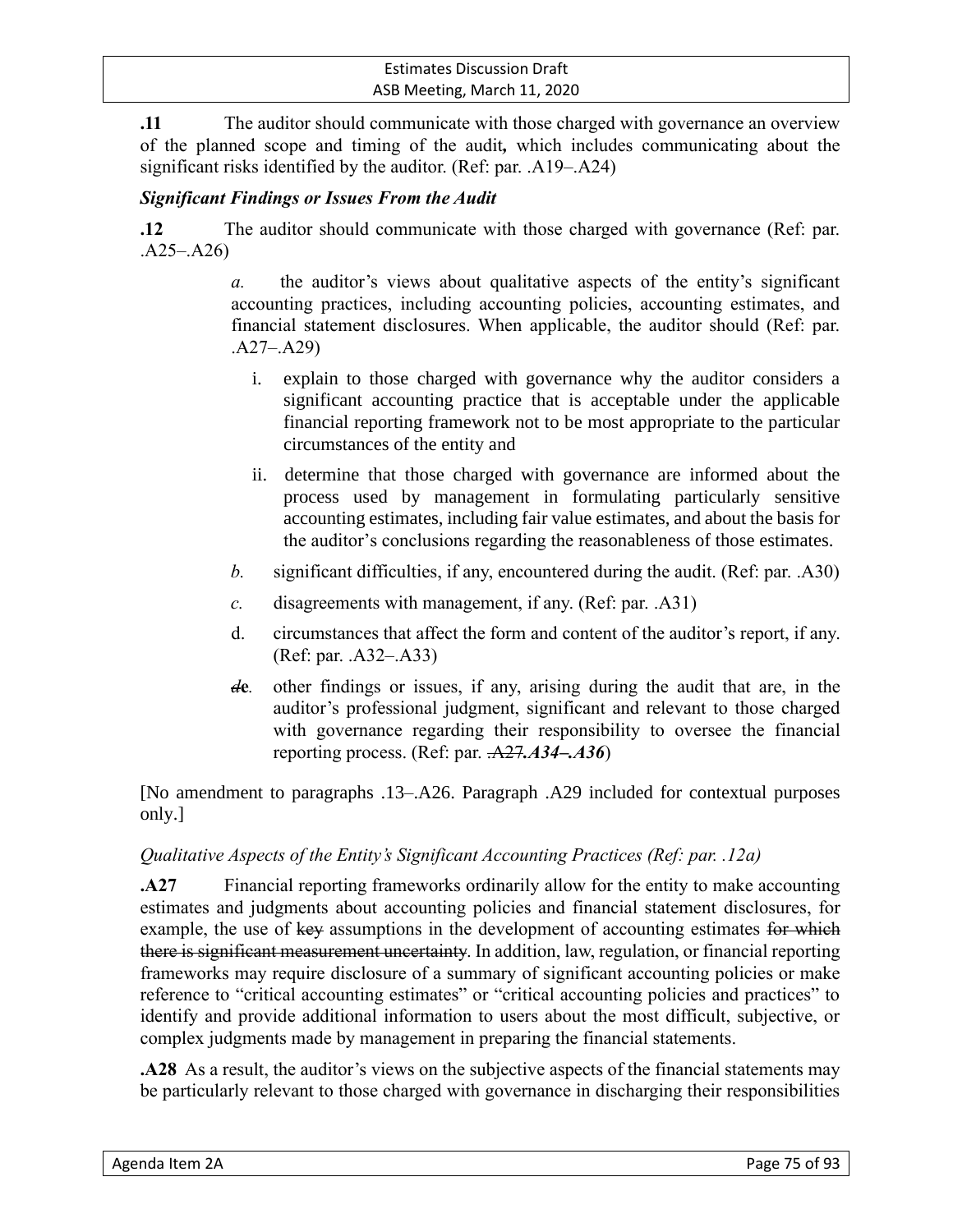**.11** The auditor should communicate with those charged with governance an overview of the planned scope and timing of the audit**,** which includes communicating about the significant risks identified by the auditor. (Ref: par. .A19–.A24)

***Significant Findings or Issues From the Audit***

**.12** The auditor should communicate with those charged with governance (Ref: par. .A25–.A26)

*a.* the auditor's views about qualitative aspects of the entity's significant accounting practices, including accounting policies, accounting estimates, and financial statement disclosures. When applicable, the auditor should (Ref: par. .A27–.A29)

i. explain to those charged with governance why the auditor considers a significant accounting practice that is acceptable under the applicable financial reporting framework not to be most appropriate to the particular circumstances of the entity and

ii. determine that those charged with governance are informed about the process used by management in formulating particularly sensitive accounting estimates, including fair value estimates, and about the basis for the auditor's conclusions regarding the reasonableness of those estimates.

*b.* significant difficulties, if any, encountered during the audit. (Ref: par. .A30)

*c.* disagreements with management, if any. (Ref: par. .A31)

d. circumstances that affect the form and content of the auditor's report, if any. (Ref: par. .A32–.A33)

~~*d*~~**e***.* other findings or issues, if any, arising during the audit that are, in the auditor's professional judgment, significant and relevant to those charged with governance regarding their responsibility to oversee the financial reporting process. (Ref: par. ~~.A27~~***.A34–.A36***)

[No amendment to paragraphs .13–.A26. Paragraph .A29 included for contextual purposes only.]

*Qualitative Aspects of the Entity's Significant Accounting Practices (Ref: par. .12a)*

**.A27** Financial reporting frameworks ordinarily allow for the entity to make accounting estimates and judgments about accounting policies and financial statement disclosures, for example, the use of ~~key~~ assumptions in the development of accounting estimates ~~for which there is significant measurement uncertainty~~. In addition, law, regulation, or financial reporting frameworks may require disclosure of a summary of significant accounting policies or make reference to "critical accounting estimates" or "critical accounting policies and practices" to identify and provide additional information to users about the most difficult, subjective, or complex judgments made by management in preparing the financial statements.

**.A28** As a result, the auditor's views on the subjective aspects of the financial statements may be particularly relevant to those charged with governance in discharging their responsibilities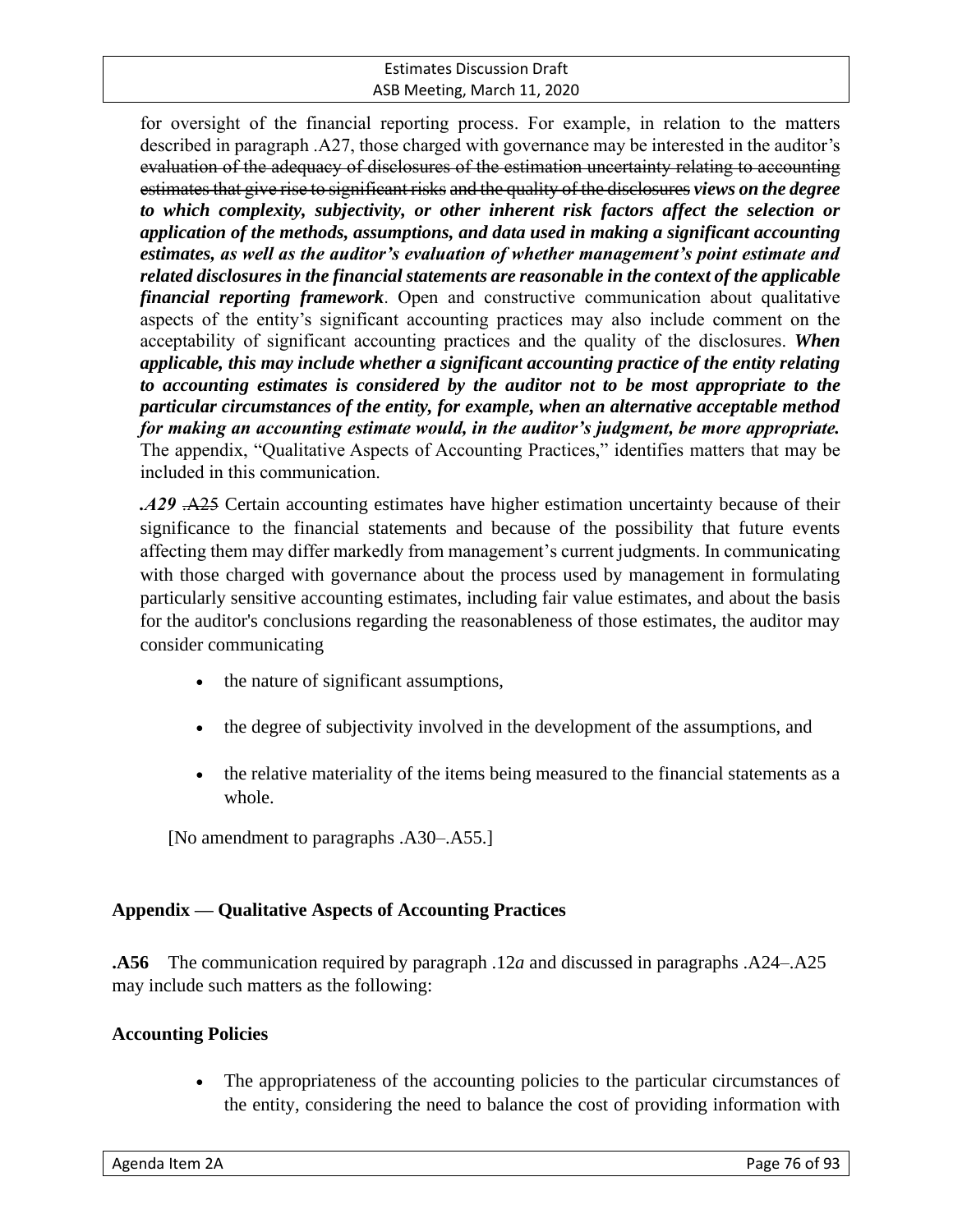for oversight of the financial reporting process. For example, in relation to the matters described in paragraph .A27, those charged with governance may be interested in the auditor's ~~evaluation of the adequacy of disclosures of the estimation uncertainty relating to accounting estimates that give rise to significant risks and the quality of the disclosures~~ ***views on the degree to which complexity, subjectivity, or other inherent risk factors affect the selection or application of the methods, assumptions, and data used in making a significant accounting estimates, as well as the auditor's evaluation of whether management's point estimate and related disclosures in the financial statements are reasonable in the context of the applicable financial reporting framework***. Open and constructive communication about qualitative aspects of the entity's significant accounting practices may also include comment on the acceptability of significant accounting practices and the quality of the disclosures. ***When applicable, this may include whether a significant accounting practice of the entity relating to accounting estimates is considered by the auditor not to be most appropriate to the particular circumstances of the entity, for example, when an alternative acceptable method for making an accounting estimate would, in the auditor's judgment, be more appropriate.*** The appendix, "Qualitative Aspects of Accounting Practices," identifies matters that may be included in this communication.

***.A29*** ~~.A25~~ Certain accounting estimates have higher estimation uncertainty because of their significance to the financial statements and because of the possibility that future events affecting them may differ markedly from management's current judgments. In communicating with those charged with governance about the process used by management in formulating particularly sensitive accounting estimates, including fair value estimates, and about the basis for the auditor's conclusions regarding the reasonableness of those estimates, the auditor may consider communicating

- the nature of significant assumptions,
- the degree of subjectivity involved in the development of the assumptions, and
- the relative materiality of the items being measured to the financial statements as a whole.

[No amendment to paragraphs .A30–.A55.]

## Appendix — Qualitative Aspects of Accounting Practices

**.A56** The communication required by paragraph .12*a* and discussed in paragraphs .A24–.A25 may include such matters as the following:

### Accounting Policies

- The appropriateness of the accounting policies to the particular circumstances of the entity, considering the need to balance the cost of providing information with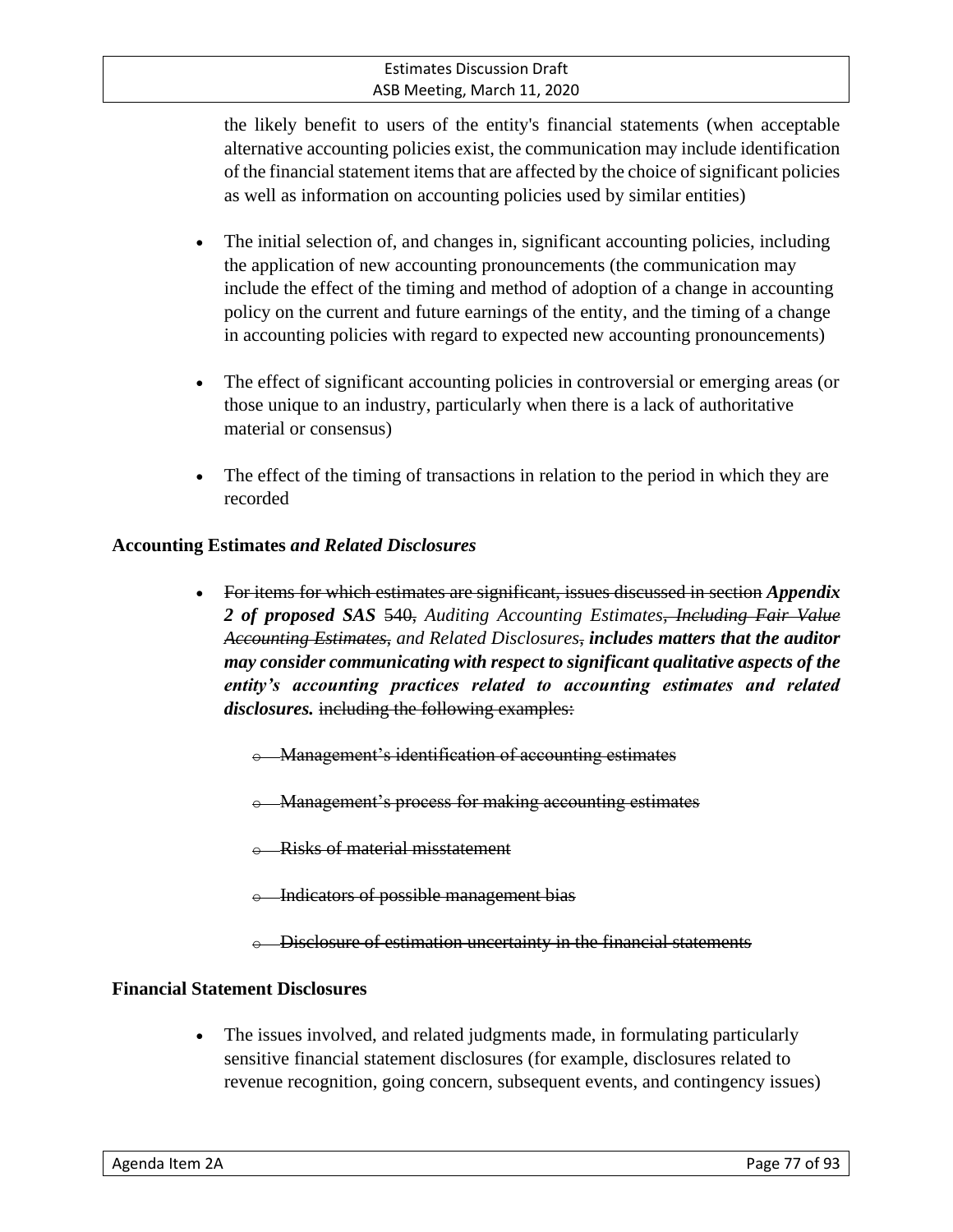the likely benefit to users of the entity's financial statements (when acceptable alternative accounting policies exist, the communication may include identification of the financial statement items that are affected by the choice of significant policies as well as information on accounting policies used by similar entities)

- The initial selection of, and changes in, significant accounting policies, including the application of new accounting pronouncements (the communication may include the effect of the timing and method of adoption of a change in accounting policy on the current and future earnings of the entity, and the timing of a change in accounting policies with regard to expected new accounting pronouncements)
- The effect of significant accounting policies in controversial or emerging areas (or those unique to an industry, particularly when there is a lack of authoritative material or consensus)
- The effect of the timing of transactions in relation to the period in which they are recorded

**Accounting Estimates *and Related Disclosures***

- ~~For items for which estimates are significant, issues discussed in section~~ ***Appendix 2 of proposed SAS*** ~~540,~~ *Auditing Accounting Estimates~~, Including Fair Value Accounting Estimates,~~ and Related Disclosures*~~,~~ ***includes matters that the auditor may consider communicating with respect to significant qualitative aspects of the entity's accounting practices related to accounting estimates and related disclosures.*** ~~including the following examples:~~
  - ~~Management's identification of accounting estimates~~
  - ~~Management's process for making accounting estimates~~
  - ~~Risks of material misstatement~~
  - ~~Indicators of possible management bias~~
  - ~~Disclosure of estimation uncertainty in the financial statements~~

**Financial Statement Disclosures**

- The issues involved, and related judgments made, in formulating particularly sensitive financial statement disclosures (for example, disclosures related to revenue recognition, going concern, subsequent events, and contingency issues)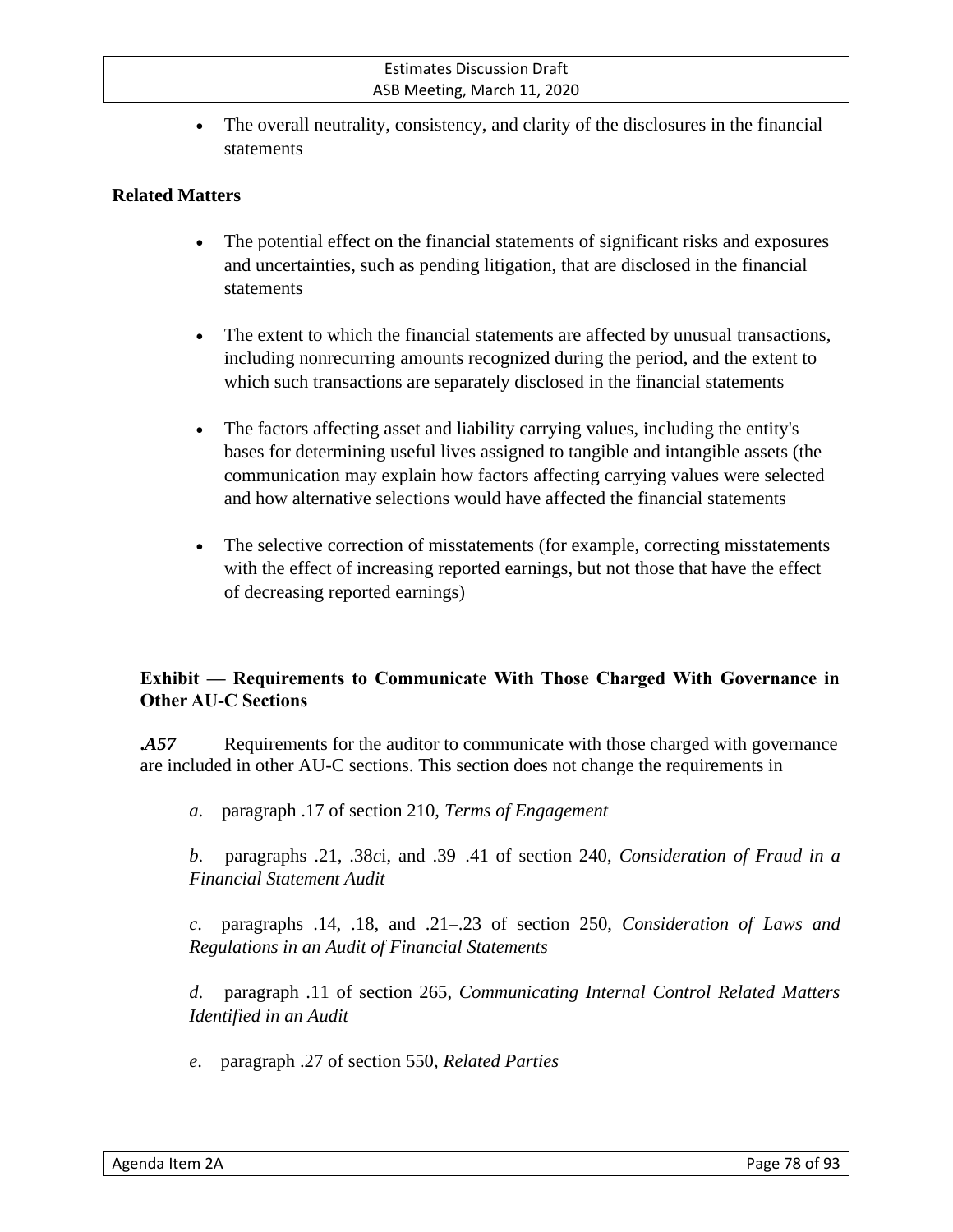- The overall neutrality, consistency, and clarity of the disclosures in the financial statements

**Related Matters**

- The potential effect on the financial statements of significant risks and exposures and uncertainties, such as pending litigation, that are disclosed in the financial statements

- The extent to which the financial statements are affected by unusual transactions, including nonrecurring amounts recognized during the period, and the extent to which such transactions are separately disclosed in the financial statements

- The factors affecting asset and liability carrying values, including the entity's bases for determining useful lives assigned to tangible and intangible assets (the communication may explain how factors affecting carrying values were selected and how alternative selections would have affected the financial statements

- The selective correction of misstatements (for example, correcting misstatements with the effect of increasing reported earnings, but not those that have the effect of decreasing reported earnings)

**Exhibit — Requirements to Communicate With Those Charged With Governance in Other AU-C Sections**

***.A57*** Requirements for the auditor to communicate with those charged with governance are included in other AU-C sections. This section does not change the requirements in

*a*. paragraph .17 of section 210, *Terms of Engagement*

*b*. paragraphs .21, .38*c*i, and .39–.41 of section 240, *Consideration of Fraud in a Financial Statement Audit*

*c*. paragraphs .14, .18, and .21–.23 of section 250, *Consideration of Laws and Regulations in an Audit of Financial Statements*

*d*. paragraph .11 of section 265, *Communicating Internal Control Related Matters Identified in an Audit*

*e*. paragraph .27 of section 550, *Related Parties*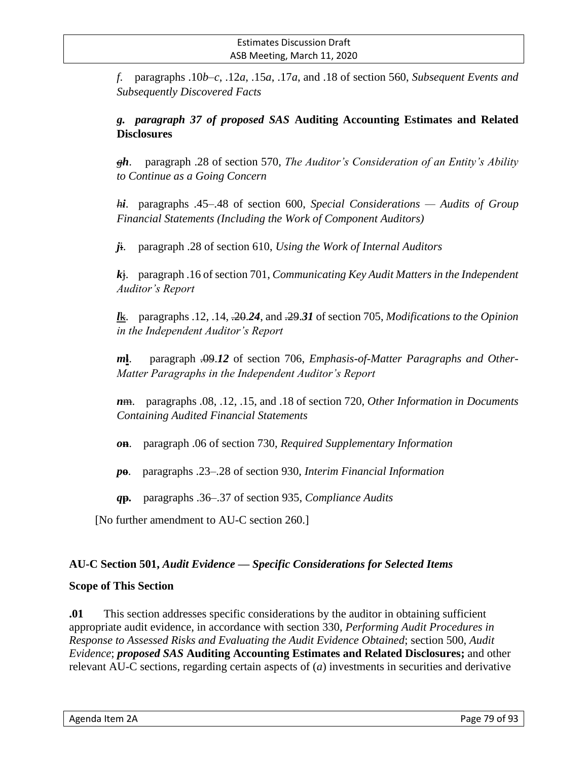*f.* paragraphs .10*b–c*, .12*a*, .15*a*, .17*a*, and .18 of section 560, *Subsequent Events and Subsequently Discovered Facts*

***g. paragraph 37 of proposed SAS* Auditing Accounting Estimates and Related Disclosures**

~~g~~***h***. paragraph .28 of section 570, *The Auditor's Consideration of an Entity's Ability to Continue as a Going Concern*

~~h~~***i***. paragraphs .45–.48 of section 600, *Special Considerations — Audits of Group Financial Statements (Including the Work of Component Auditors)*

***j***~~i~~. paragraph .28 of section 610, *Using the Work of Internal Auditors*

***k***~~j~~. paragraph .16 of section 701, *Communicating Key Audit Matters in the Independent Auditor's Report*

***l***~~k~~. paragraphs .12, .14, ~~.20~~***.24***, and ~~.29~~***.31*** of section 705, *Modifications to the Opinion in the Independent Auditor's Report*

***m***~~l~~. paragraph ~~.09~~***.12*** of section 706, *Emphasis-of-Matter Paragraphs and Other-Matter Paragraphs in the Independent Auditor's Report*

***n***~~m~~. paragraphs .08, .12, .15, and .18 of section 720, *Other Information in Documents Containing Audited Financial Statements*

***o***~~n~~. paragraph .06 of section 730, *Required Supplementary Information*

***p***~~o~~. paragraphs .23–.28 of section 930, *Interim Financial Information*

***q***~~p~~. paragraphs .36–.37 of section 935, *Compliance Audits*

[No further amendment to AU-C section 260.]

**AU-C Section 501,** ***Audit Evidence — Specific Considerations for Selected Items***

**Scope of This Section**

**.01** This section addresses specific considerations by the auditor in obtaining sufficient appropriate audit evidence, in accordance with section 330, *Performing Audit Procedures in Response to Assessed Risks and Evaluating the Audit Evidence Obtained*; section 500, *Audit Evidence*; ***proposed SAS* Auditing Accounting Estimates and Related Disclosures;** and other relevant AU-C sections, regarding certain aspects of (*a*) investments in securities and derivative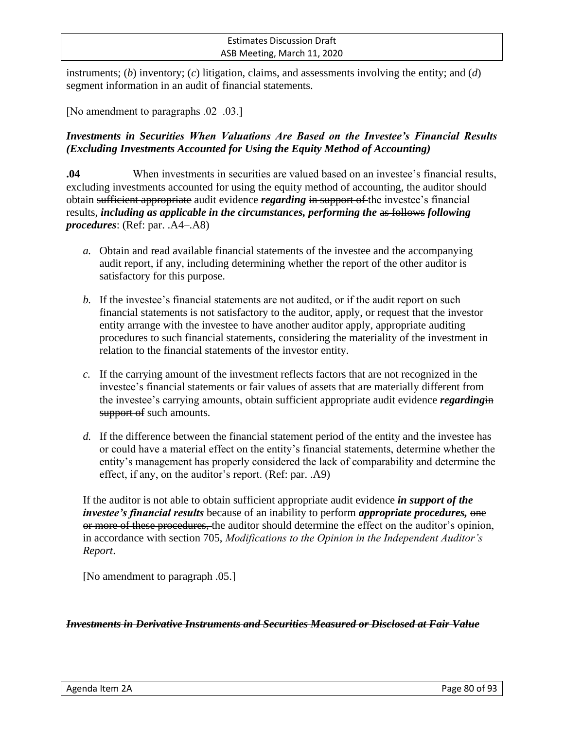instruments; (*b*) inventory; (*c*) litigation, claims, and assessments involving the entity; and (*d*) segment information in an audit of financial statements.

[No amendment to paragraphs .02–.03.]

### ***Investments in Securities When Valuations Are Based on the Investee's Financial Results (Excluding Investments Accounted for Using the Equity Method of Accounting)***

**.04** When investments in securities are valued based on an investee's financial results, excluding investments accounted for using the equity method of accounting, the auditor should obtain ~~sufficient appropriate~~ audit evidence ***regarding*** ~~in support of~~ the investee's financial results, ***including as applicable in the circumstances, performing the*** ~~as follows~~ ***following procedures***: (Ref: par. .A4–.A8)

*a.* Obtain and read available financial statements of the investee and the accompanying audit report, if any, including determining whether the report of the other auditor is satisfactory for this purpose.

*b.* If the investee's financial statements are not audited, or if the audit report on such financial statements is not satisfactory to the auditor, apply, or request that the investor entity arrange with the investee to have another auditor apply, appropriate auditing procedures to such financial statements, considering the materiality of the investment in relation to the financial statements of the investor entity.

*c.* If the carrying amount of the investment reflects factors that are not recognized in the investee's financial statements or fair values of assets that are materially different from the investee's carrying amounts, obtain sufficient appropriate audit evidence ***regarding***~~in support of~~ such amounts.

*d.* If the difference between the financial statement period of the entity and the investee has or could have a material effect on the entity's financial statements, determine whether the entity's management has properly considered the lack of comparability and determine the effect, if any, on the auditor's report. (Ref: par. .A9)

If the auditor is not able to obtain sufficient appropriate audit evidence ***in support of the investee's financial results*** because of an inability to perform ***appropriate procedures,*** ~~one or more of these procedures,~~ the auditor should determine the effect on the auditor's opinion, in accordance with section 705, *Modifications to the Opinion in the Independent Auditor's Report*.

[No amendment to paragraph .05.]

### ~~***Investments in Derivative Instruments and Securities Measured or Disclosed at Fair Value***~~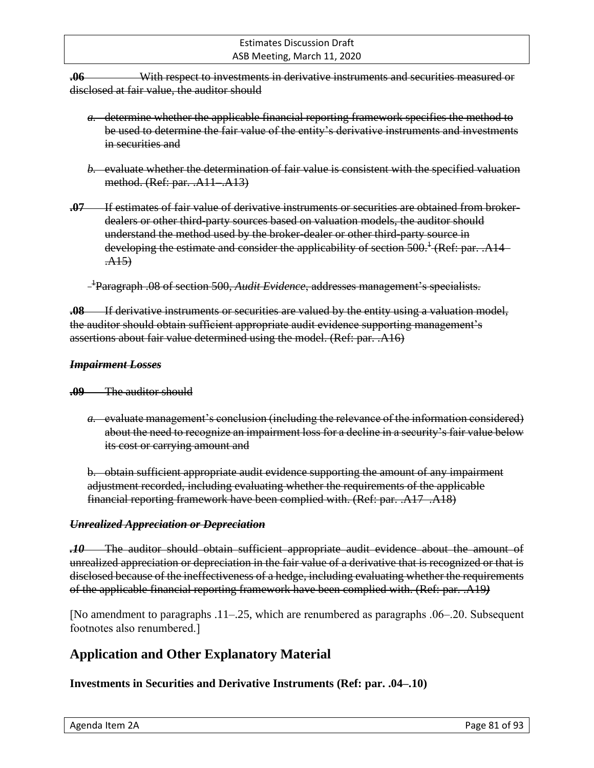~~**.06** With respect to investments in derivative instruments and securities measured or disclosed at fair value, the auditor should~~

- ~~*a.* determine whether the applicable financial reporting framework specifies the method to be used to determine the fair value of the entity's derivative instruments and investments in securities and~~

- ~~*b.* evaluate whether the determination of fair value is consistent with the specified valuation method. (Ref: par. .A11–.A13)~~

~~**.07** If estimates of fair value of derivative instruments or securities are obtained from broker-dealers or other third-party sources based on valuation models, the auditor should understand the method used by the broker-dealer or other third-party source in developing the estimate and consider the applicability of section 500.[1] (Ref: par. .A14–.A15)~~

~~[1]Paragraph .08 of section 500, *Audit Evidence*, addresses management's specialists.~~

~~**.08** If derivative instruments or securities are valued by the entity using a valuation model, the auditor should obtain sufficient appropriate audit evidence supporting management's assertions about fair value determined using the model. (Ref: par. .A16)~~

~~***Impairment Losses***~~

~~**.09** The auditor should~~

- ~~*a.* evaluate management's conclusion (including the relevance of the information considered) about the need to recognize an impairment loss for a decline in a security's fair value below its cost or carrying amount and~~

- ~~b. obtain sufficient appropriate audit evidence supporting the amount of any impairment adjustment recorded, including evaluating whether the requirements of the applicable financial reporting framework have been complied with. (Ref: par. .A17–.A18)~~

~~***Unrealized Appreciation or Depreciation***~~

~~***.10*** The auditor should obtain sufficient appropriate audit evidence about the amount of unrealized appreciation or depreciation in the fair value of a derivative that is recognized or that is disclosed because of the ineffectiveness of a hedge, including evaluating whether the requirements of the applicable financial reporting framework have been complied with. (Ref: par. .A19)~~

[No amendment to paragraphs .11–.25, which are renumbered as paragraphs .06–.20. Subsequent footnotes also renumbered.]

## Application and Other Explanatory Material

### Investments in Securities and Derivative Instruments (Ref: par. .04–.10)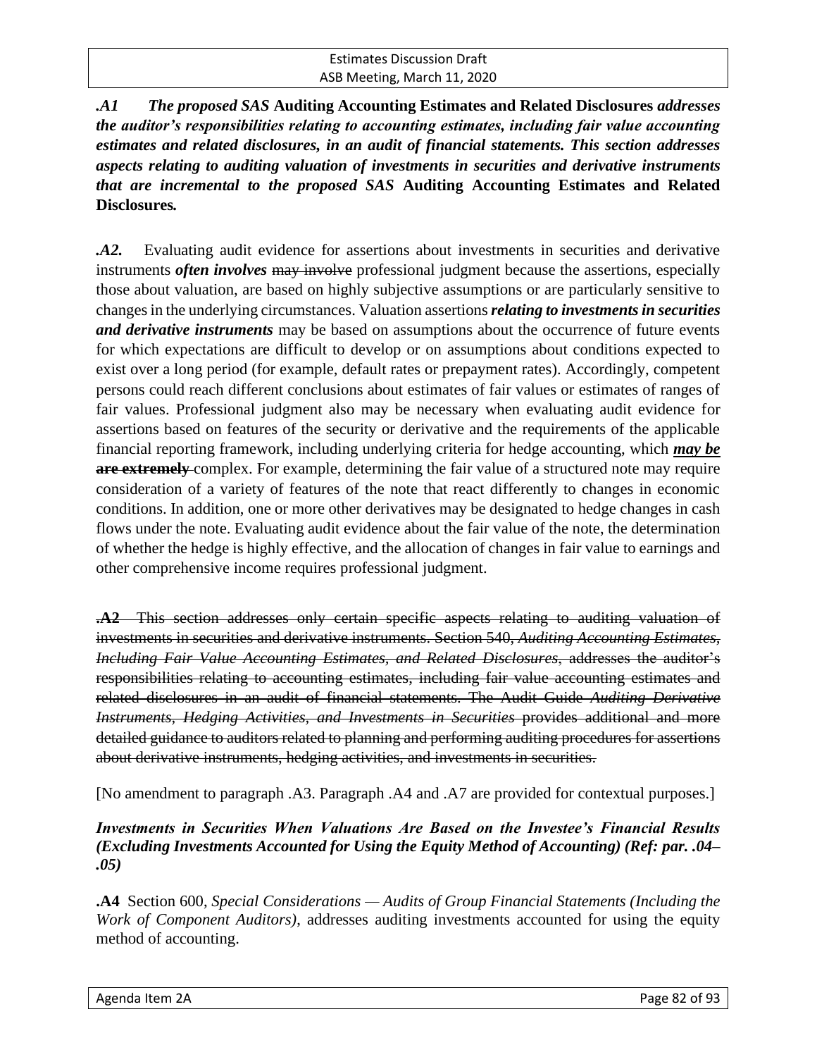***.A1*** ***The proposed SAS*** **Auditing Accounting Estimates and Related Disclosures** ***addresses the auditor's responsibilities relating to accounting estimates, including fair value accounting estimates and related disclosures, in an audit of financial statements. This section addresses aspects relating to auditing valuation of investments in securities and derivative instruments that are incremental to the proposed SAS*** **Auditing Accounting Estimates and Related Disclosures*.***

***.A2.*** Evaluating audit evidence for assertions about investments in securities and derivative instruments ***often involves*** ~~may involve~~ professional judgment because the assertions, especially those about valuation, are based on highly subjective assumptions or are particularly sensitive to changes in the underlying circumstances. Valuation assertions ***relating to investments in securities and derivative instruments*** may be based on assumptions about the occurrence of future events for which expectations are difficult to develop or on assumptions about conditions expected to exist over a long period (for example, default rates or prepayment rates). Accordingly, competent persons could reach different conclusions about estimates of fair values or estimates of ranges of fair values. Professional judgment also may be necessary when evaluating audit evidence for assertions based on features of the security or derivative and the requirements of the applicable financial reporting framework, including underlying criteria for hedge accounting, which ***<u>may be</u>*** ~~**are extremely**~~ complex. For example, determining the fair value of a structured note may require consideration of a variety of features of the note that react differently to changes in economic conditions. In addition, one or more other derivatives may be designated to hedge changes in cash flows under the note. Evaluating audit evidence about the fair value of the note, the determination of whether the hedge is highly effective, and the allocation of changes in fair value to earnings and other comprehensive income requires professional judgment.

~~**.A2** This section addresses only certain specific aspects relating to auditing valuation of investments in securities and derivative instruments. Section 540, *Auditing Accounting Estimates, Including Fair Value Accounting Estimates, and Related Disclosures*, addresses the auditor's responsibilities relating to accounting estimates, including fair value accounting estimates and related disclosures in an audit of financial statements. The Audit Guide *Auditing Derivative Instruments, Hedging Activities, and Investments in Securities* provides additional and more detailed guidance to auditors related to planning and performing auditing procedures for assertions about derivative instruments, hedging activities, and investments in securities.~~

[No amendment to paragraph .A3. Paragraph .A4 and .A7 are provided for contextual purposes.]

***Investments in Securities When Valuations Are Based on the Investee's Financial Results (Excluding Investments Accounted for Using the Equity Method of Accounting) (Ref: par. .04–.05)***

**.A4** Section 600, *Special Considerations — Audits of Group Financial Statements (Including the Work of Component Auditors)*, addresses auditing investments accounted for using the equity method of accounting.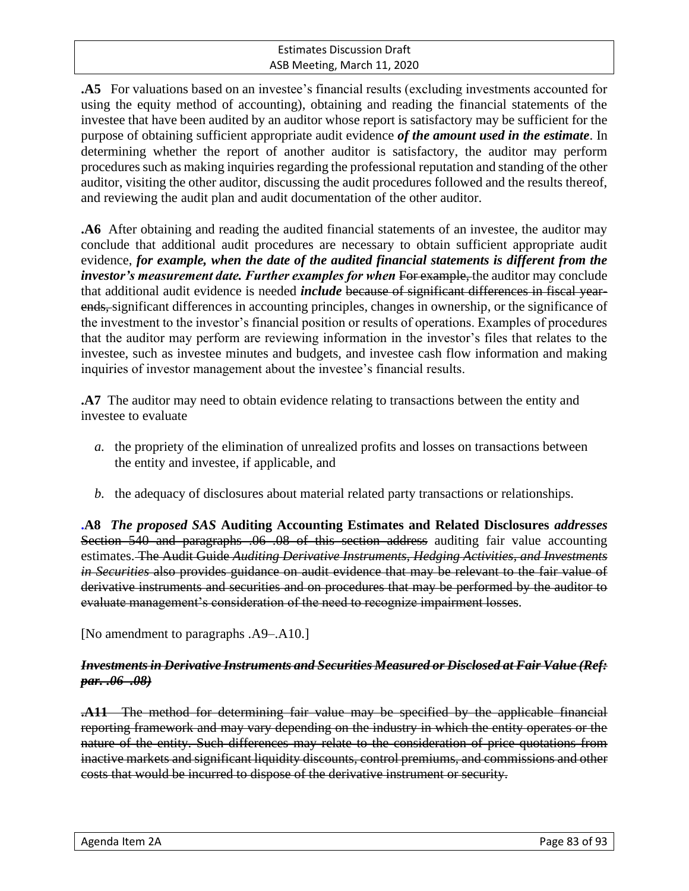**.A5** For valuations based on an investee's financial results (excluding investments accounted for using the equity method of accounting), obtaining and reading the financial statements of the investee that have been audited by an auditor whose report is satisfactory may be sufficient for the purpose of obtaining sufficient appropriate audit evidence ***of the amount used in the estimate***. In determining whether the report of another auditor is satisfactory, the auditor may perform procedures such as making inquiries regarding the professional reputation and standing of the other auditor, visiting the other auditor, discussing the audit procedures followed and the results thereof, and reviewing the audit plan and audit documentation of the other auditor.

**.A6** After obtaining and reading the audited financial statements of an investee, the auditor may conclude that additional audit procedures are necessary to obtain sufficient appropriate audit evidence, ***for example, when the date of the audited financial statements is different from the investor's measurement date. Further examples for when*** ~~For example,~~ the auditor may conclude that additional audit evidence is needed ***include*** ~~because of significant differences in fiscal year-ends,~~ significant differences in accounting principles, changes in ownership, or the significance of the investment to the investor's financial position or results of operations. Examples of procedures that the auditor may perform are reviewing information in the investor's files that relates to the investee, such as investee minutes and budgets, and investee cash flow information and making inquiries of investor management about the investee's financial results.

**.A7** The auditor may need to obtain evidence relating to transactions between the entity and investee to evaluate

*a.* the propriety of the elimination of unrealized profits and losses on transactions between the entity and investee, if applicable, and

*b.* the adequacy of disclosures about material related party transactions or relationships.

**.A8** ***The proposed SAS*** **Auditing Accounting Estimates and Related Disclosures** ***addresses*** ~~Section 540 and paragraphs .06–.08 of this section address~~ auditing fair value accounting estimates. ~~The Audit Guide *Auditing Derivative Instruments, Hedging Activities, and Investments in Securities* also provides guidance on audit evidence that may be relevant to the fair value of derivative instruments and securities and on procedures that may be performed by the auditor to evaluate management's consideration of the need to recognize impairment losses.~~

[No amendment to paragraphs .A9–.A10.]

~~***Investments in Derivative Instruments and Securities Measured or Disclosed at Fair Value (Ref: par. .06–.08)***~~

~~**.A11** The method for determining fair value may be specified by the applicable financial reporting framework and may vary depending on the industry in which the entity operates or the nature of the entity. Such differences may relate to the consideration of price quotations from inactive markets and significant liquidity discounts, control premiums, and commissions and other costs that would be incurred to dispose of the derivative instrument or security.~~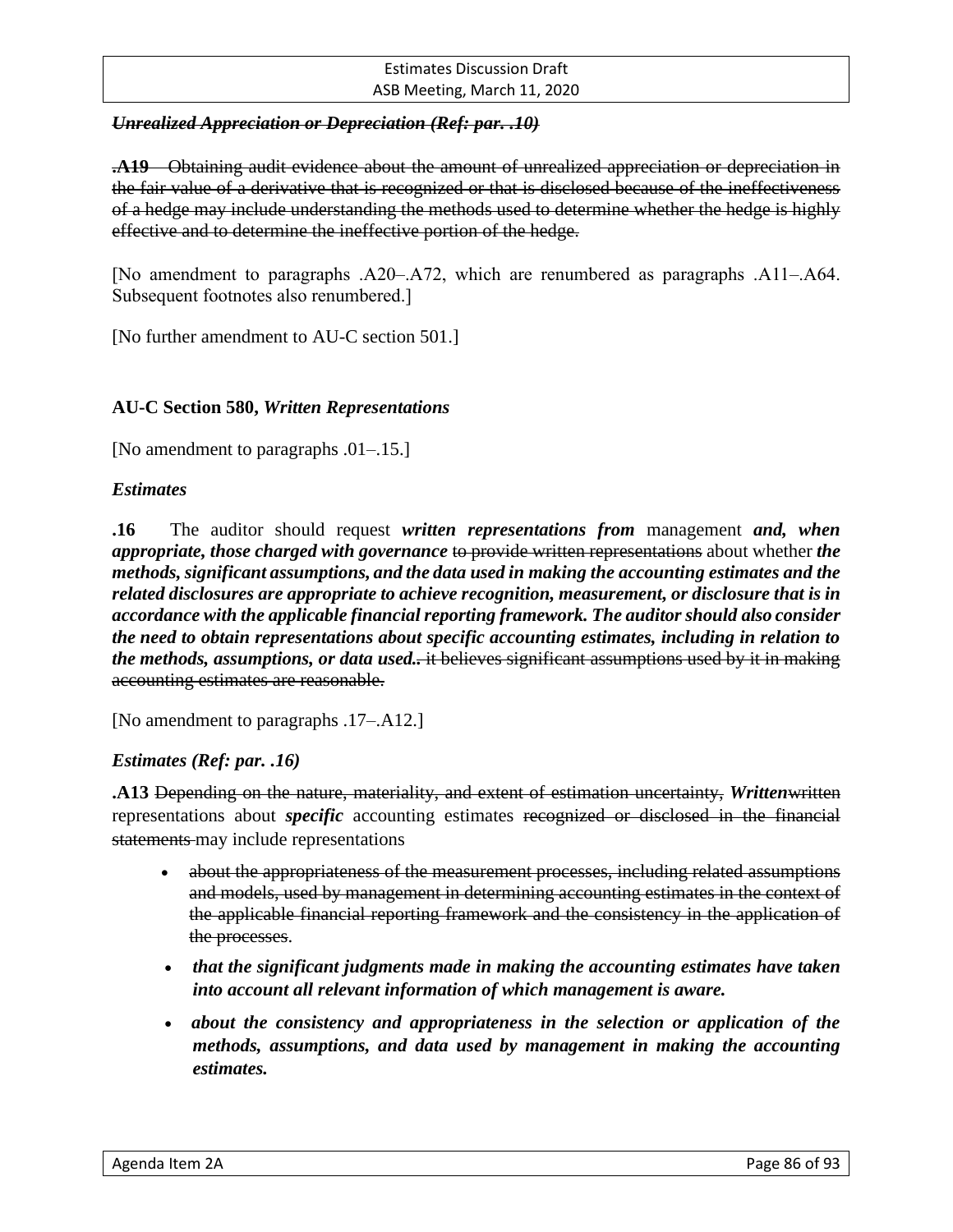~~***Unrealized Appreciation or Depreciation (Ref: par. .10)***~~

~~**.A19** Obtaining audit evidence about the amount of unrealized appreciation or depreciation in the fair value of a derivative that is recognized or that is disclosed because of the ineffectiveness of a hedge may include understanding the methods used to determine whether the hedge is highly effective and to determine the ineffective portion of the hedge.~~

[No amendment to paragraphs .A20–.A72, which are renumbered as paragraphs .A11–.A64. Subsequent footnotes also renumbered.]

[No further amendment to AU-C section 501.]

### AU-C Section 580, *Written Representations*

[No amendment to paragraphs .01–.15.]

#### *Estimates*

**.16** The auditor should request ***written representations from*** management ***and, when appropriate, those charged with governance*** ~~to provide written representations~~ about whether ***the methods, significant assumptions, and the data used in making the accounting estimates and the related disclosures are appropriate to achieve recognition, measurement, or disclosure that is in accordance with the applicable financial reporting framework. The auditor should also consider the need to obtain representations about specific accounting estimates, including in relation to the methods, assumptions, or data used.*** ~~. it believes significant assumptions used by it in making accounting estimates are reasonable.~~

[No amendment to paragraphs .17–.A12.]

#### *Estimates (Ref: par. .16)*

**.A13** ~~Depending on the nature, materiality, and extent of estimation uncertainty,~~ ***Written***~~written~~ representations about ***specific*** accounting estimates ~~recognized or disclosed in the financial statements~~ may include representations

- ~~about the appropriateness of the measurement processes, including related assumptions and models, used by management in determining accounting estimates in the context of the applicable financial reporting framework and the consistency in the application of the processes~~.
- ***that the significant judgments made in making the accounting estimates have taken into account all relevant information of which management is aware.***
- ***about the consistency and appropriateness in the selection or application of the methods, assumptions, and data used by management in making the accounting estimates.***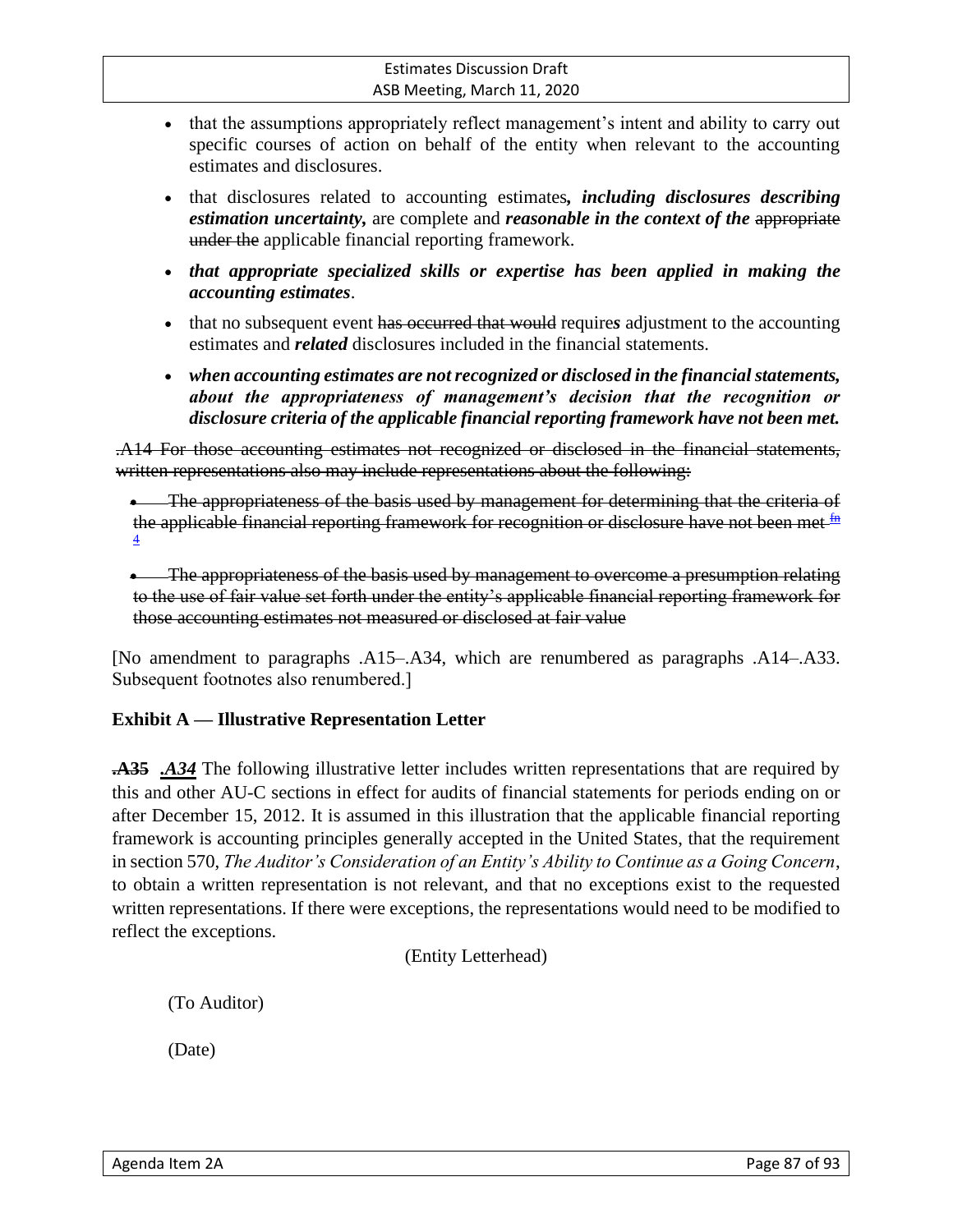- that the assumptions appropriately reflect management's intent and ability to carry out specific courses of action on behalf of the entity when relevant to the accounting estimates and disclosures.

- that disclosures related to accounting estimates***, including disclosures describing estimation uncertainty,*** are complete and ***reasonable in the context of the*** ~~appropriate under the~~ applicable financial reporting framework.

- ***that appropriate specialized skills or expertise has been applied in making the accounting estimates***.

- that no subsequent event ~~has occurred that would~~ require***s*** adjustment to the accounting estimates and ***related*** disclosures included in the financial statements.

- ***when accounting estimates are not recognized or disclosed in the financial statements, about the appropriateness of management's decision that the recognition or disclosure criteria of the applicable financial reporting framework have not been met.***

~~.A14 For those accounting estimates not recognized or disclosed in the financial statements, written representations also may include representations about the following:~~

- ~~The appropriateness of the basis used by management for determining that the criteria of the applicable financial reporting framework for recognition or disclosure have not been met~~ [fn 4]

- ~~The appropriateness of the basis used by management to overcome a presumption relating to the use of fair value set forth under the entity's applicable financial reporting framework for those accounting estimates not measured or disclosed at fair value~~

[No amendment to paragraphs .A15–.A34, which are renumbered as paragraphs .A14–.A33. Subsequent footnotes also renumbered.]

**Exhibit A — Illustrative Representation Letter**

~~**.A35**~~ ***.A34*** The following illustrative letter includes written representations that are required by this and other AU-C sections in effect for audits of financial statements for periods ending on or after December 15, 2012. It is assumed in this illustration that the applicable financial reporting framework is accounting principles generally accepted in the United States, that the requirement in section 570, *The Auditor's Consideration of an Entity's Ability to Continue as a Going Concern*, to obtain a written representation is not relevant, and that no exceptions exist to the requested written representations. If there were exceptions, the representations would need to be modified to reflect the exceptions.

(Entity Letterhead)

(To Auditor)

(Date)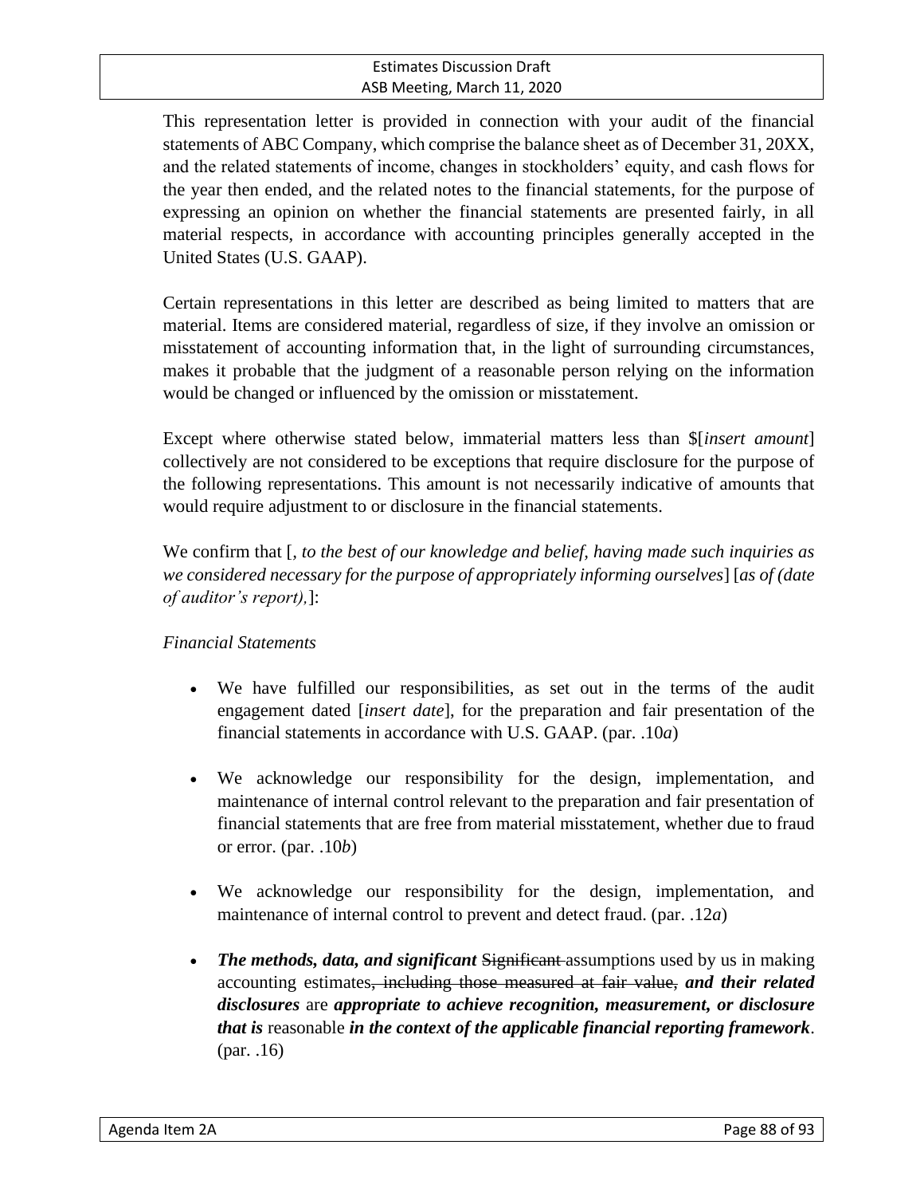This representation letter is provided in connection with your audit of the financial statements of ABC Company, which comprise the balance sheet as of December 31, 20XX, and the related statements of income, changes in stockholders' equity, and cash flows for the year then ended, and the related notes to the financial statements, for the purpose of expressing an opinion on whether the financial statements are presented fairly, in all material respects, in accordance with accounting principles generally accepted in the United States (U.S. GAAP).

Certain representations in this letter are described as being limited to matters that are material. Items are considered material, regardless of size, if they involve an omission or misstatement of accounting information that, in the light of surrounding circumstances, makes it probable that the judgment of a reasonable person relying on the information would be changed or influenced by the omission or misstatement.

Except where otherwise stated below, immaterial matters less than $[*insert amount*] collectively are not considered to be exceptions that require disclosure for the purpose of the following representations. This amount is not necessarily indicative of amounts that would require adjustment to or disclosure in the financial statements.

We confirm that [*, to the best of our knowledge and belief, having made such inquiries as we considered necessary for the purpose of appropriately informing ourselves*] [*as of (date of auditor's report),*]:

*Financial Statements*

- We have fulfilled our responsibilities, as set out in the terms of the audit engagement dated [*insert date*], for the preparation and fair presentation of the financial statements in accordance with U.S. GAAP. (par. .10*a*)

- We acknowledge our responsibility for the design, implementation, and maintenance of internal control relevant to the preparation and fair presentation of financial statements that are free from material misstatement, whether due to fraud or error. (par. .10*b*)

- We acknowledge our responsibility for the design, implementation, and maintenance of internal control to prevent and detect fraud. (par. .12*a*)

- ***The methods, data, and significant*** ~~Significant~~ assumptions used by us in making accounting estimates~~, including those measured at fair value,~~ ***and their related disclosures*** are ***appropriate to achieve recognition, measurement, or disclosure that is*** reasonable ***in the context of the applicable financial reporting framework***. (par. .16)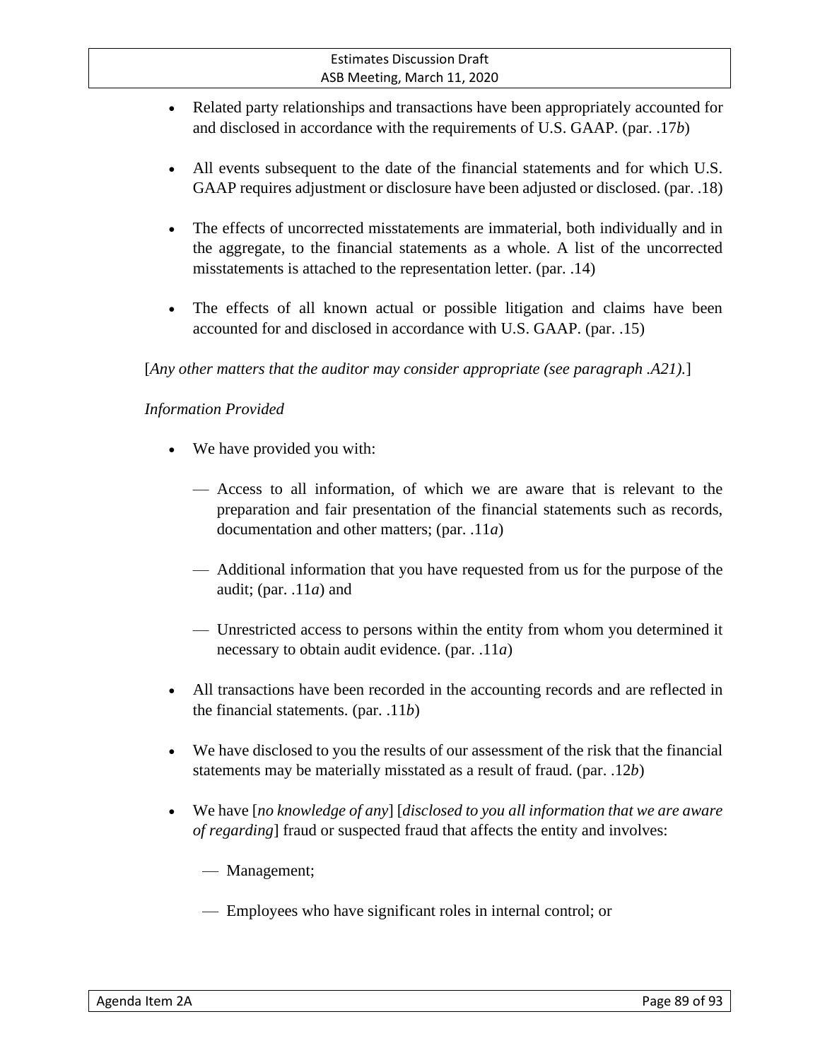- Related party relationships and transactions have been appropriately accounted for and disclosed in accordance with the requirements of U.S. GAAP. (par. .17*b*)

- All events subsequent to the date of the financial statements and for which U.S. GAAP requires adjustment or disclosure have been adjusted or disclosed. (par. .18)

- The effects of uncorrected misstatements are immaterial, both individually and in the aggregate, to the financial statements as a whole. A list of the uncorrected misstatements is attached to the representation letter. (par. .14)

- The effects of all known actual or possible litigation and claims have been accounted for and disclosed in accordance with U.S. GAAP. (par. .15)

[*Any other matters that the auditor may consider appropriate (see paragraph .A21).*]

*Information Provided*

- We have provided you with:

  - Access to all information, of which we are aware that is relevant to the preparation and fair presentation of the financial statements such as records, documentation and other matters; (par. .11*a*)

  - Additional information that you have requested from us for the purpose of the audit; (par. .11*a*) and

  - Unrestricted access to persons within the entity from whom you determined it necessary to obtain audit evidence. (par. .11*a*)

- All transactions have been recorded in the accounting records and are reflected in the financial statements. (par. .11*b*)

- We have disclosed to you the results of our assessment of the risk that the financial statements may be materially misstated as a result of fraud. (par. .12*b*)

- We have [*no knowledge of any*] [*disclosed to you all information that we are aware of regarding*] fraud or suspected fraud that affects the entity and involves:

  - Management;

  - Employees who have significant roles in internal control; or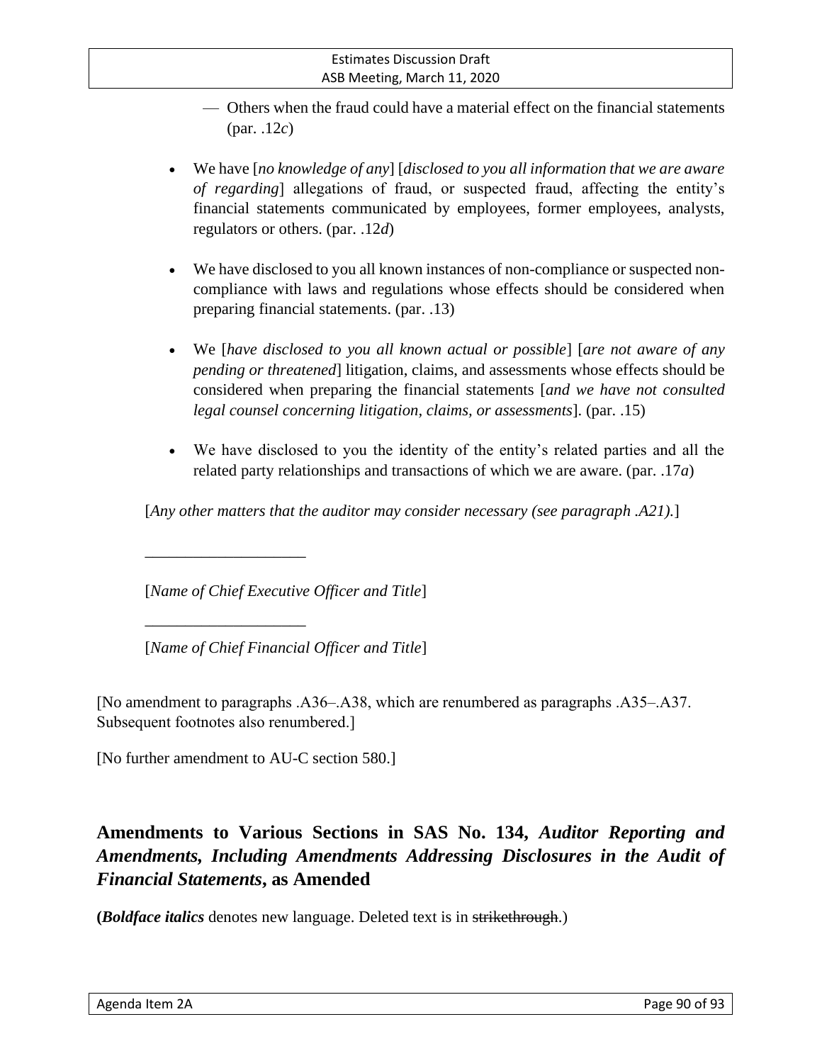- Others when the fraud could have a material effect on the financial statements (par. .12*c*)

- We have [*no knowledge of any*] [*disclosed to you all information that we are aware of regarding*] allegations of fraud, or suspected fraud, affecting the entity's financial statements communicated by employees, former employees, analysts, regulators or others. (par. .12*d*)

- We have disclosed to you all known instances of non-compliance or suspected non-compliance with laws and regulations whose effects should be considered when preparing financial statements. (par. .13)

- We [*have disclosed to you all known actual or possible*] [*are not aware of any pending or threatened*] litigation, claims, and assessments whose effects should be considered when preparing the financial statements [*and we have not consulted legal counsel concerning litigation, claims, or assessments*]. (par. .15)

- We have disclosed to you the identity of the entity's related parties and all the related party relationships and transactions of which we are aware. (par. .17*a*)

[*Any other matters that the auditor may consider necessary (see paragraph .A21).*]

____________________

[*Name of Chief Executive Officer and Title*]

____________________

[*Name of Chief Financial Officer and Title*]

[No amendment to paragraphs .A36–.A38, which are renumbered as paragraphs .A35–.A37. Subsequent footnotes also renumbered.]

[No further amendment to AU-C section 580.]

## Amendments to Various Sections in SAS No. 134, *Auditor Reporting and Amendments, Including Amendments Addressing Disclosures in the Audit of Financial Statements*, as Amended

**(*Boldface italics*** denotes new language. Deleted text is in ~~strikethrough~~.)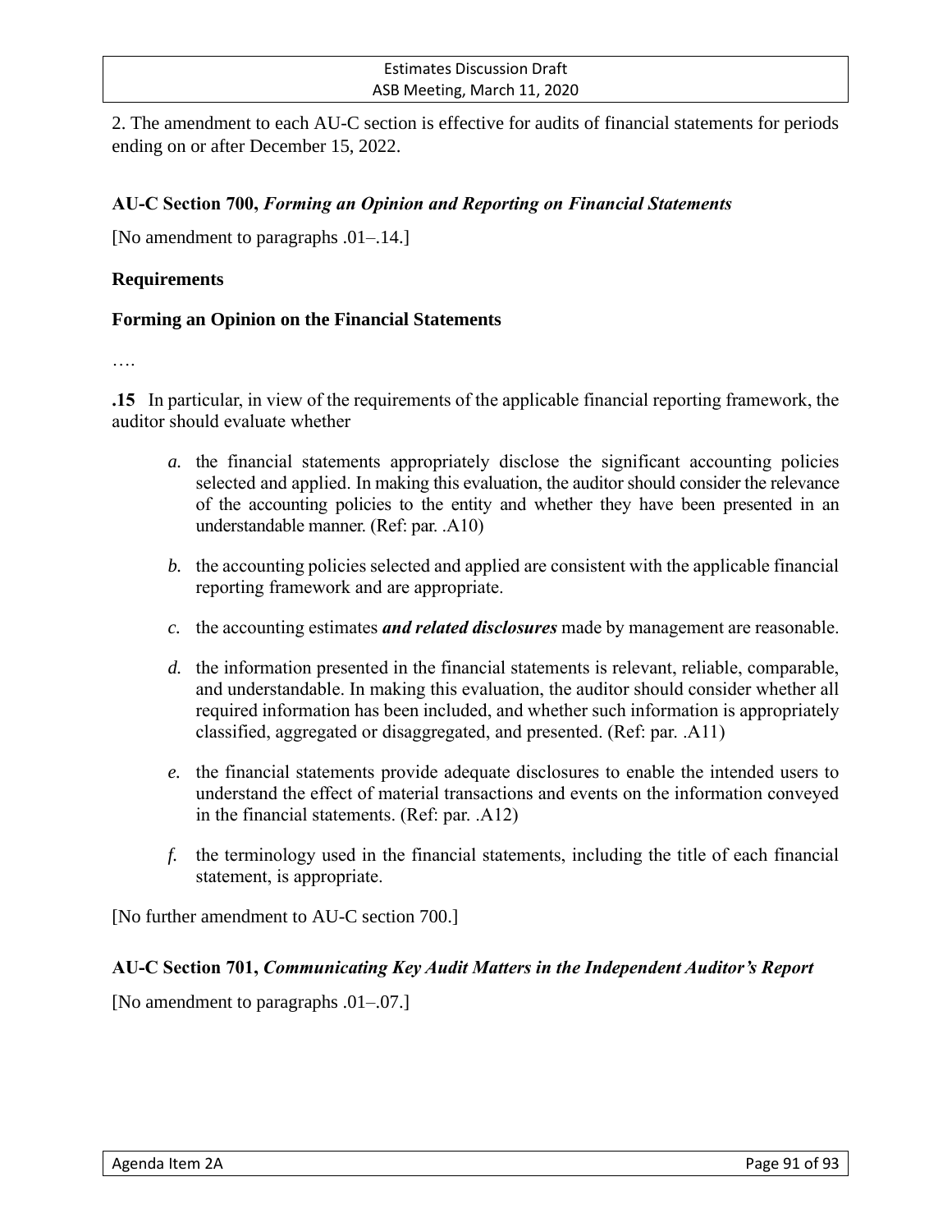2. The amendment to each AU-C section is effective for audits of financial statements for periods ending on or after December 15, 2022.

**AU-C Section 700,** ***Forming an Opinion and Reporting on Financial Statements***

[No amendment to paragraphs .01–.14.]

**Requirements**

**Forming an Opinion on the Financial Statements**

….

**.15** In particular, in view of the requirements of the applicable financial reporting framework, the auditor should evaluate whether

- *a.* the financial statements appropriately disclose the significant accounting policies selected and applied. In making this evaluation, the auditor should consider the relevance of the accounting policies to the entity and whether they have been presented in an understandable manner. (Ref: par. .A10)

- *b.* the accounting policies selected and applied are consistent with the applicable financial reporting framework and are appropriate.

- *c.* the accounting estimates ***and related disclosures*** made by management are reasonable.

- *d.* the information presented in the financial statements is relevant, reliable, comparable, and understandable. In making this evaluation, the auditor should consider whether all required information has been included, and whether such information is appropriately classified, aggregated or disaggregated, and presented. (Ref: par. .A11)

- *e.* the financial statements provide adequate disclosures to enable the intended users to understand the effect of material transactions and events on the information conveyed in the financial statements. (Ref: par. .A12)

- *f.* the terminology used in the financial statements, including the title of each financial statement, is appropriate.

[No further amendment to AU-C section 700.]

**AU-C Section 701,** ***Communicating Key Audit Matters in the Independent Auditor's Report***

[No amendment to paragraphs .01–.07.]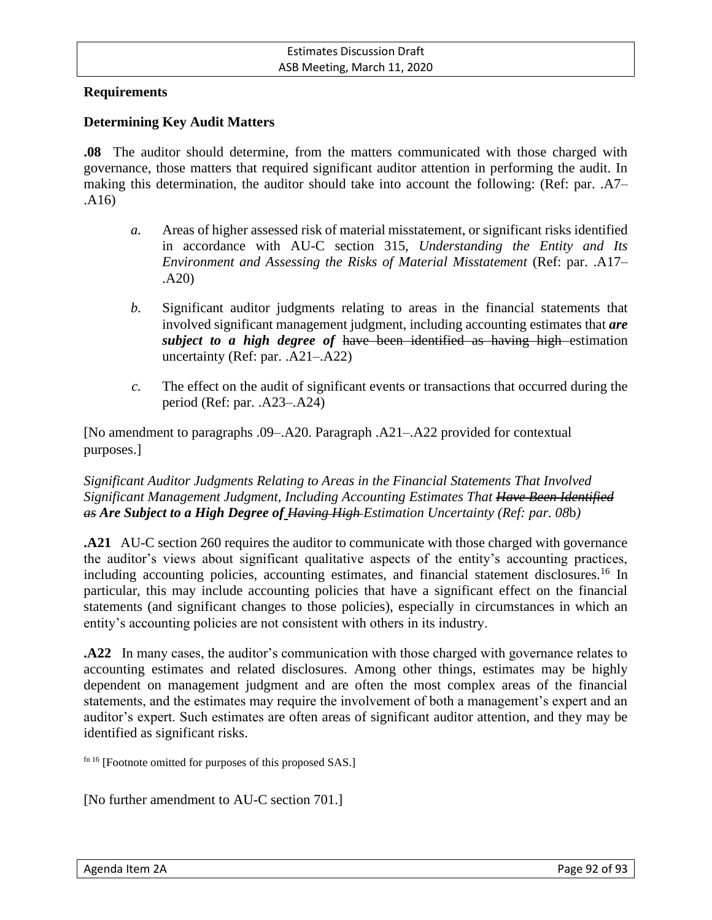**Requirements**

**Determining Key Audit Matters**

**.08** The auditor should determine, from the matters communicated with those charged with governance, those matters that required significant auditor attention in performing the audit. In making this determination, the auditor should take into account the following: (Ref: par. .A7–.A16)

- *a.* Areas of higher assessed risk of material misstatement, or significant risks identified in accordance with AU-C section 315, *Understanding the Entity and Its Environment and Assessing the Risks of Material Misstatement* (Ref: par. .A17–.A20)

- *b.* Significant auditor judgments relating to areas in the financial statements that involved significant management judgment, including accounting estimates that ***are subject to a high degree of*** ~~have been identified as having high~~ estimation uncertainty (Ref: par. .A21–.A22)

- *c.* The effect on the audit of significant events or transactions that occurred during the period (Ref: par. .A23–.A24)

[No amendment to paragraphs .09–.A20. Paragraph .A21–.A22 provided for contextual purposes.]

*Significant Auditor Judgments Relating to Areas in the Financial Statements That Involved Significant Management Judgment, Including Accounting Estimates That ~~Have Been Identified as~~ **Are Subject to a High Degree of** ~~Having High~~ Estimation Uncertainty (Ref: par. 08*b*)*

**.A21** AU-C section 260 requires the auditor to communicate with those charged with governance the auditor's views about significant qualitative aspects of the entity's accounting practices, including accounting policies, accounting estimates, and financial statement disclosures.[16] In particular, this may include accounting policies that have a significant effect on the financial statements (and significant changes to those policies), especially in circumstances in which an entity's accounting policies are not consistent with others in its industry.

**.A22** In many cases, the auditor's communication with those charged with governance relates to accounting estimates and related disclosures. Among other things, estimates may be highly dependent on management judgment and are often the most complex areas of the financial statements, and the estimates may require the involvement of both a management's expert and an auditor's expert. Such estimates are often areas of significant auditor attention, and they may be identified as significant risks.

fn 16 [Footnote omitted for purposes of this proposed SAS.]

[No further amendment to AU-C section 701.]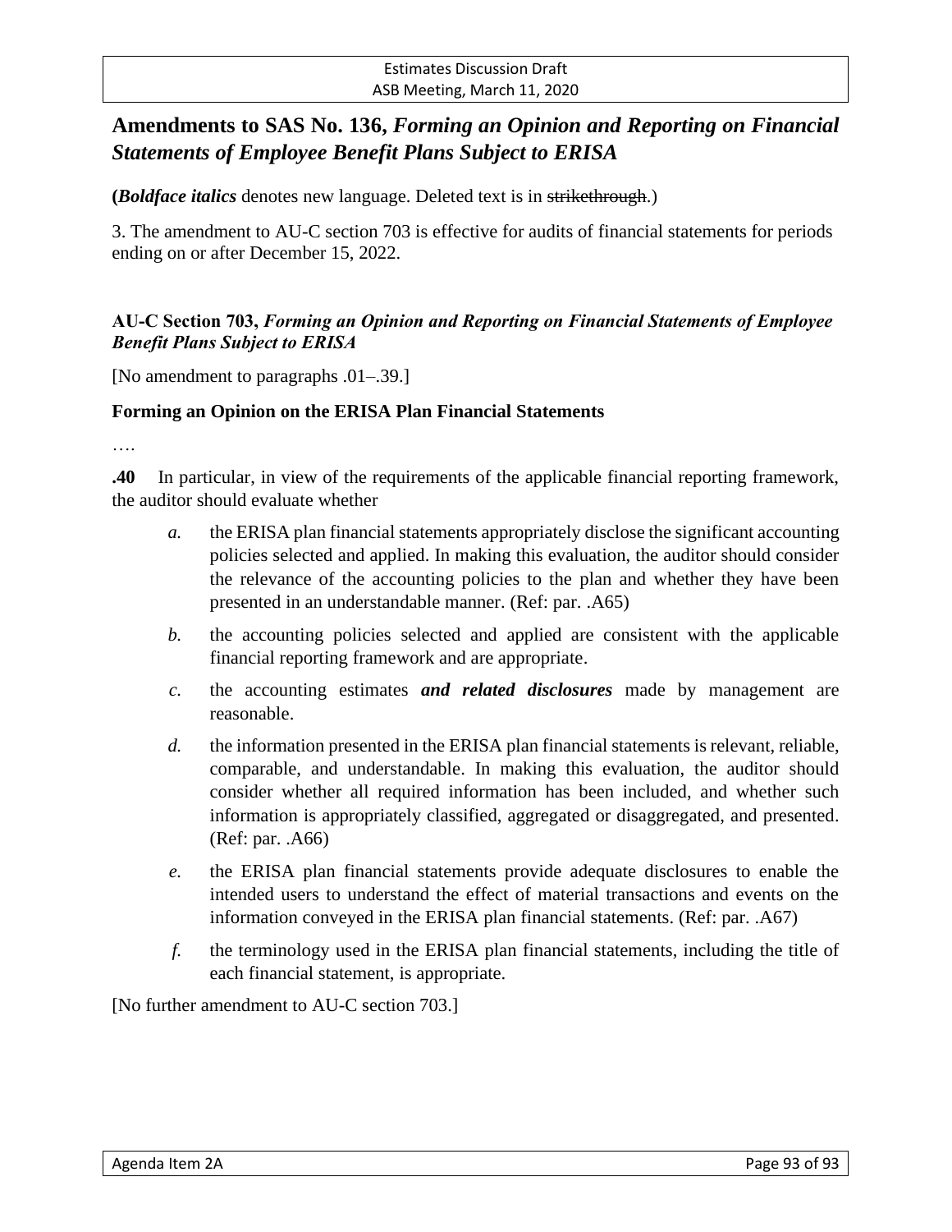## Amendments to SAS No. 136, *Forming an Opinion and Reporting on Financial Statements of Employee Benefit Plans Subject to ERISA*

(***Boldface italics*** denotes new language. Deleted text is in ~~strikethrough~~.)

3. The amendment to AU-C section 703 is effective for audits of financial statements for periods ending on or after December 15, 2022.

### AU-C Section 703, *Forming an Opinion and Reporting on Financial Statements of Employee Benefit Plans Subject to ERISA*

[No amendment to paragraphs .01–.39.]

#### Forming an Opinion on the ERISA Plan Financial Statements

….

**.40** In particular, in view of the requirements of the applicable financial reporting framework, the auditor should evaluate whether

*a.* the ERISA plan financial statements appropriately disclose the significant accounting policies selected and applied. In making this evaluation, the auditor should consider the relevance of the accounting policies to the plan and whether they have been presented in an understandable manner. (Ref: par. .A65)

*b.* the accounting policies selected and applied are consistent with the applicable financial reporting framework and are appropriate.

*c.* the accounting estimates ***and related disclosures*** made by management are reasonable.

*d.* the information presented in the ERISA plan financial statements is relevant, reliable, comparable, and understandable. In making this evaluation, the auditor should consider whether all required information has been included, and whether such information is appropriately classified, aggregated or disaggregated, and presented. (Ref: par. .A66)

*e.* the ERISA plan financial statements provide adequate disclosures to enable the intended users to understand the effect of material transactions and events on the information conveyed in the ERISA plan financial statements. (Ref: par. .A67)

*f.* the terminology used in the ERISA plan financial statements, including the title of each financial statement, is appropriate.

[No further amendment to AU-C section 703.]